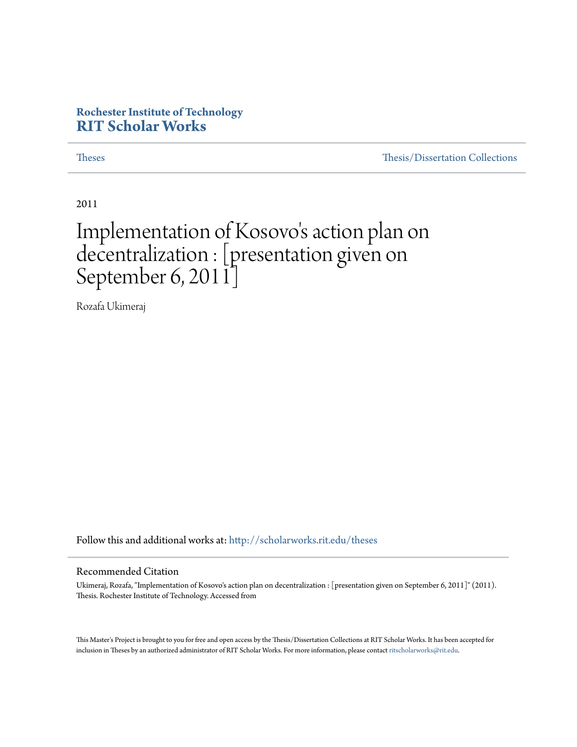Rochester Institute of Technology
**RIT Scholar Works**

Theses | Thesis/Dissertation Collections

2011

# Implementation of Kosovo's action plan on decentralization : [presentation given on September 6, 2011]

Rozafa Ukimeraj

Follow this and additional works at: http://scholarworks.rit.edu/theses

## Recommended Citation

Ukimeraj, Rozafa, "Implementation of Kosovo's action plan on decentralization : [presentation given on September 6, 2011]" (2011). Thesis. Rochester Institute of Technology. Accessed from

This Master's Project is brought to you for free and open access by the Thesis/Dissertation Collections at RIT Scholar Works. It has been accepted for inclusion in Theses by an authorized administrator of RIT Scholar Works. For more information, please contact ritscholarworks@rit.edu.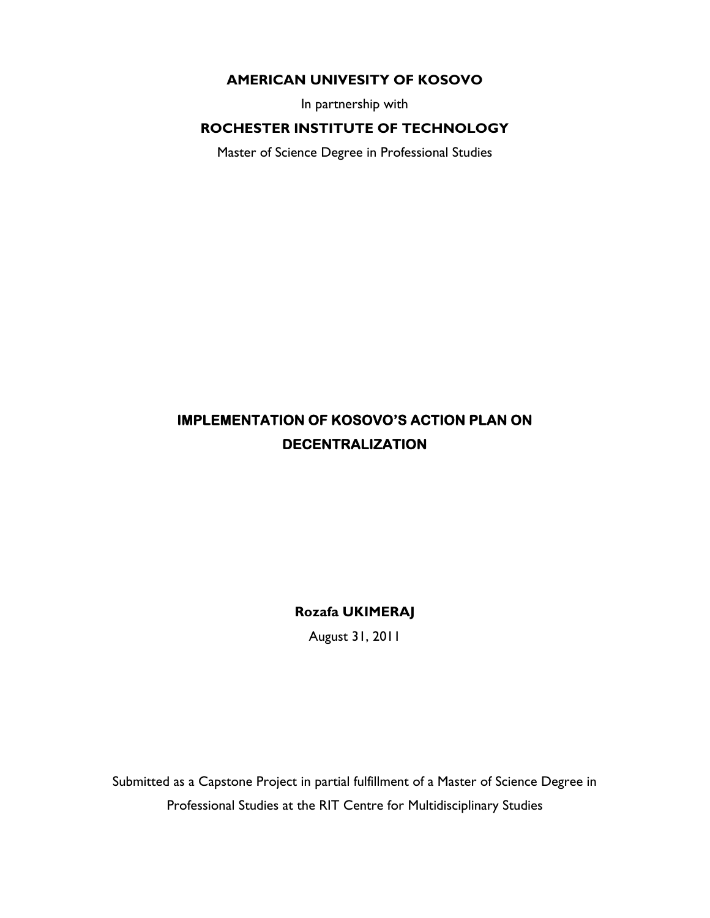**AMERICAN UNIVESITY OF KOSOVO**

In partnership with

**ROCHESTER INSTITUTE OF TECHNOLOGY**

Master of Science Degree in Professional Studies

# IMPLEMENTATION OF KOSOVO'S ACTION PLAN ON DECENTRALIZATION

**Rozafa UKIMERAJ**

August 31, 2011

Submitted as a Capstone Project in partial fulfillment of a Master of Science Degree in Professional Studies at the RIT Centre for Multidisciplinary Studies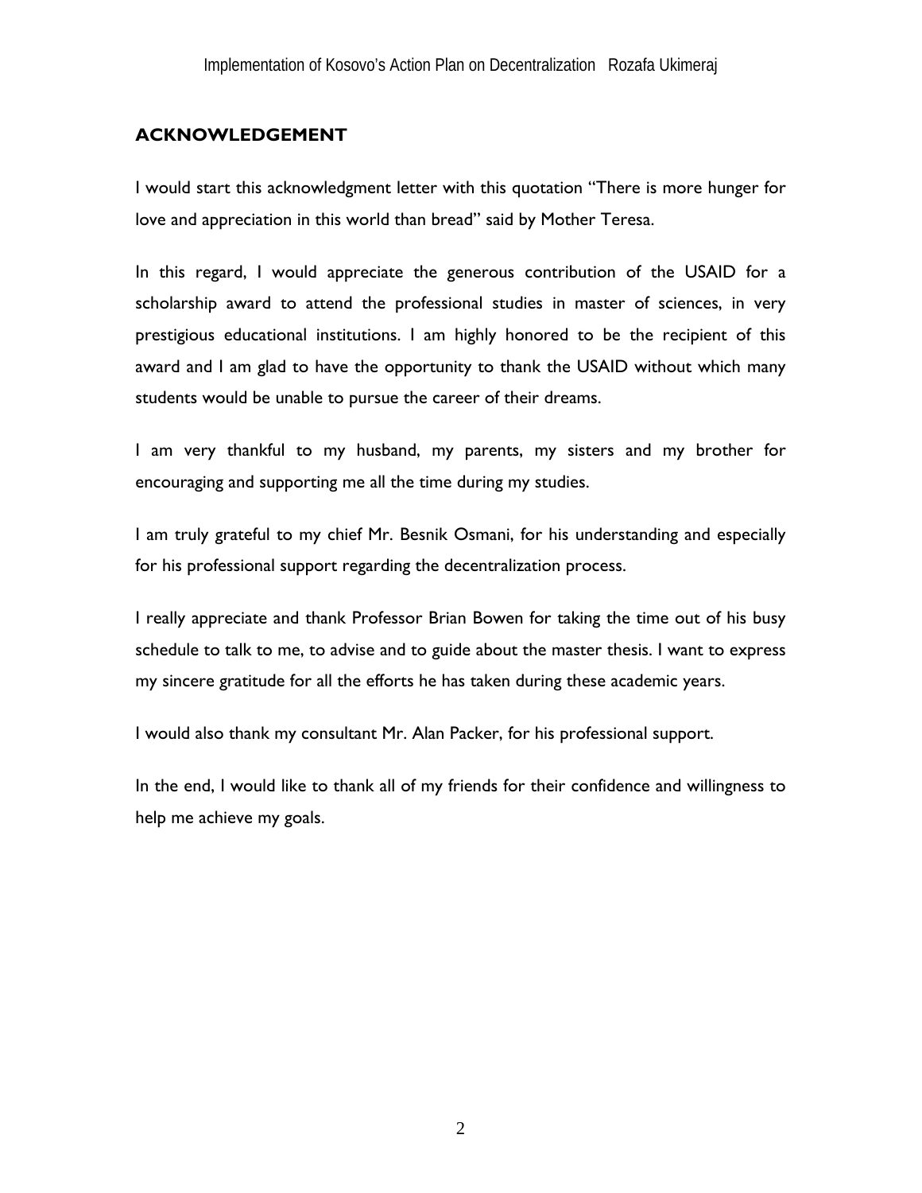## ACKNOWLEDGEMENT

I would start this acknowledgment letter with this quotation "There is more hunger for love and appreciation in this world than bread" said by Mother Teresa.

In this regard, I would appreciate the generous contribution of the USAID for a scholarship award to attend the professional studies in master of sciences, in very prestigious educational institutions. I am highly honored to be the recipient of this award and I am glad to have the opportunity to thank the USAID without which many students would be unable to pursue the career of their dreams.

I am very thankful to my husband, my parents, my sisters and my brother for encouraging and supporting me all the time during my studies.

I am truly grateful to my chief Mr. Besnik Osmani, for his understanding and especially for his professional support regarding the decentralization process.

I really appreciate and thank Professor Brian Bowen for taking the time out of his busy schedule to talk to me, to advise and to guide about the master thesis. I want to express my sincere gratitude for all the efforts he has taken during these academic years.

I would also thank my consultant Mr. Alan Packer, for his professional support.

In the end, I would like to thank all of my friends for their confidence and willingness to help me achieve my goals.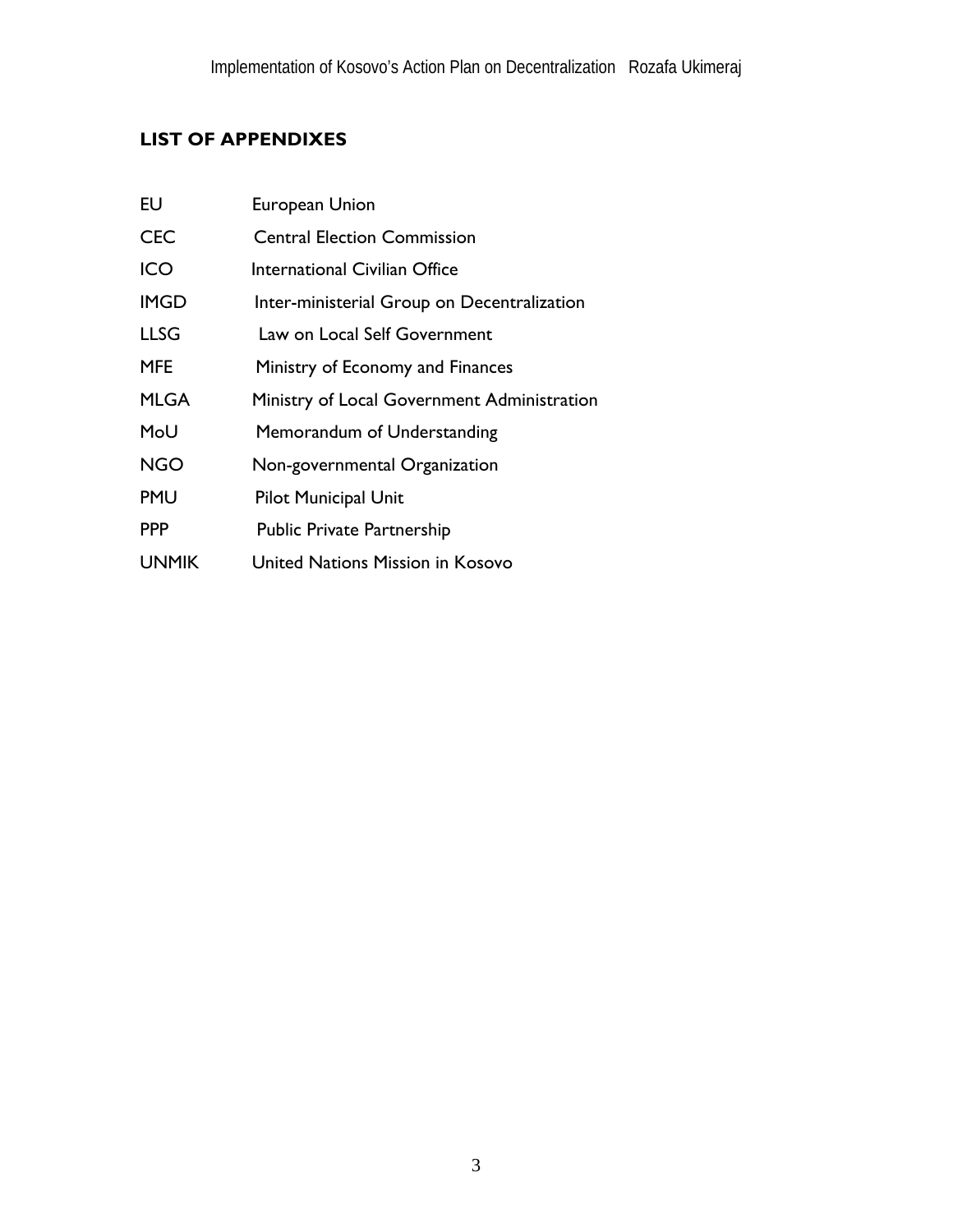## LIST OF APPENDIXES

| | |
|---|---|
| EU | European Union |
| CEC | Central Election Commission |
| ICO | International Civilian Office |
| IMGD | Inter-ministerial Group on Decentralization |
| LLSG | Law on Local Self Government |
| MFE | Ministry of Economy and Finances |
| MLGA | Ministry of Local Government Administration |
| MoU | Memorandum of Understanding |
| NGO | Non-governmental Organization |
| PMU | Pilot Municipal Unit |
| PPP | Public Private Partnership |
| UNMIK | United Nations Mission in Kosovo |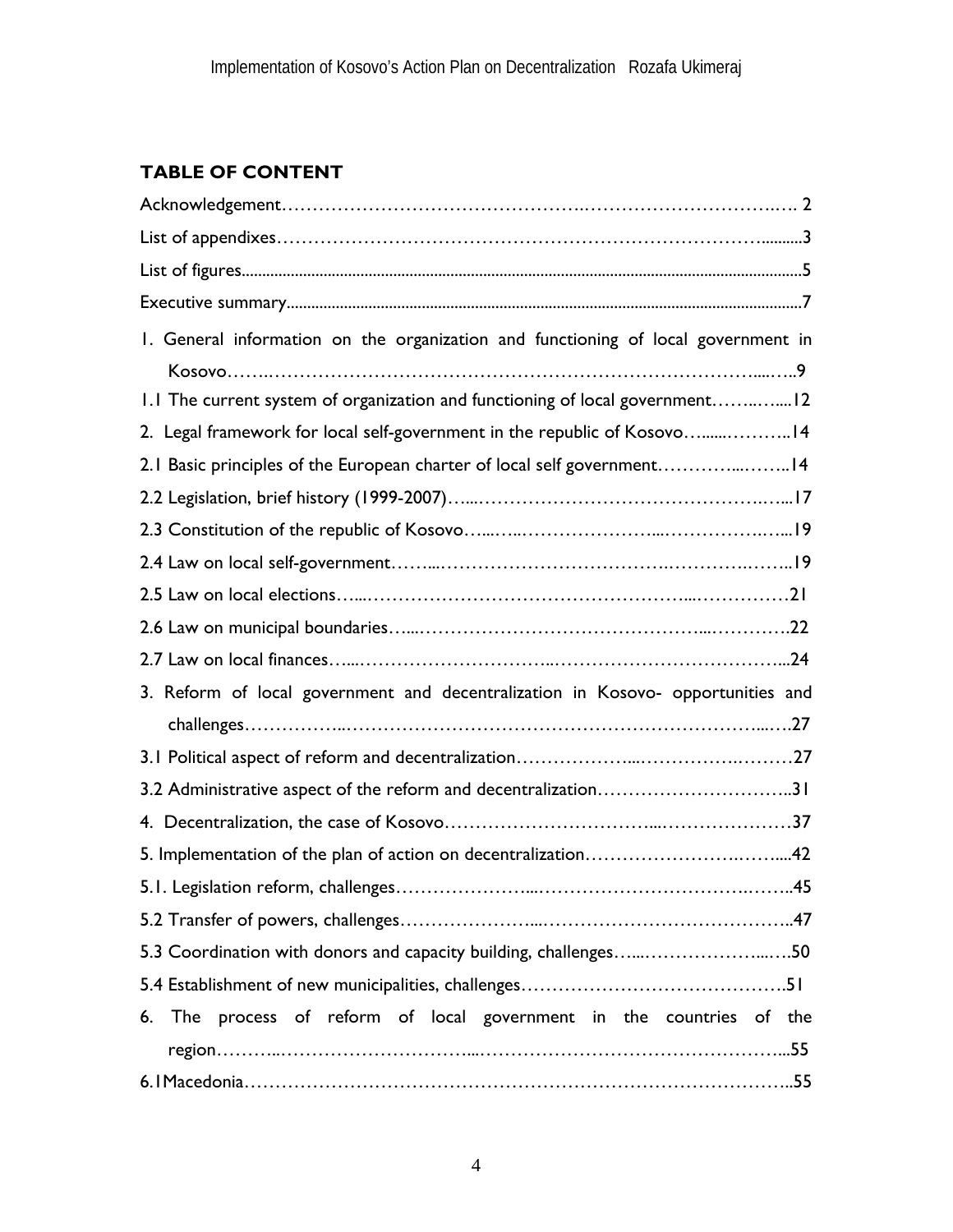## TABLE OF CONTENT

Acknowledgement……………………………………….……………………………….… 2

List of appendixes……………………………………………………………………..........3

List of figures.........................................................................................................................................5

Executive summary.............................................................................................................................7

1. General information on the organization and functioning of local government in Kosovo…….………………………………………………………………………....…..9

1.1 The current system of organization and functioning of local government……..…....12

2. Legal framework for local self-government in the republic of Kosovo…......………..14

2.1 Basic principles of the European charter of local self government…………...……..14

2.2 Legislation, brief history (1999-2007)…...…………………………………….….…...17

2.3 Constitution of the republic of Kosovo…...…...…………………...……………..…...19

2.4 Law on local self-government……...…………………………….…………..……..19

2.5 Law on local elections…...……………………………………………...……………21

2.6 Law on municipal boundaries…...………………………………………...………….22

2.7 Law on local finances…....…………………………..………………………………...24

3. Reform of local government and decentralization in Kosovo- opportunities and challenges……………..………………………………………………………….....….27

3.1 Political aspect of reform and decentralization………………...…………….………27

3.2 Administrative aspect of the reform and decentralization………………………….…..31

4. Decentralization, the case of Kosovo……………………………....…………………37

5. Implementation of the plan of action on decentralization……………………..……....42

5.1. Legislation reform, challenges…………………...……………………………….……..45

5.2 Transfer of powers, challenges…………………....…………………………………..47

5.3 Coordination with donors and capacity building, challenges…...………………...….50

5.4 Establishment of new municipalities, challenges…………………………………….51

6. The process of reform of local government in the countries of the region………..…………………………...…………………………………………...55

6.1Macedonia…………………………………………………………………………..55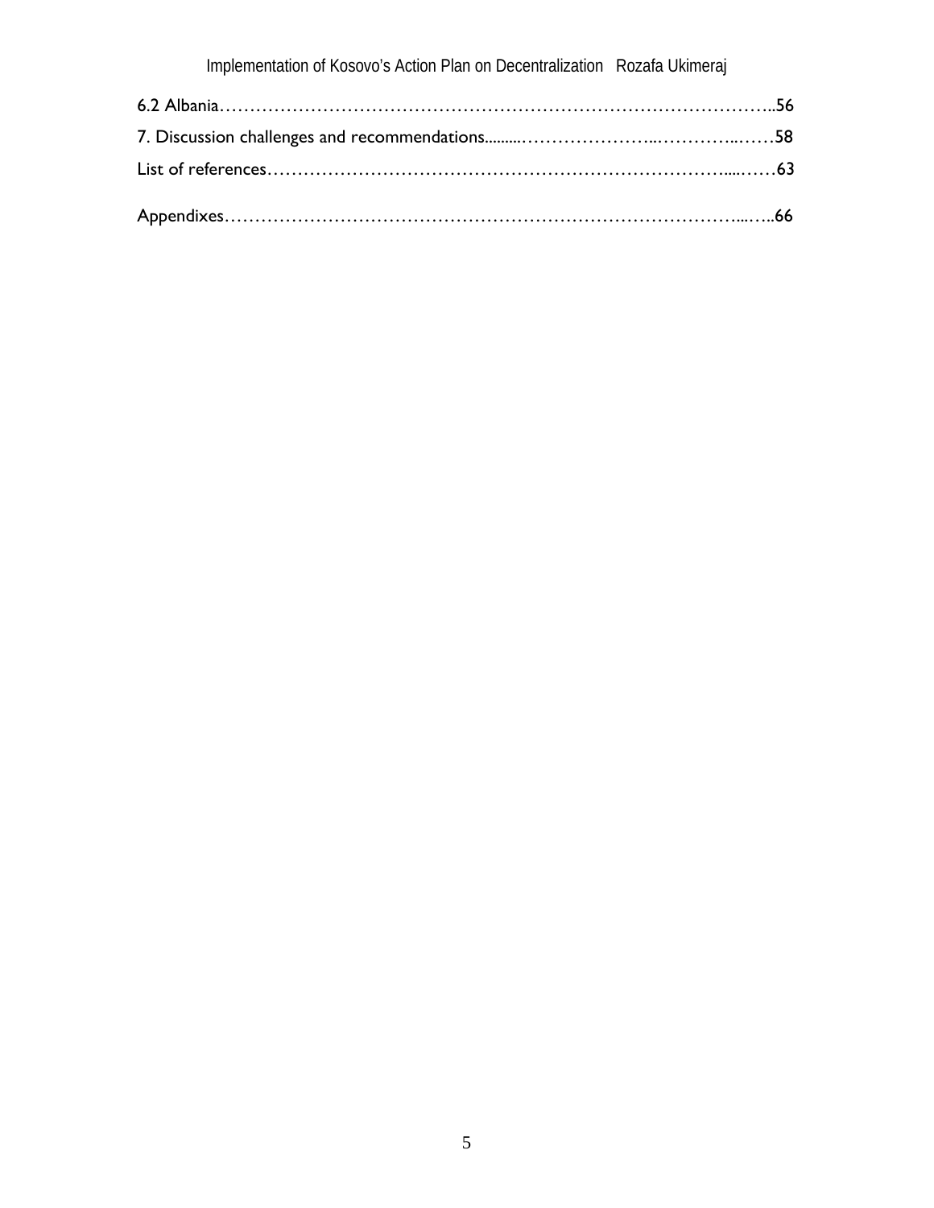6.2 Albania……………………………………………………………………………..56

7. Discussion challenges and recommendations.........…………………...…………...……58

List of references…………………………………………………………………....……63

Appendixes……………………………………………………………………...…..66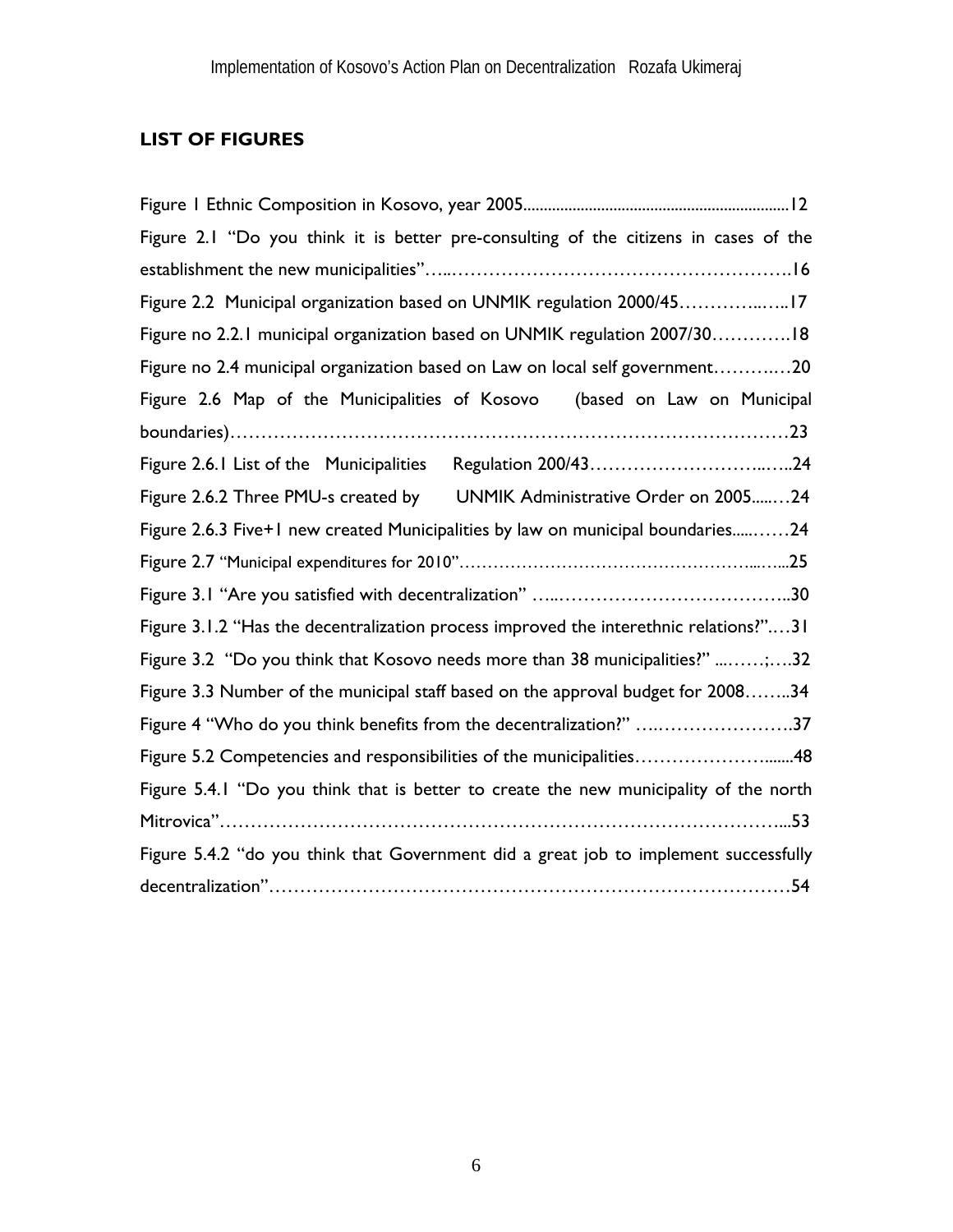## LIST OF FIGURES

Figure 1 Ethnic Composition in Kosovo, year 2005.................................................................12

Figure 2.1 "Do you think it is better pre-consulting of the citizens in cases of the establishment the new municipalities"…..……………………………………………….16

Figure 2.2 Municipal organization based on UNMIK regulation 2000/45…………..…..17

Figure no 2.2.1 municipal organization based on UNMIK regulation 2007/30………….18

Figure no 2.4 municipal organization based on Law on local self government………..…20

Figure 2.6 Map of the Municipalities of Kosovo (based on Law on Municipal boundaries)………………………………………………………………………………23

Figure 2.6.1 List of the Municipalities Regulation 200/43…………………………..…..24

Figure 2.6.2 Three PMU-s created by UNMIK Administrative Order on 2005.....…24

Figure 2.6.3 Five+1 new created Municipalities by law on municipal boundaries.....……24

Figure 2.7 "Municipal expenditures for 2010"……………………………………………....…..25

Figure 3.1 "Are you satisfied with decentralization" …..………………………………..30

Figure 3.1.2 "Has the decentralization process improved the interethnic relations?".…31

Figure 3.2 "Do you think that Kosovo needs more than 38 municipalities?" ...……;….32

Figure 3.3 Number of the municipal staff based on the approval budget for 2008……..34

Figure 4 "Who do you think benefits from the decentralization?" …..………………….37

Figure 5.2 Competencies and responsibilities of the municipalities…………………......48

Figure 5.4.1 "Do you think that is better to create the new municipality of the north Mitrovica"…………………………………………………………………………...53

Figure 5.4.2 "do you think that Government did a great job to implement successfully decentralization"…………………………………………………………………………54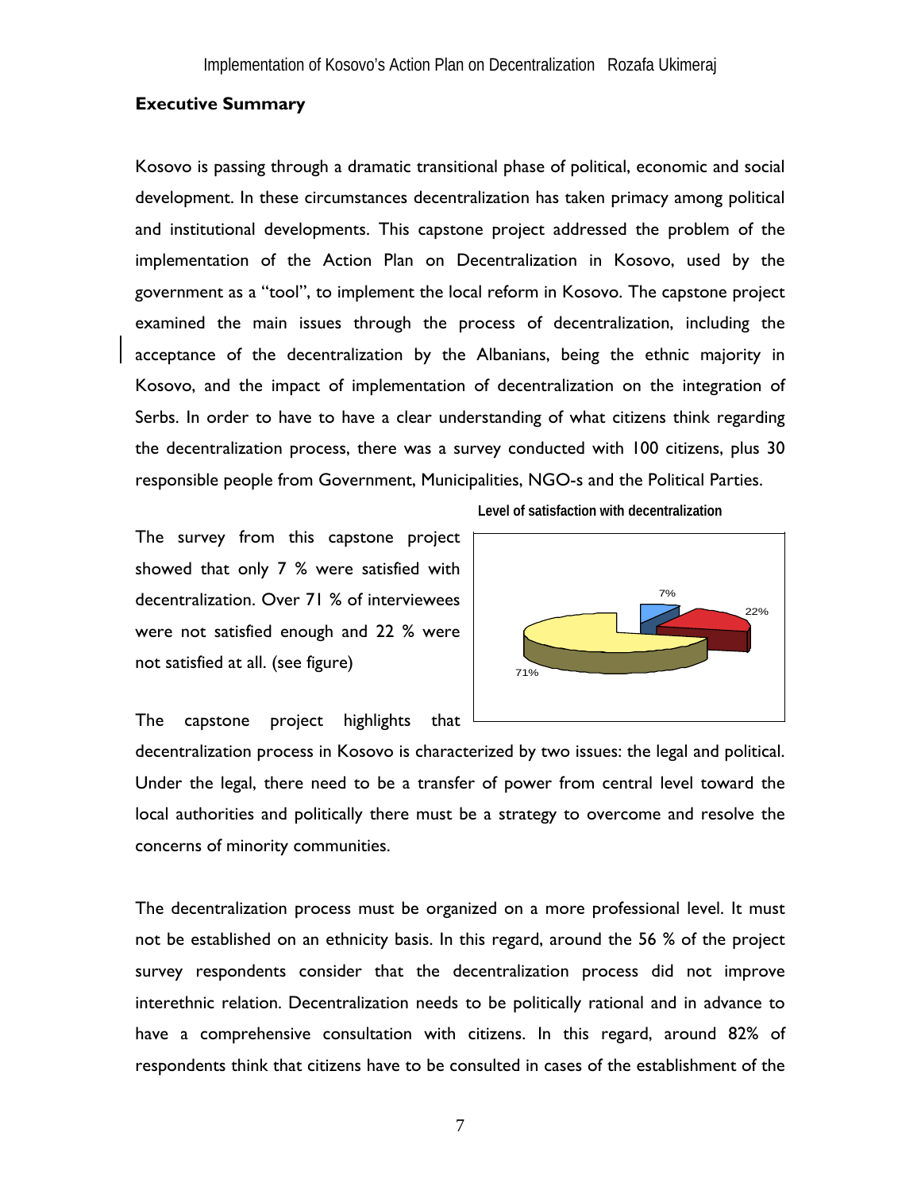## Executive Summary

Kosovo is passing through a dramatic transitional phase of political, economic and social development. In these circumstances decentralization has taken primacy among political and institutional developments. This capstone project addressed the problem of the implementation of the Action Plan on Decentralization in Kosovo, used by the government as a "tool", to implement the local reform in Kosovo. The capstone project examined the main issues through the process of decentralization, including the acceptance of the decentralization by the Albanians, being the ethnic majority in Kosovo, and the impact of implementation of decentralization on the integration of Serbs. In order to have to have a clear understanding of what citizens think regarding the decentralization process, there was a survey conducted with 100 citizens, plus 30 responsible people from Government, Municipalities, NGO-s and the Political Parties.

The survey from this capstone project showed that only 7 % were satisfied with decentralization. Over 71 % of interviewees were not satisfied enough and 22 % were not satisfied at all. (see figure)

**Level of satisfaction with decentralization**

7%
22%
71%

The capstone project highlights that decentralization process in Kosovo is characterized by two issues: the legal and political. Under the legal, there need to be a transfer of power from central level toward the local authorities and politically there must be a strategy to overcome and resolve the concerns of minority communities.

The decentralization process must be organized on a more professional level. It must not be established on an ethnicity basis. In this regard, around the 56 % of the project survey respondents consider that the decentralization process did not improve interethnic relation. Decentralization needs to be politically rational and in advance to have a comprehensive consultation with citizens. In this regard, around 82% of respondents think that citizens have to be consulted in cases of the establishment of the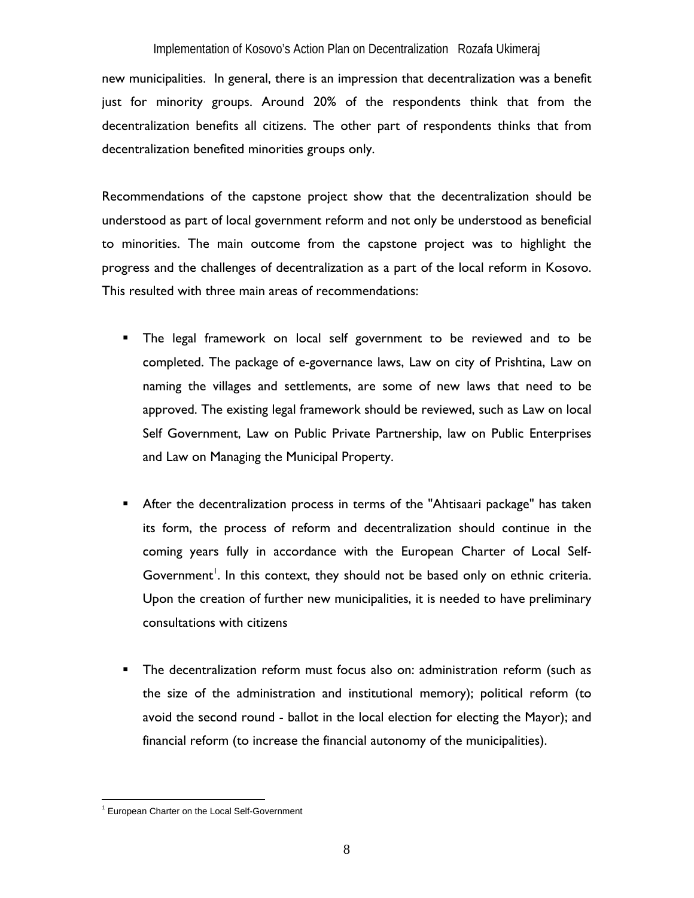new municipalities. In general, there is an impression that decentralization was a benefit just for minority groups. Around 20% of the respondents think that from the decentralization benefits all citizens. The other part of respondents thinks that from decentralization benefited minorities groups only.

Recommendations of the capstone project show that the decentralization should be understood as part of local government reform and not only be understood as beneficial to minorities. The main outcome from the capstone project was to highlight the progress and the challenges of decentralization as a part of the local reform in Kosovo. This resulted with three main areas of recommendations:

- The legal framework on local self government to be reviewed and to be completed. The package of e-governance laws, Law on city of Prishtina, Law on naming the villages and settlements, are some of new laws that need to be approved. The existing legal framework should be reviewed, such as Law on local Self Government, Law on Public Private Partnership, law on Public Enterprises and Law on Managing the Municipal Property.

- After the decentralization process in terms of the "Ahtisaari package" has taken its form, the process of reform and decentralization should continue in the coming years fully in accordance with the European Charter of Local Self-Government[1]. In this context, they should not be based only on ethnic criteria. Upon the creation of further new municipalities, it is needed to have preliminary consultations with citizens

- The decentralization reform must focus also on: administration reform (such as the size of the administration and institutional memory); political reform (to avoid the second round - ballot in the local election for electing the Mayor); and financial reform (to increase the financial autonomy of the municipalities).

[1] European Charter on the Local Self-Government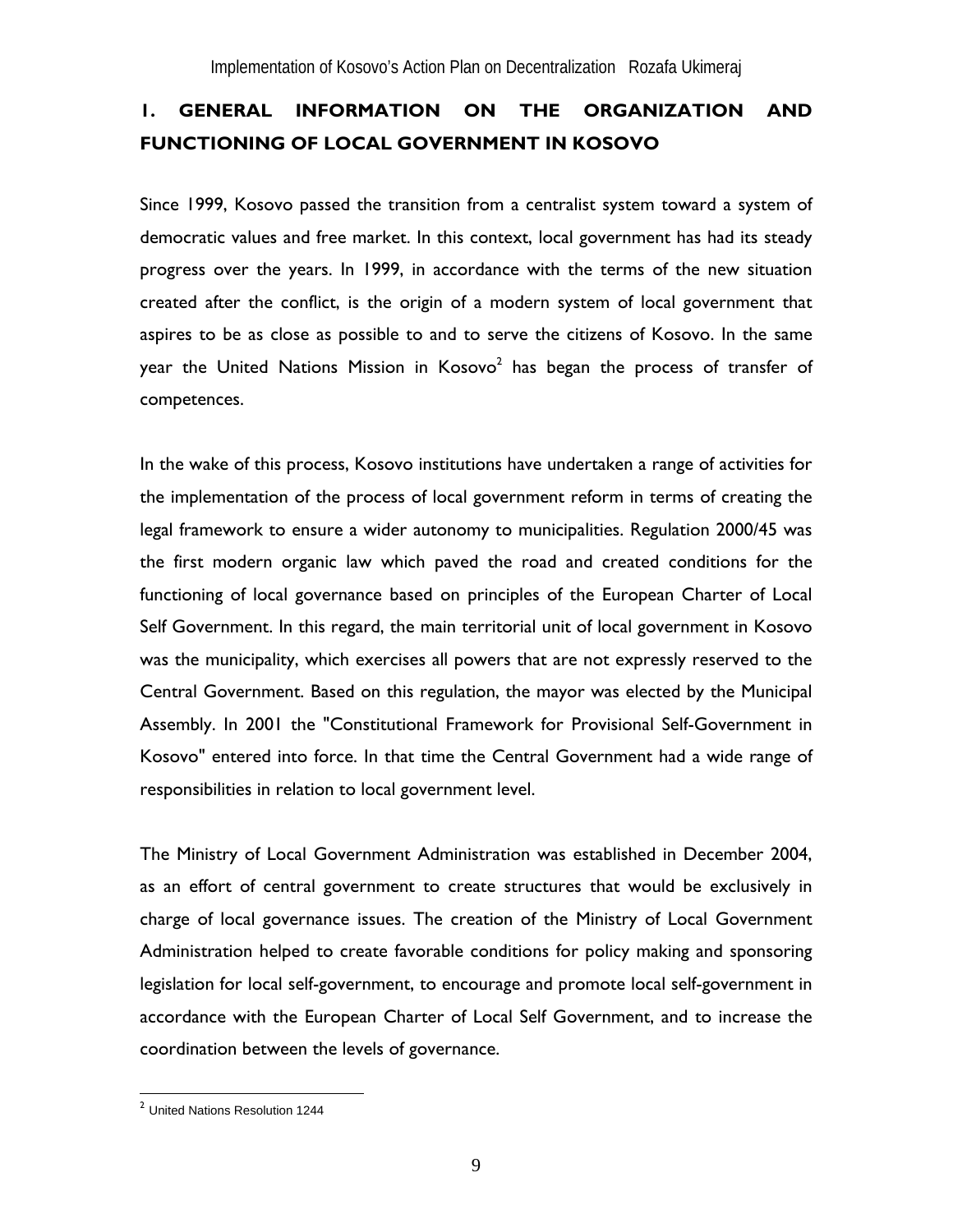# 1. GENERAL INFORMATION ON THE ORGANIZATION AND FUNCTIONING OF LOCAL GOVERNMENT IN KOSOVO

Since 1999, Kosovo passed the transition from a centralist system toward a system of democratic values and free market. In this context, local government has had its steady progress over the years. In 1999, in accordance with the terms of the new situation created after the conflict, is the origin of a modern system of local government that aspires to be as close as possible to and to serve the citizens of Kosovo. In the same year the United Nations Mission in Kosovo[2] has began the process of transfer of competences.

In the wake of this process, Kosovo institutions have undertaken a range of activities for the implementation of the process of local government reform in terms of creating the legal framework to ensure a wider autonomy to municipalities. Regulation 2000/45 was the first modern organic law which paved the road and created conditions for the functioning of local governance based on principles of the European Charter of Local Self Government. In this regard, the main territorial unit of local government in Kosovo was the municipality, which exercises all powers that are not expressly reserved to the Central Government. Based on this regulation, the mayor was elected by the Municipal Assembly. In 2001 the "Constitutional Framework for Provisional Self-Government in Kosovo" entered into force. In that time the Central Government had a wide range of responsibilities in relation to local government level.

The Ministry of Local Government Administration was established in December 2004, as an effort of central government to create structures that would be exclusively in charge of local governance issues. The creation of the Ministry of Local Government Administration helped to create favorable conditions for policy making and sponsoring legislation for local self-government, to encourage and promote local self-government in accordance with the European Charter of Local Self Government, and to increase the coordination between the levels of governance.

[2] United Nations Resolution 1244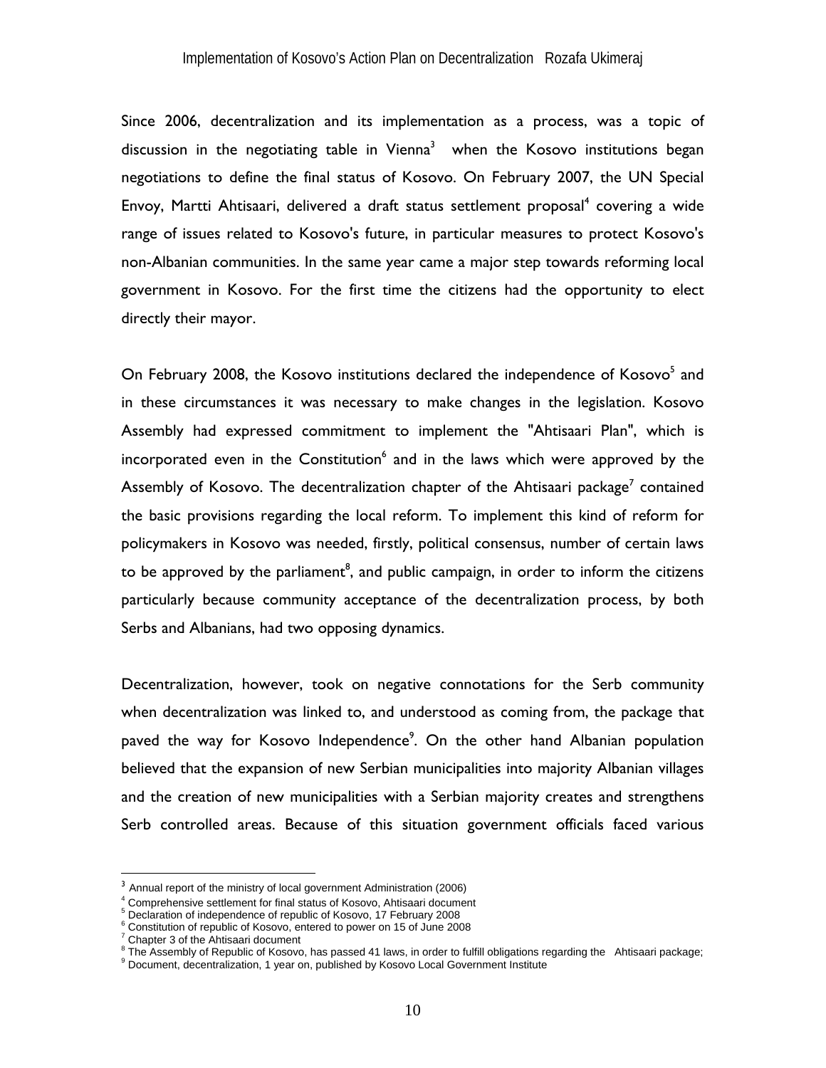Since 2006, decentralization and its implementation as a process, was a topic of discussion in the negotiating table in Vienna[3] when the Kosovo institutions began negotiations to define the final status of Kosovo. On February 2007, the UN Special Envoy, Martti Ahtisaari, delivered a draft status settlement proposal[4] covering a wide range of issues related to Kosovo's future, in particular measures to protect Kosovo's non-Albanian communities. In the same year came a major step towards reforming local government in Kosovo. For the first time the citizens had the opportunity to elect directly their mayor.

On February 2008, the Kosovo institutions declared the independence of Kosovo[5] and in these circumstances it was necessary to make changes in the legislation. Kosovo Assembly had expressed commitment to implement the "Ahtisaari Plan", which is incorporated even in the Constitution[6] and in the laws which were approved by the Assembly of Kosovo. The decentralization chapter of the Ahtisaari package[7] contained the basic provisions regarding the local reform. To implement this kind of reform for policymakers in Kosovo was needed, firstly, political consensus, number of certain laws to be approved by the parliament[8], and public campaign, in order to inform the citizens particularly because community acceptance of the decentralization process, by both Serbs and Albanians, had two opposing dynamics.

Decentralization, however, took on negative connotations for the Serb community when decentralization was linked to, and understood as coming from, the package that paved the way for Kosovo Independence[9]. On the other hand Albanian population believed that the expansion of new Serbian municipalities into majority Albanian villages and the creation of new municipalities with a Serbian majority creates and strengthens Serb controlled areas. Because of this situation government officials faced various

---

[3] Annual report of the ministry of local government Administration (2006)

[4] Comprehensive settlement for final status of Kosovo, Ahtisaari document

[5] Declaration of independence of republic of Kosovo, 17 February 2008

[6] Constitution of republic of Kosovo, entered to power on 15 of June 2008

[7] Chapter 3 of the Ahtisaari document

[8] The Assembly of Republic of Kosovo, has passed 41 laws, in order to fulfill obligations regarding the Ahtisaari package;

[9] Document, decentralization, 1 year on, published by Kosovo Local Government Institute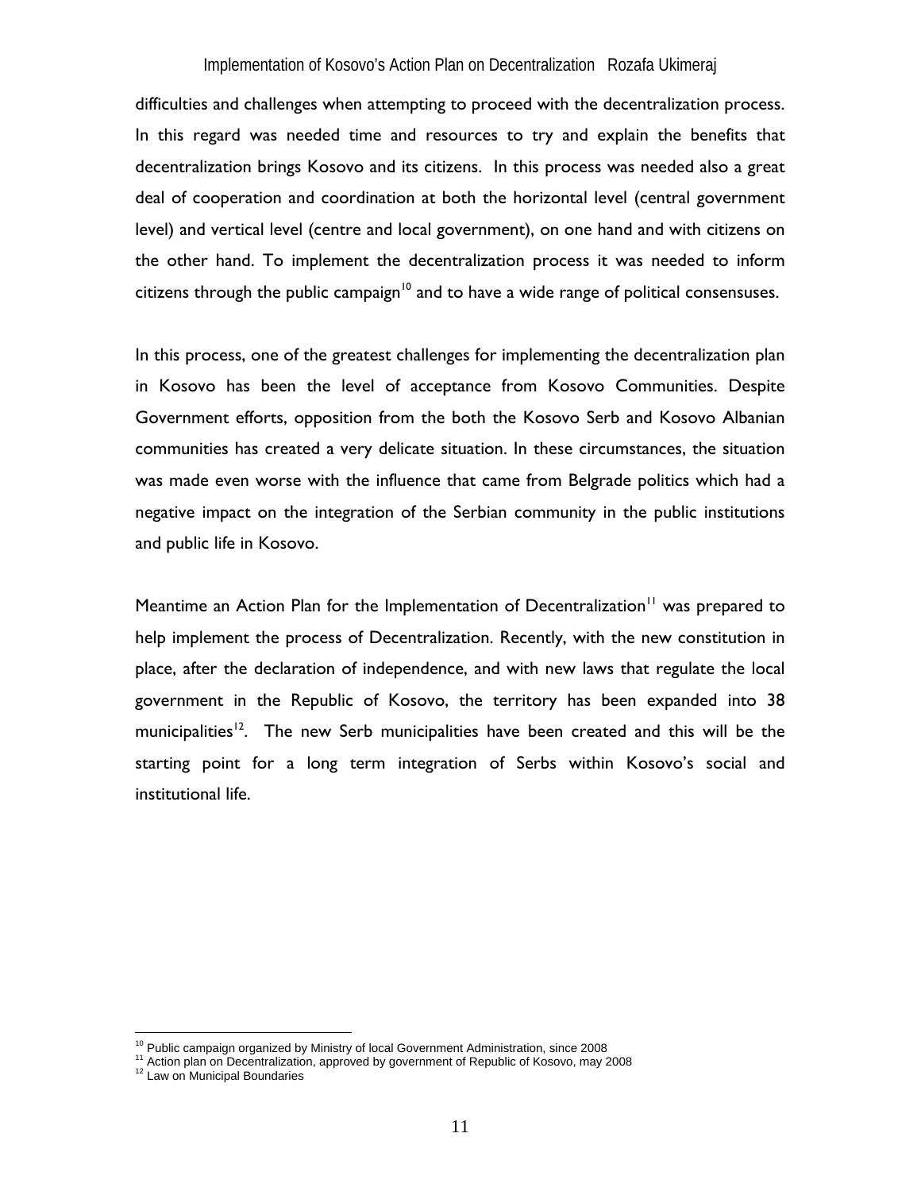difficulties and challenges when attempting to proceed with the decentralization process. In this regard was needed time and resources to try and explain the benefits that decentralization brings Kosovo and its citizens. In this process was needed also a great deal of cooperation and coordination at both the horizontal level (central government level) and vertical level (centre and local government), on one hand and with citizens on the other hand. To implement the decentralization process it was needed to inform citizens through the public campaign[10] and to have a wide range of political consensuses.

In this process, one of the greatest challenges for implementing the decentralization plan in Kosovo has been the level of acceptance from Kosovo Communities. Despite Government efforts, opposition from the both the Kosovo Serb and Kosovo Albanian communities has created a very delicate situation. In these circumstances, the situation was made even worse with the influence that came from Belgrade politics which had a negative impact on the integration of the Serbian community in the public institutions and public life in Kosovo.

Meantime an Action Plan for the Implementation of Decentralization[11] was prepared to help implement the process of Decentralization. Recently, with the new constitution in place, after the declaration of independence, and with new laws that regulate the local government in the Republic of Kosovo, the territory has been expanded into 38 municipalities[12]. The new Serb municipalities have been created and this will be the starting point for a long term integration of Serbs within Kosovo's social and institutional life.

[10] Public campaign organized by Ministry of local Government Administration, since 2008
[11] Action plan on Decentralization, approved by government of Republic of Kosovo, may 2008
[12] Law on Municipal Boundaries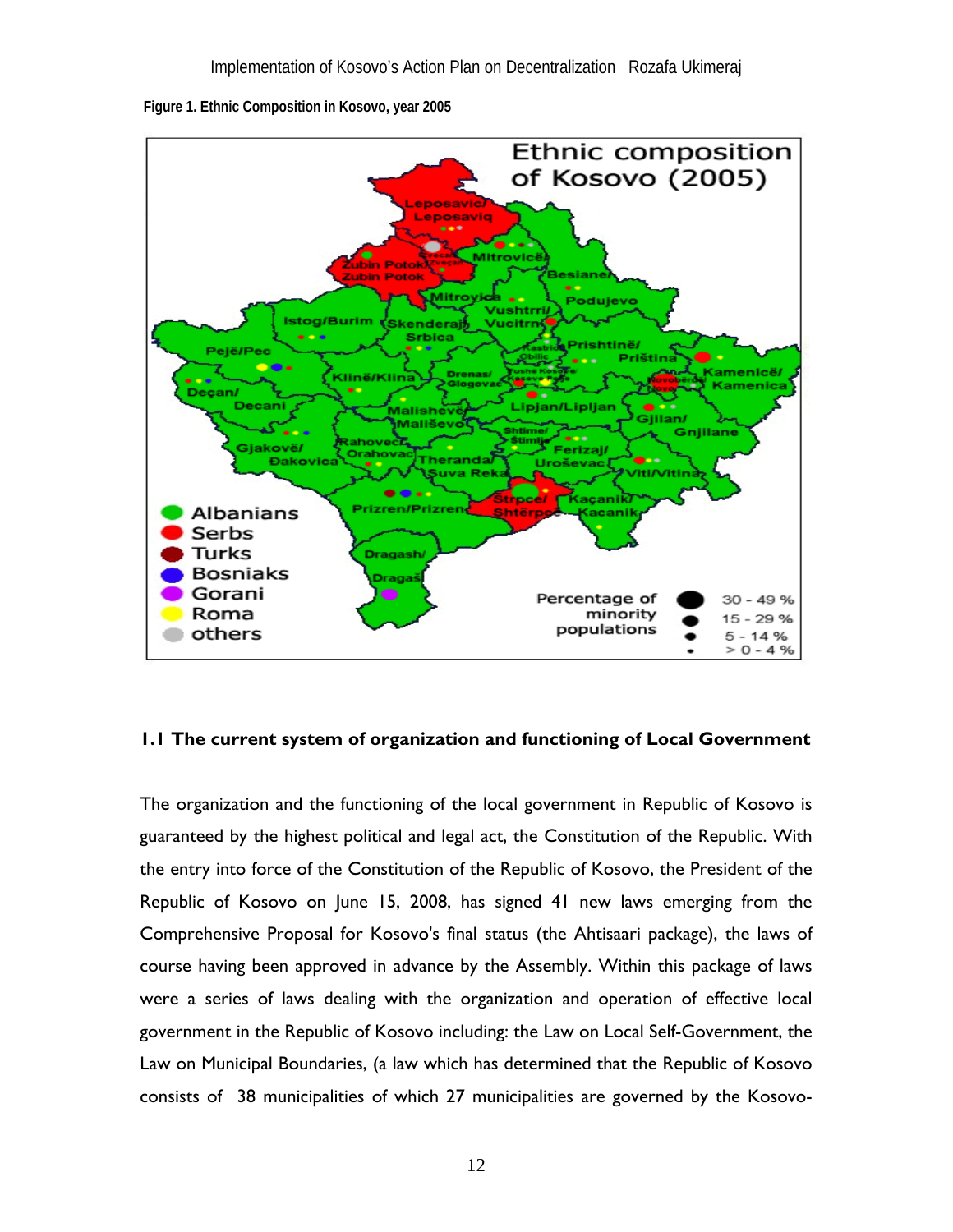Figure 1. Ethnic Composition in Kosovo, year 2005

## 1.1 The current system of organization and functioning of Local Government

The organization and the functioning of the local government in Republic of Kosovo is guaranteed by the highest political and legal act, the Constitution of the Republic. With the entry into force of the Constitution of the Republic of Kosovo, the President of the Republic of Kosovo on June 15, 2008, has signed 41 new laws emerging from the Comprehensive Proposal for Kosovo's final status (the Ahtisaari package), the laws of course having been approved in advance by the Assembly. Within this package of laws were a series of laws dealing with the organization and operation of effective local government in the Republic of Kosovo including: the Law on Local Self-Government, the Law on Municipal Boundaries, (a law which has determined that the Republic of Kosovo consists of 38 municipalities of which 27 municipalities are governed by the Kosovo-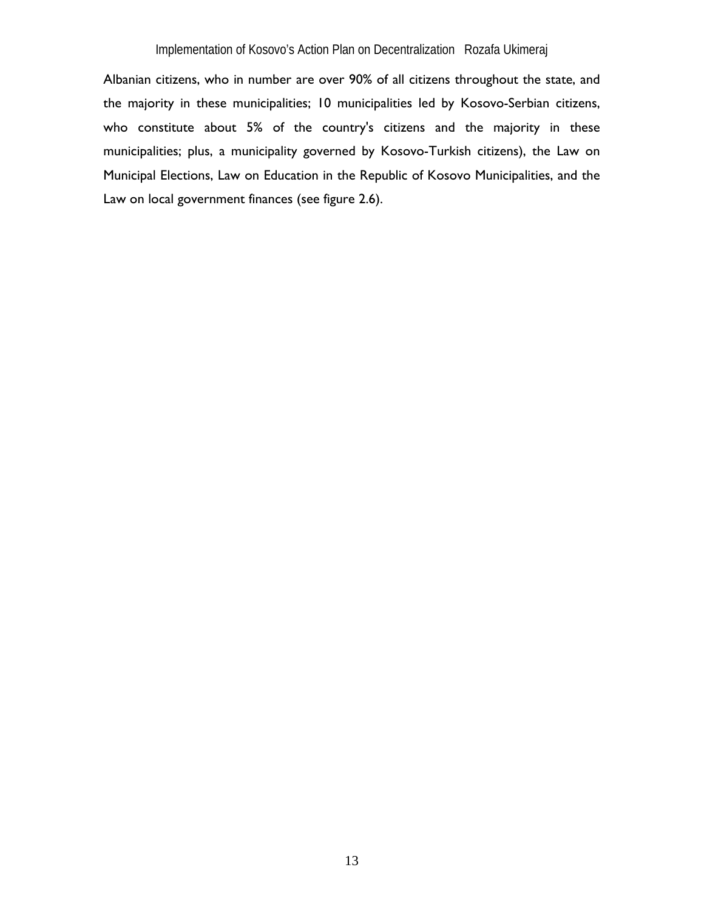Albanian citizens, who in number are over 90% of all citizens throughout the state, and the majority in these municipalities; 10 municipalities led by Kosovo-Serbian citizens, who constitute about 5% of the country's citizens and the majority in these municipalities; plus, a municipality governed by Kosovo-Turkish citizens), the Law on Municipal Elections, Law on Education in the Republic of Kosovo Municipalities, and the Law on local government finances (see figure 2.6).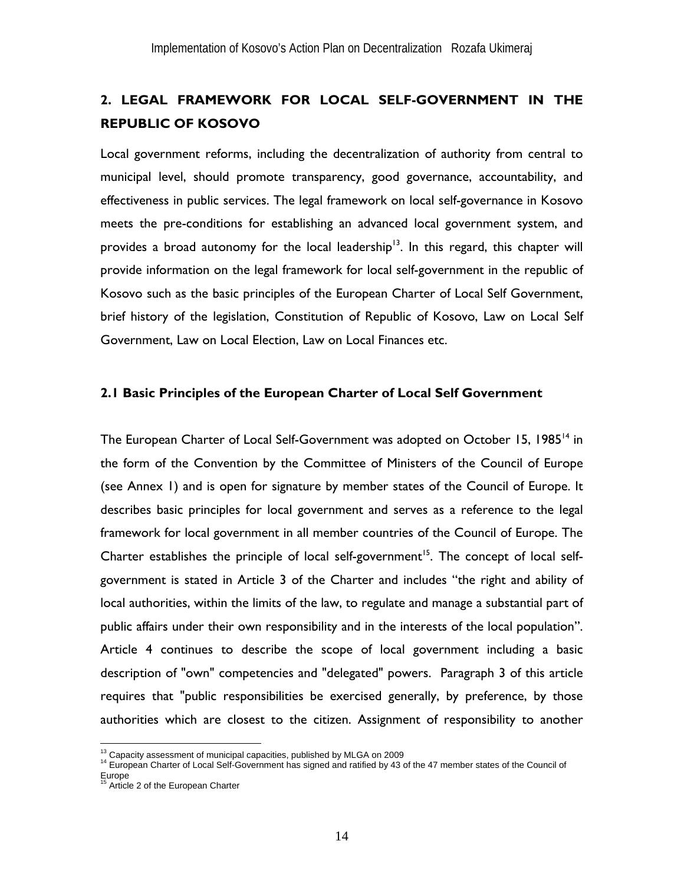## 2. LEGAL FRAMEWORK FOR LOCAL SELF-GOVERNMENT IN THE REPUBLIC OF KOSOVO

Local government reforms, including the decentralization of authority from central to municipal level, should promote transparency, good governance, accountability, and effectiveness in public services. The legal framework on local self-governance in Kosovo meets the pre-conditions for establishing an advanced local government system, and provides a broad autonomy for the local leadership[13]. In this regard, this chapter will provide information on the legal framework for local self-government in the republic of Kosovo such as the basic principles of the European Charter of Local Self Government, brief history of the legislation, Constitution of Republic of Kosovo, Law on Local Self Government, Law on Local Election, Law on Local Finances etc.

### 2.1 Basic Principles of the European Charter of Local Self Government

The European Charter of Local Self-Government was adopted on October 15, 1985[14] in the form of the Convention by the Committee of Ministers of the Council of Europe (see Annex 1) and is open for signature by member states of the Council of Europe. It describes basic principles for local government and serves as a reference to the legal framework for local government in all member countries of the Council of Europe. The Charter establishes the principle of local self-government[15]. The concept of local self-government is stated in Article 3 of the Charter and includes "the right and ability of local authorities, within the limits of the law, to regulate and manage a substantial part of public affairs under their own responsibility and in the interests of the local population". Article 4 continues to describe the scope of local government including a basic description of "own" competencies and "delegated" powers. Paragraph 3 of this article requires that "public responsibilities be exercised generally, by preference, by those authorities which are closest to the citizen. Assignment of responsibility to another

---

[13] Capacity assessment of municipal capacities, published by MLGA on 2009

[14] European Charter of Local Self-Government has signed and ratified by 43 of the 47 member states of the Council of Europe

[15] Article 2 of the European Charter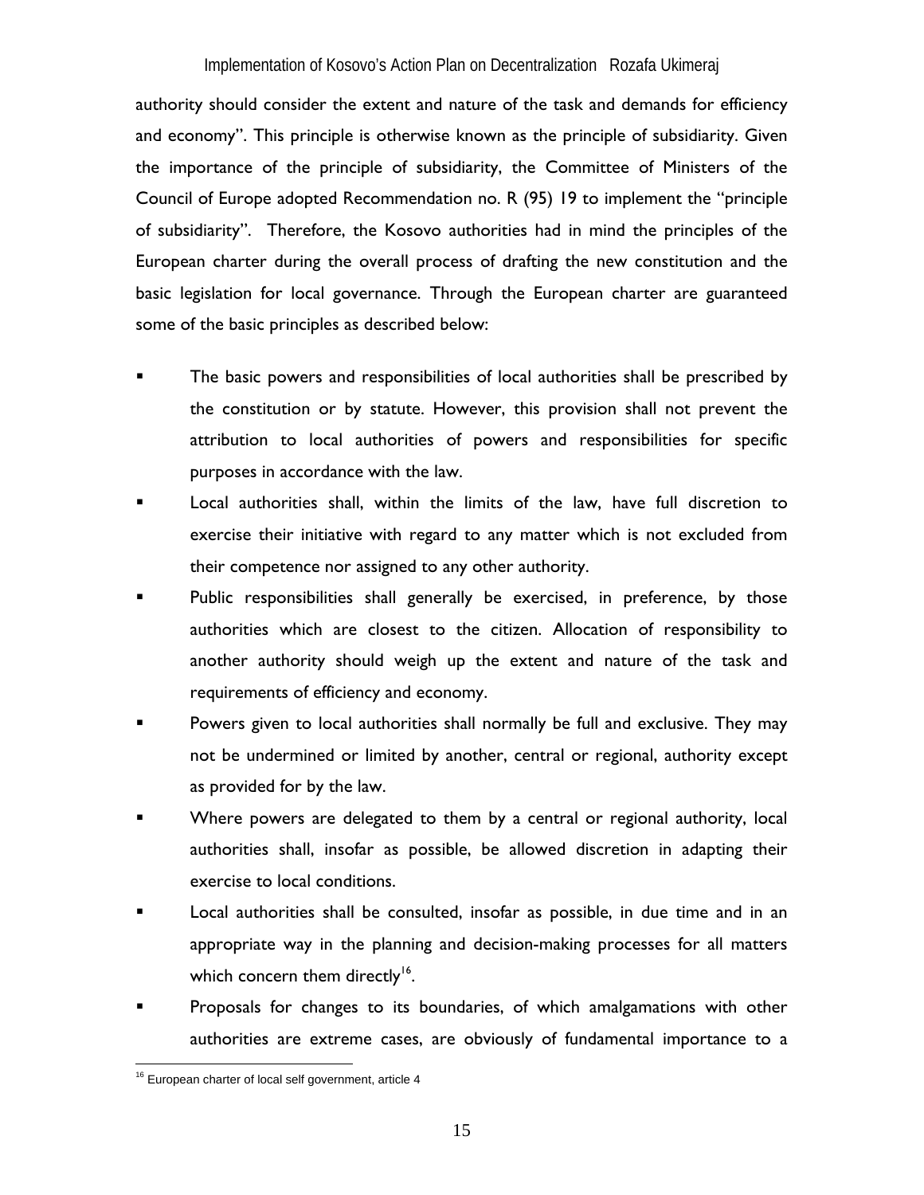authority should consider the extent and nature of the task and demands for efficiency and economy". This principle is otherwise known as the principle of subsidiarity. Given the importance of the principle of subsidiarity, the Committee of Ministers of the Council of Europe adopted Recommendation no. R (95) 19 to implement the "principle of subsidiarity". Therefore, the Kosovo authorities had in mind the principles of the European charter during the overall process of drafting the new constitution and the basic legislation for local governance. Through the European charter are guaranteed some of the basic principles as described below:

- The basic powers and responsibilities of local authorities shall be prescribed by the constitution or by statute. However, this provision shall not prevent the attribution to local authorities of powers and responsibilities for specific purposes in accordance with the law.
- Local authorities shall, within the limits of the law, have full discretion to exercise their initiative with regard to any matter which is not excluded from their competence nor assigned to any other authority.
- Public responsibilities shall generally be exercised, in preference, by those authorities which are closest to the citizen. Allocation of responsibility to another authority should weigh up the extent and nature of the task and requirements of efficiency and economy.
- Powers given to local authorities shall normally be full and exclusive. They may not be undermined or limited by another, central or regional, authority except as provided for by the law.
- Where powers are delegated to them by a central or regional authority, local authorities shall, insofar as possible, be allowed discretion in adapting their exercise to local conditions.
- Local authorities shall be consulted, insofar as possible, in due time and in an appropriate way in the planning and decision-making processes for all matters which concern them directly[16].
- Proposals for changes to its boundaries, of which amalgamations with other authorities are extreme cases, are obviously of fundamental importance to a

[16] European charter of local self government, article 4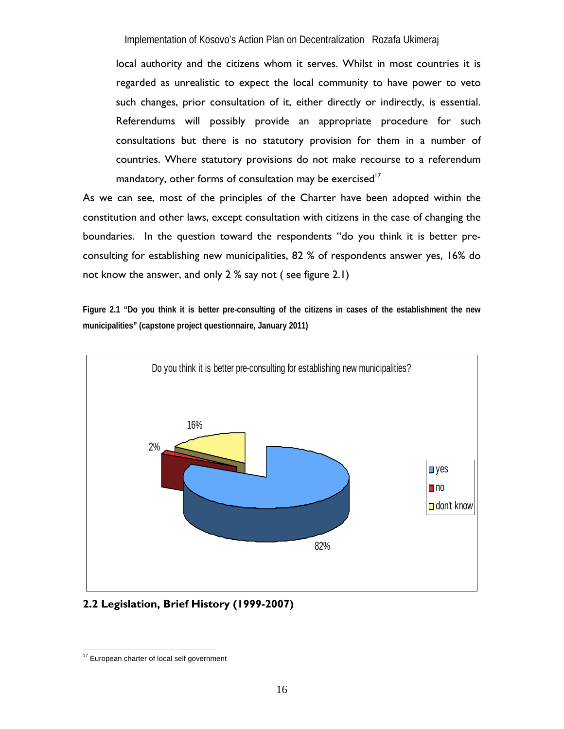> local authority and the citizens whom it serves. Whilst in most countries it is regarded as unrealistic to expect the local community to have power to veto such changes, prior consultation of it, either directly or indirectly, is essential. Referendums will possibly provide an appropriate procedure for such consultations but there is no statutory provision for them in a number of countries. Where statutory provisions do not make recourse to a referendum mandatory, other forms of consultation may be exercised[17]

As we can see, most of the principles of the Charter have been adopted within the constitution and other laws, except consultation with citizens in the case of changing the boundaries. In the question toward the respondents "do you think it is better pre-consulting for establishing new municipalities, 82 % of respondents answer yes, 16% do not know the answer, and only 2 % say not ( see figure 2.1)

**Figure 2.1 "Do you think it is better pre-consulting of the citizens in cases of the establishment the new municipalities" (capstone project questionnaire, January 2011)**

Do you think it is better pre-consulting for establishing new municipalities?

| Answer | Percentage |
|---|---|
| yes | 82% |
| no | 2% |
| don't know | 16% |

## 2.2 Legislation, Brief History (1999-2007)

[17] European charter of local self government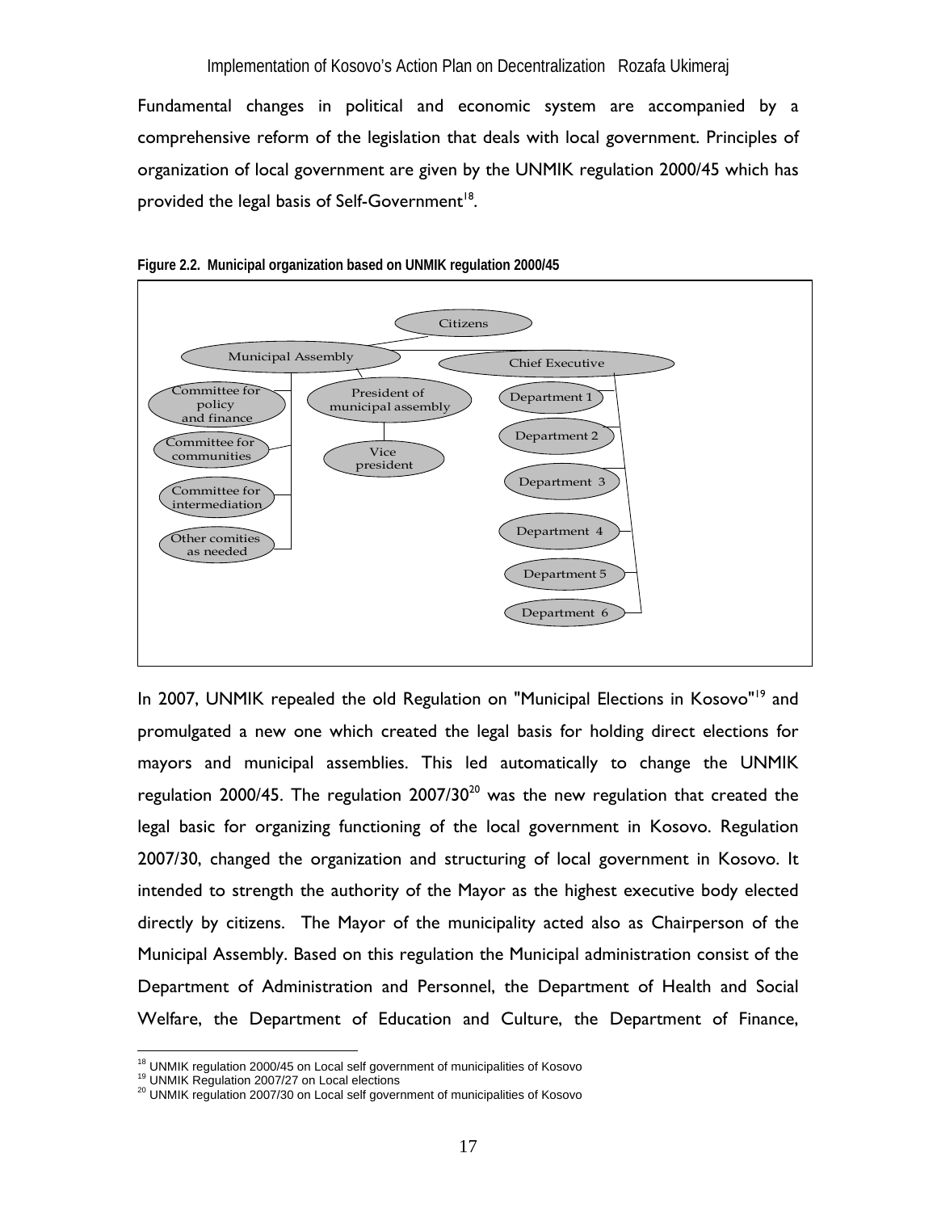Fundamental changes in political and economic system are accompanied by a comprehensive reform of the legislation that deals with local government. Principles of organization of local government are given by the UNMIK regulation 2000/45 which has provided the legal basis of Self-Government[18].

**Figure 2.2. Municipal organization based on UNMIK regulation 2000/45**

Citizens

Municipal Assembly

Chief Executive

Committee for policy and finance

Committee for communities

Committee for intermediation

Other comities as needed

President of municipal assembly

Vice president

Department 1

Department 2

Department 3

Department 4

Department 5

Department 6

In 2007, UNMIK repealed the old Regulation on "Municipal Elections in Kosovo"[19] and promulgated a new one which created the legal basis for holding direct elections for mayors and municipal assemblies. This led automatically to change the UNMIK regulation 2000/45. The regulation 2007/30[20] was the new regulation that created the legal basic for organizing functioning of the local government in Kosovo. Regulation 2007/30, changed the organization and structuring of local government in Kosovo. It intended to strength the authority of the Mayor as the highest executive body elected directly by citizens. The Mayor of the municipality acted also as Chairperson of the Municipal Assembly. Based on this regulation the Municipal administration consist of the Department of Administration and Personnel, the Department of Health and Social Welfare, the Department of Education and Culture, the Department of Finance,

[18] UNMIK regulation 2000/45 on Local self government of municipalities of Kosovo

[19] UNMIK Regulation 2007/27 on Local elections

[20] UNMIK regulation 2007/30 on Local self government of municipalities of Kosovo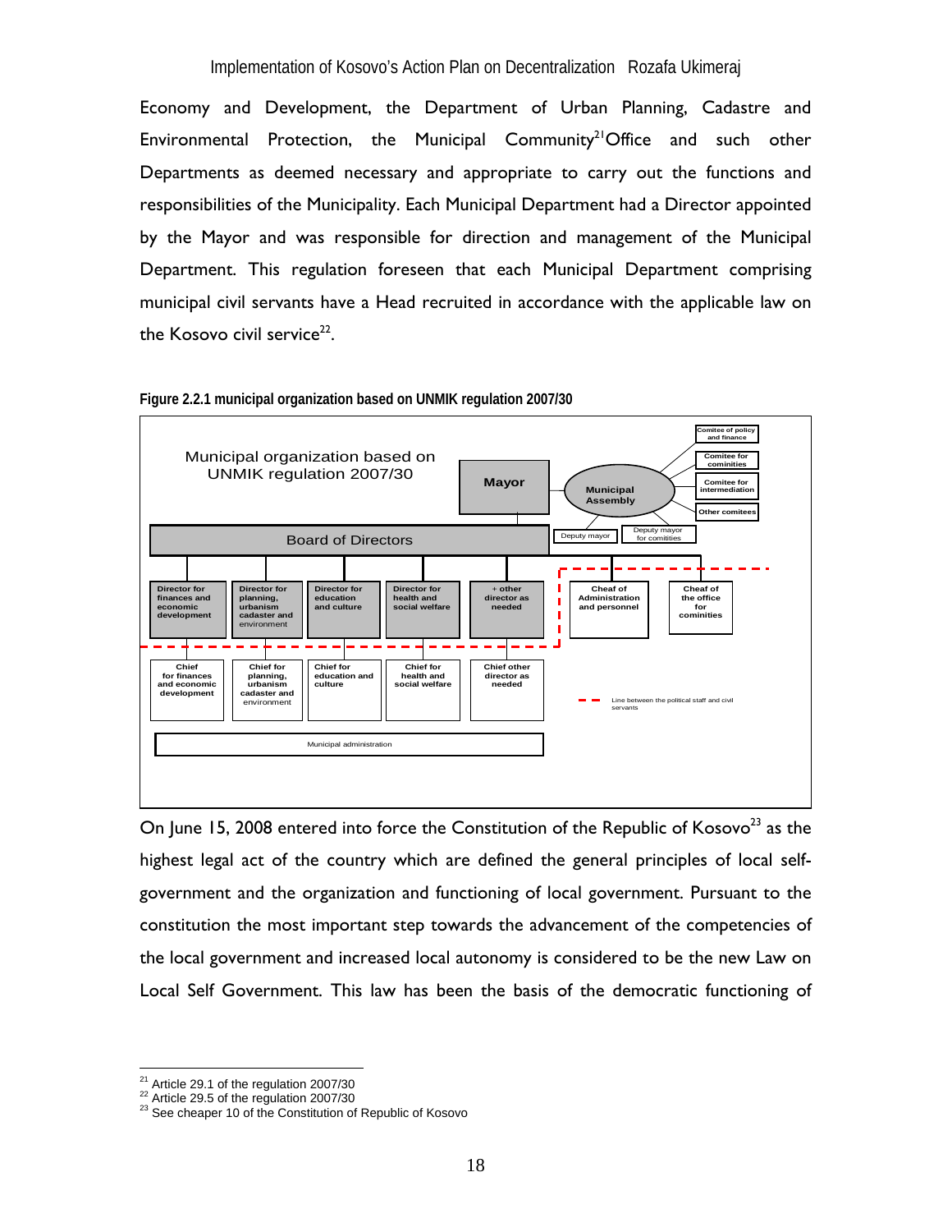Economy and Development, the Department of Urban Planning, Cadastre and Environmental Protection, the Municipal Community[21] Office and such other Departments as deemed necessary and appropriate to carry out the functions and responsibilities of the Municipality. Each Municipal Department had a Director appointed by the Mayor and was responsible for direction and management of the Municipal Department. This regulation foreseen that each Municipal Department comprising municipal civil servants have a Head recruited in accordance with the applicable law on the Kosovo civil service[22].

**Figure 2.2.1 municipal organization based on UNMIK regulation 2007/30**

Municipal organization based on UNMIK regulation 2007/30

- Mayor
- Municipal Assembly
  - Comitee of policy and finance
  - Comitee for cominities
  - Comitee for intermediation
  - Other comitees
  - Deputy mayor
  - Deputy mayor for comitities
- Board of Directors
  - Director for finances and economic development — Chief for finances and economic development
  - Director for planning, urbanism cadaster and environment — Chief for planning, urbanism cadaster and environment
  - Director for education and culture — Chief for education and culture
  - Director for health and social welfare — Chief for health and social welfare
  - + other director as needed — Chief other director as needed
- Cheaf of Administration and personnel
- Cheaf of the office for cominities
- Municipal administration

Line between the political staff and civil servants

On June 15, 2008 entered into force the Constitution of the Republic of Kosovo[23] as the highest legal act of the country which are defined the general principles of local self-government and the organization and functioning of local government. Pursuant to the constitution the most important step towards the advancement of the competencies of the local government and increased local autonomy is considered to be the new Law on Local Self Government. This law has been the basis of the democratic functioning of

[21] Article 29.1 of the regulation 2007/30
[22] Article 29.5 of the regulation 2007/30
[23] See cheaper 10 of the Constitution of Republic of Kosovo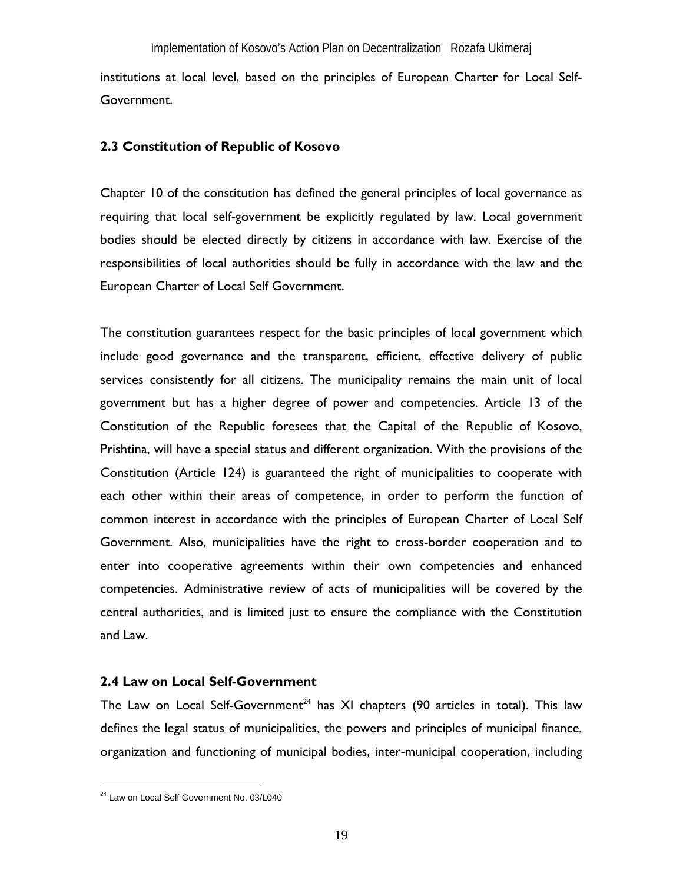institutions at local level, based on the principles of European Charter for Local Self-Government.

### 2.3 Constitution of Republic of Kosovo

Chapter 10 of the constitution has defined the general principles of local governance as requiring that local self-government be explicitly regulated by law. Local government bodies should be elected directly by citizens in accordance with law. Exercise of the responsibilities of local authorities should be fully in accordance with the law and the European Charter of Local Self Government.

The constitution guarantees respect for the basic principles of local government which include good governance and the transparent, efficient, effective delivery of public services consistently for all citizens. The municipality remains the main unit of local government but has a higher degree of power and competencies. Article 13 of the Constitution of the Republic foresees that the Capital of the Republic of Kosovo, Prishtina, will have a special status and different organization. With the provisions of the Constitution (Article 124) is guaranteed the right of municipalities to cooperate with each other within their areas of competence, in order to perform the function of common interest in accordance with the principles of European Charter of Local Self Government. Also, municipalities have the right to cross-border cooperation and to enter into cooperative agreements within their own competencies and enhanced competencies. Administrative review of acts of municipalities will be covered by the central authorities, and is limited just to ensure the compliance with the Constitution and Law.

### 2.4 Law on Local Self-Government

The Law on Local Self-Government[24] has XI chapters (90 articles in total). This law defines the legal status of municipalities, the powers and principles of municipal finance, organization and functioning of municipal bodies, inter-municipal cooperation, including

---

[24] Law on Local Self Government No. 03/L040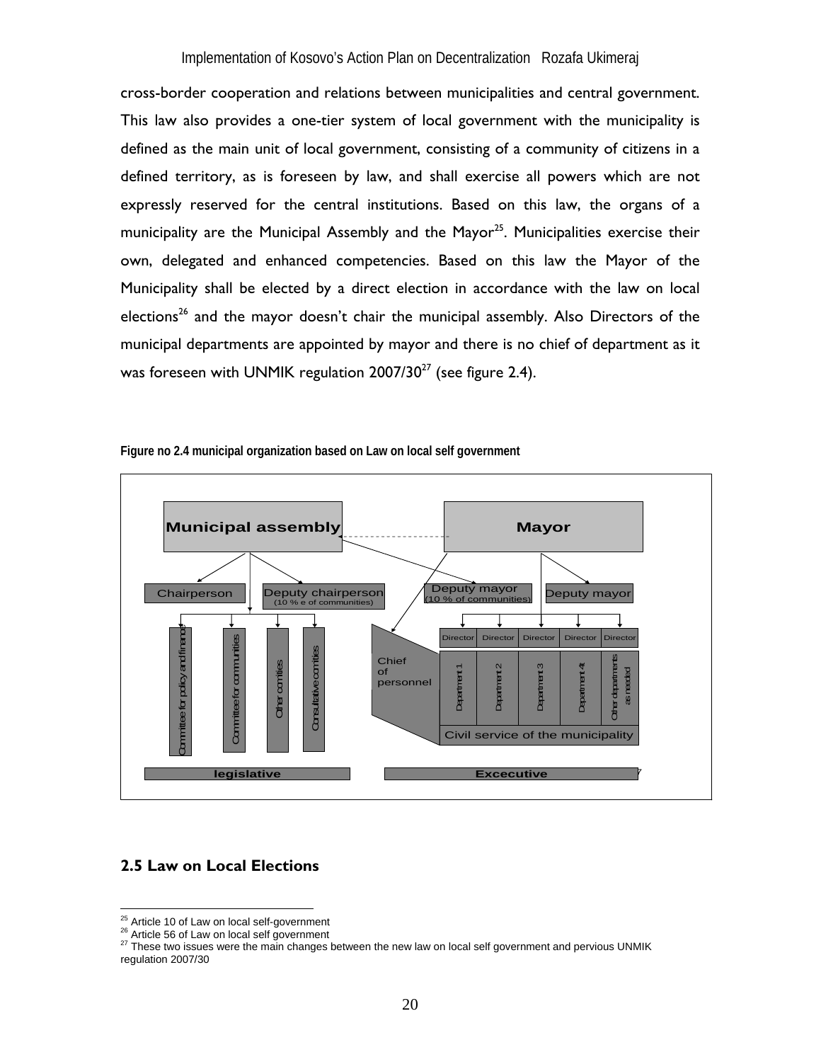cross-border cooperation and relations between municipalities and central government. This law also provides a one-tier system of local government with the municipality is defined as the main unit of local government, consisting of a community of citizens in a defined territory, as is foreseen by law, and shall exercise all powers which are not expressly reserved for the central institutions. Based on this law, the organs of a municipality are the Municipal Assembly and the Mayor[25]. Municipalities exercise their own, delegated and enhanced competencies. Based on this law the Mayor of the Municipality shall be elected by a direct election in accordance with the law on local elections[26] and the mayor doesn't chair the municipal assembly. Also Directors of the municipal departments are appointed by mayor and there is no chief of department as it was foreseen with UNMIK regulation 2007/30[27] (see figure 2.4).

**Figure no 2.4 municipal organization based on Law on local self government**

Municipal assembly | Mayor

Chairperson | Deputy chairperson (10 % e of communities) | Deputy mayor (10 % of communities) | Deputy mayor

Committee for policy and finance | Committee for communities | Other comities | Consultative comities

Chief of personnel

Director | Director | Director | Director | Director

Department 1 | Department 2 | Department 3 | Department 4 | Other departments as needed

Civil service of the municipality

legislative | Excecutive

## 2.5 Law on Local Elections

---

[25] Article 10 of Law on local self-government

[26] Article 56 of Law on local self government

[27] These two issues were the main changes between the new law on local self government and pervious UNMIK regulation 2007/30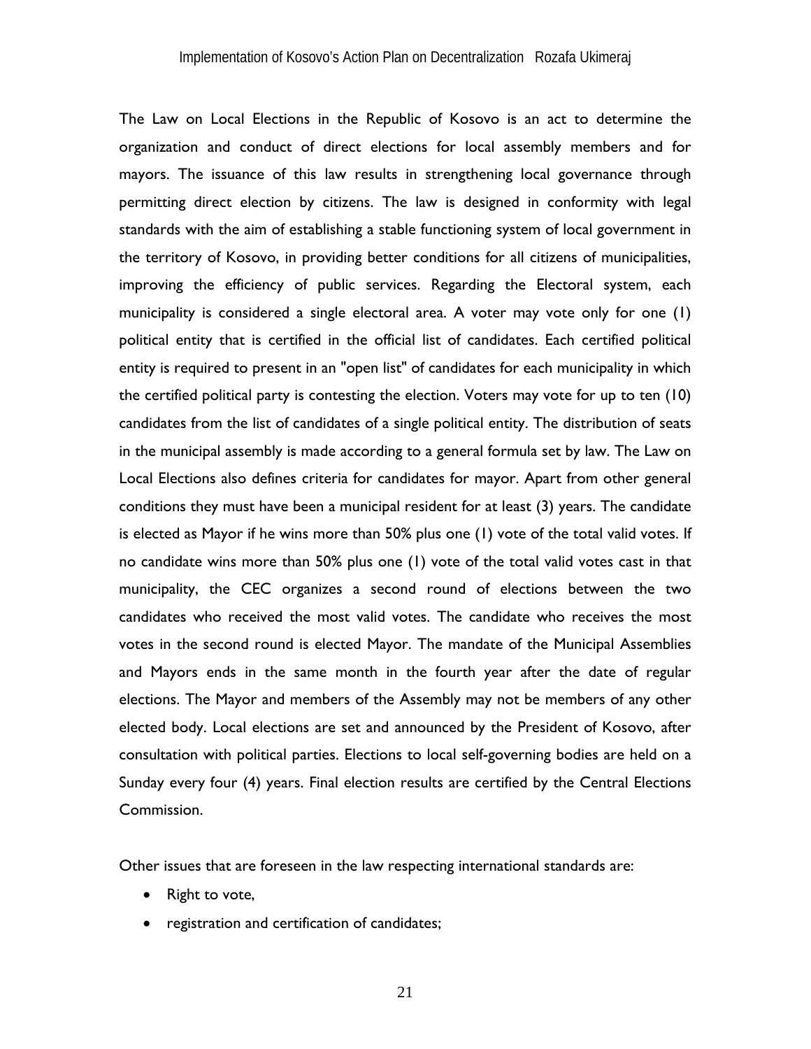The Law on Local Elections in the Republic of Kosovo is an act to determine the organization and conduct of direct elections for local assembly members and for mayors. The issuance of this law results in strengthening local governance through permitting direct election by citizens. The law is designed in conformity with legal standards with the aim of establishing a stable functioning system of local government in the territory of Kosovo, in providing better conditions for all citizens of municipalities, improving the efficiency of public services. Regarding the Electoral system, each municipality is considered a single electoral area. A voter may vote only for one (1) political entity that is certified in the official list of candidates. Each certified political entity is required to present in an "open list" of candidates for each municipality in which the certified political party is contesting the election. Voters may vote for up to ten (10) candidates from the list of candidates of a single political entity. The distribution of seats in the municipal assembly is made according to a general formula set by law. The Law on Local Elections also defines criteria for candidates for mayor. Apart from other general conditions they must have been a municipal resident for at least (3) years. The candidate is elected as Mayor if he wins more than 50% plus one (1) vote of the total valid votes. If no candidate wins more than 50% plus one (1) vote of the total valid votes cast in that municipality, the CEC organizes a second round of elections between the two candidates who received the most valid votes. The candidate who receives the most votes in the second round is elected Mayor. The mandate of the Municipal Assemblies and Mayors ends in the same month in the fourth year after the date of regular elections. The Mayor and members of the Assembly may not be members of any other elected body. Local elections are set and announced by the President of Kosovo, after consultation with political parties. Elections to local self-governing bodies are held on a Sunday every four (4) years. Final election results are certified by the Central Elections Commission.

Other issues that are foreseen in the law respecting international standards are:

- Right to vote,
- registration and certification of candidates;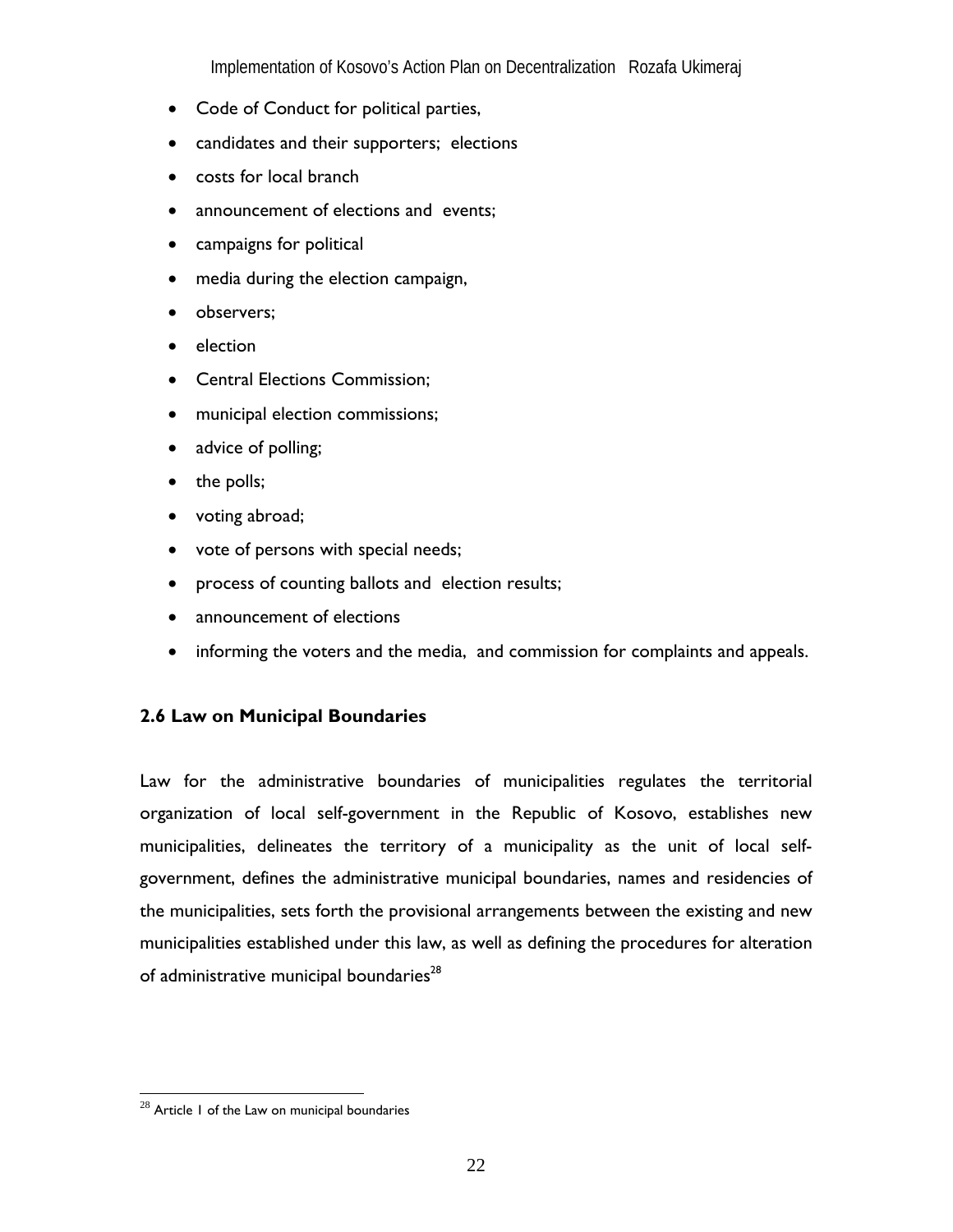- Code of Conduct for political parties,
- candidates and their supporters; elections
- costs for local branch
- announcement of elections and events;
- campaigns for political
- media during the election campaign,
- observers;
- election
- Central Elections Commission;
- municipal election commissions;
- advice of polling;
- the polls;
- voting abroad;
- vote of persons with special needs;
- process of counting ballots and election results;
- announcement of elections
- informing the voters and the media, and commission for complaints and appeals.

### 2.6 Law on Municipal Boundaries

Law for the administrative boundaries of municipalities regulates the territorial organization of local self-government in the Republic of Kosovo, establishes new municipalities, delineates the territory of a municipality as the unit of local self-government, defines the administrative municipal boundaries, names and residencies of the municipalities, sets forth the provisional arrangements between the existing and new municipalities established under this law, as well as defining the procedures for alteration of administrative municipal boundaries[28]

[28] Article 1 of the Law on municipal boundaries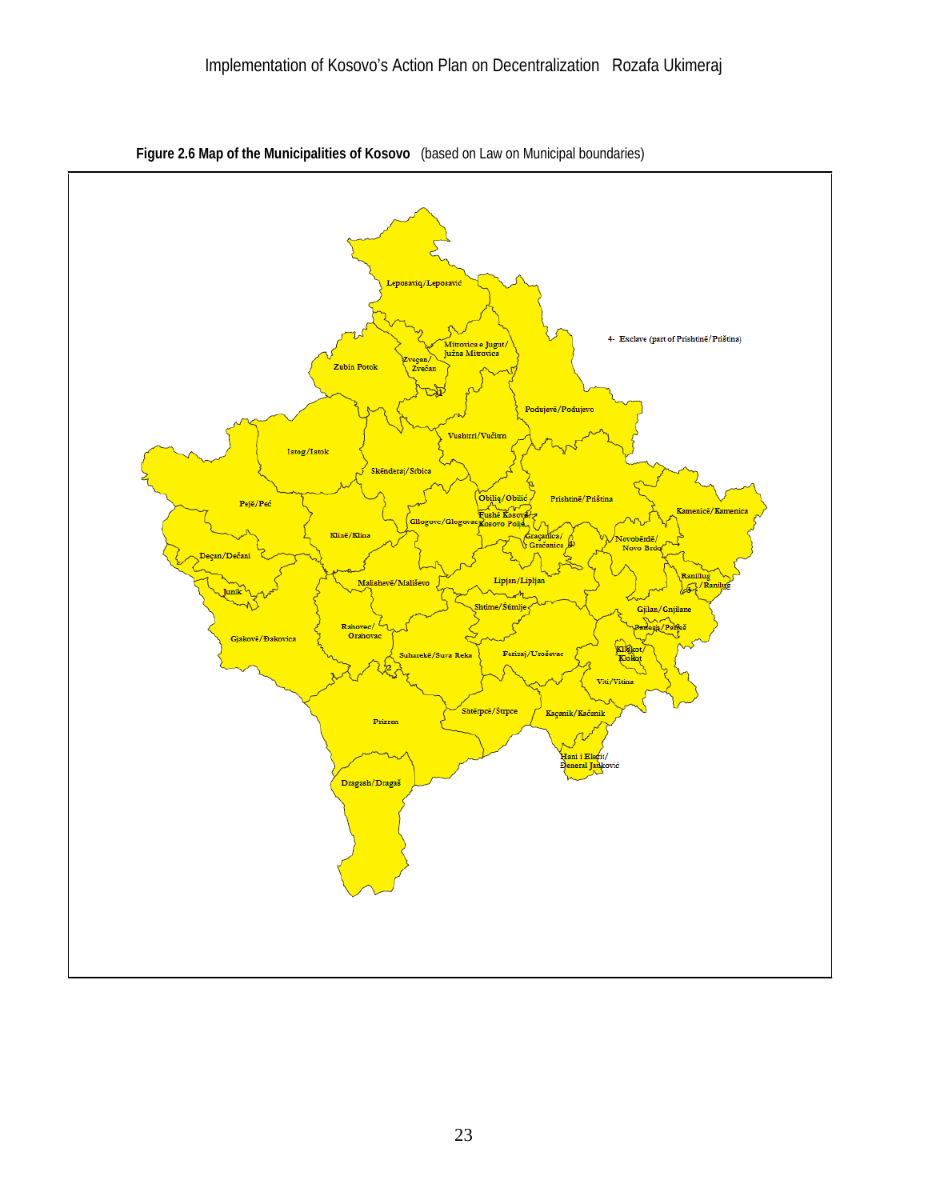**Figure 2.6 Map of the Municipalities of Kosovo** (based on Law on Municipal boundaries)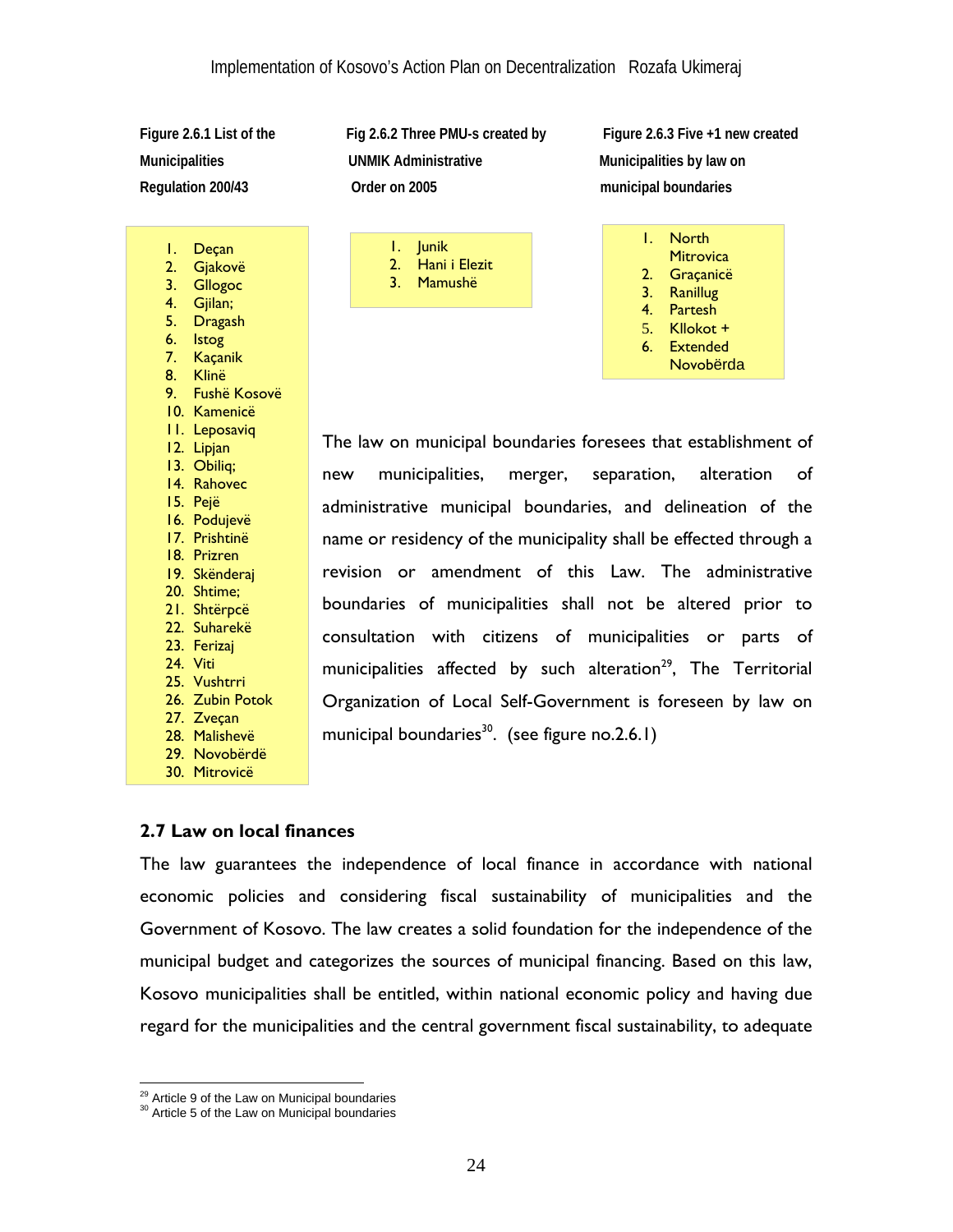**Figure 2.6.1 List of the Municipalities Regulation 200/43**

1. Deçan
2. Gjakovë
3. Gllogoc
4. Gjilan;
5. Dragash
6. Istog
7. Kaçanik
8. Klinë
9. Fushë Kosovë
10. Kamenicë
11. Leposaviq
12. Lipjan
13. Obiliq;
14. Rahovec
15. Pejë
16. Podujevë
17. Prishtinë
18. Prizren
19. Skënderaj
20. Shtime;
21. Shtërpcë
22. Suharekë
23. Ferizaj
24. Viti
25. Vushtrri
26. Zubin Potok
27. Zveçan
28. Malishevë
29. Novobërdë
30. Mitrovicë

**Fig 2.6.2 Three PMU-s created by UNMIK Administrative Order on 2005**

1. Junik
2. Hani i Elezit
3. Mamushë

**Figure 2.6.3 Five +1 new created Municipalities by law on municipal boundaries**

1. North Mitrovica
2. Graçanicë
3. Ranillug
4. Partesh
5. Kllokot +
6. Extended Novobërda

The law on municipal boundaries foresees that establishment of new municipalities, merger, separation, alteration of administrative municipal boundaries, and delineation of the name or residency of the municipality shall be effected through a revision or amendment of this Law. The administrative boundaries of municipalities shall not be altered prior to consultation with citizens of municipalities or parts of municipalities affected by such alteration[29], The Territorial Organization of Local Self-Government is foreseen by law on municipal boundaries[30]. (see figure no.2.6.1)

### 2.7 Law on local finances

The law guarantees the independence of local finance in accordance with national economic policies and considering fiscal sustainability of municipalities and the Government of Kosovo. The law creates a solid foundation for the independence of the municipal budget and categorizes the sources of municipal financing. Based on this law, Kosovo municipalities shall be entitled, within national economic policy and having due regard for the municipalities and the central government fiscal sustainability, to adequate

[29] Article 9 of the Law on Municipal boundaries
[30] Article 5 of the Law on Municipal boundaries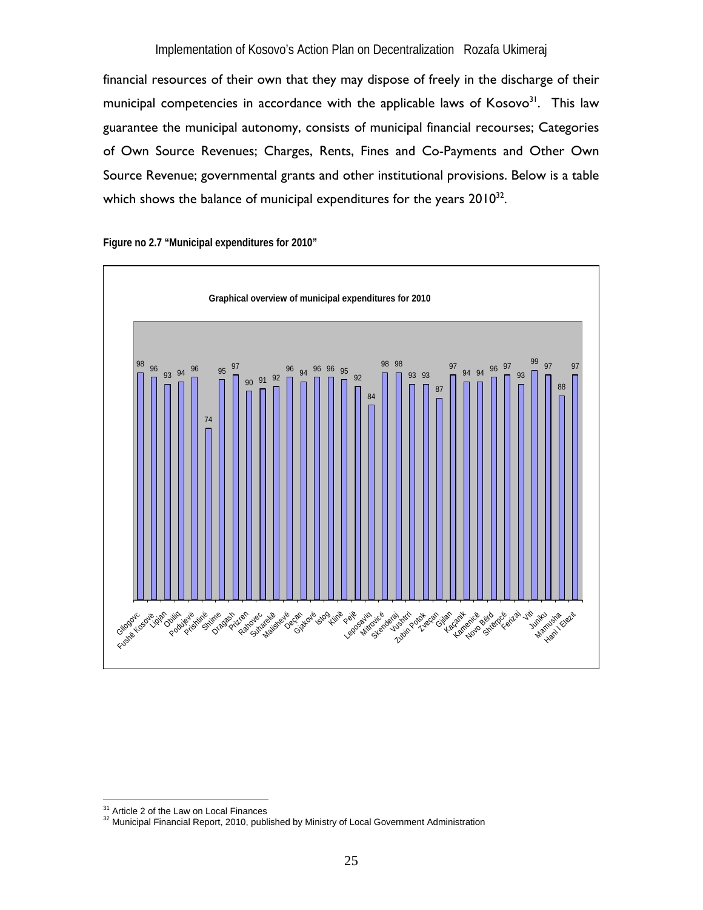financial resources of their own that they may dispose of freely in the discharge of their municipal competencies in accordance with the applicable laws of Kosovo[31]. This law guarantee the municipal autonomy, consists of municipal financial recourses; Categories of Own Source Revenues; Charges, Rents, Fines and Co-Payments and Other Own Source Revenue; governmental grants and other institutional provisions. Below is a table which shows the balance of municipal expenditures for the years 2010[32].

**Figure no 2.7 "Municipal expenditures for 2010"**

**Graphical overview of municipal expenditures for 2010**

| Municipality | Value |
|---|---|
| Gllogovc | 98 |
| Fushë Kosovë | 96 |
| Lipjan | 93 |
| Obiliq | 94 |
| Podujevë | 96 |
| Prishtinë | 74 |
| Shtime | 95 |
| Dragash | 97 |
| Prizren | 90 |
| Rahovec | 91 |
| Suharekë | 92 |
| Malishevë | 96 |
| Deçan | 94 |
| Gjakovë | 96 |
| Istog | 96 |
| Klinë | 95 |
| Pejë | 92 |
| Leposaviq | 84 |
| Mitrovicë | 98 |
| Skenderaj | 98 |
| Vushtrri | 93 |
| Zubin Potok | 93 |
| Zveçan | 87 |
| Gjilan | 97 |
| Kaçanik | 94 |
| Kamenicë | 94 |
| Novo Bërd | 96 |
| Shtërpcë | 97 |
| Ferizaj | 93 |
| Viti | 99 |
| Juniku | 97 |
| Mamusha | 88 |
| Hani I Elezit | 97 |

[31] Article 2 of the Law on Local Finances

[32] Municipal Financial Report, 2010, published by Ministry of Local Government Administration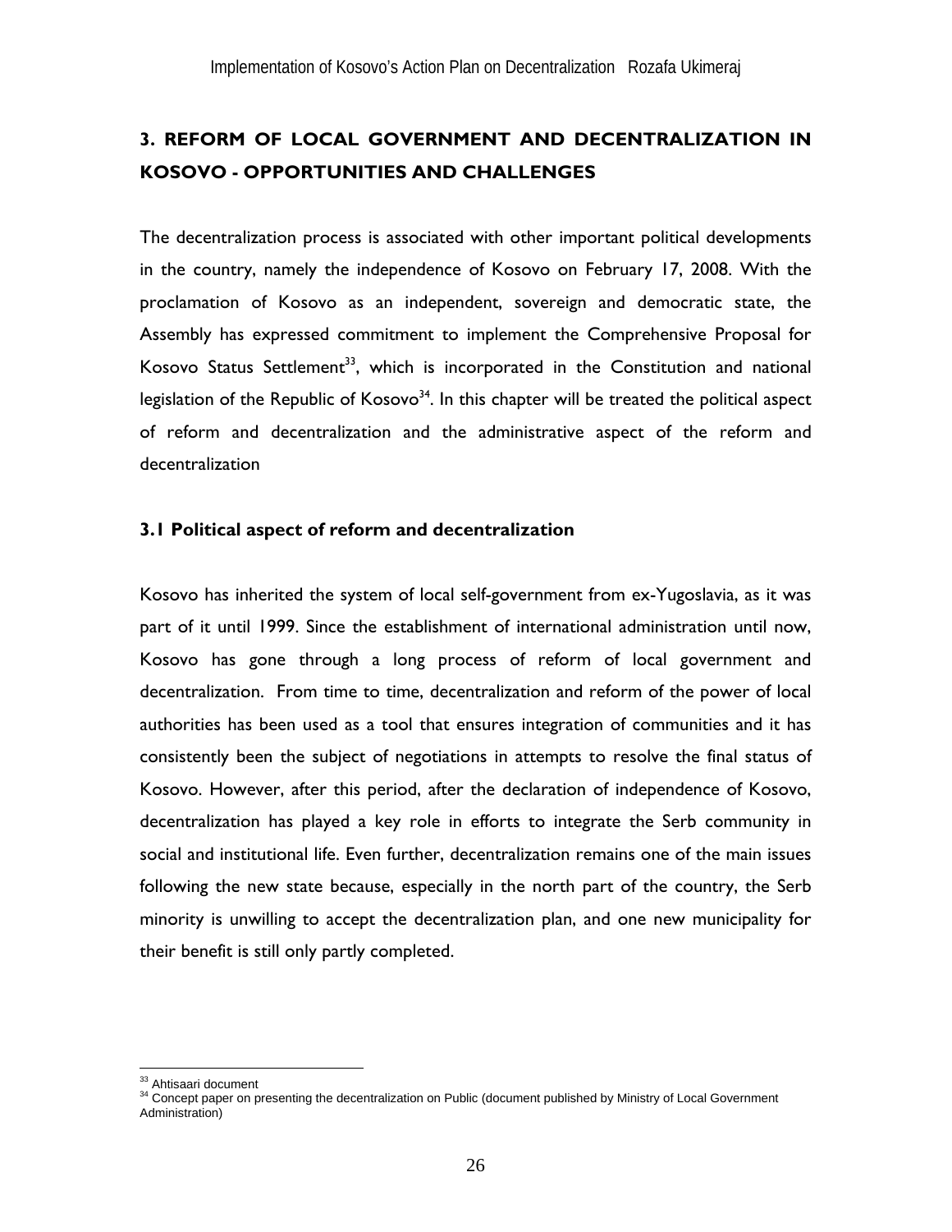## 3. REFORM OF LOCAL GOVERNMENT AND DECENTRALIZATION IN KOSOVO - OPPORTUNITIES AND CHALLENGES

The decentralization process is associated with other important political developments in the country, namely the independence of Kosovo on February 17, 2008. With the proclamation of Kosovo as an independent, sovereign and democratic state, the Assembly has expressed commitment to implement the Comprehensive Proposal for Kosovo Status Settlement[33], which is incorporated in the Constitution and national legislation of the Republic of Kosovo[34]. In this chapter will be treated the political aspect of reform and decentralization and the administrative aspect of the reform and decentralization

### 3.1 Political aspect of reform and decentralization

Kosovo has inherited the system of local self-government from ex-Yugoslavia, as it was part of it until 1999. Since the establishment of international administration until now, Kosovo has gone through a long process of reform of local government and decentralization. From time to time, decentralization and reform of the power of local authorities has been used as a tool that ensures integration of communities and it has consistently been the subject of negotiations in attempts to resolve the final status of Kosovo. However, after this period, after the declaration of independence of Kosovo, decentralization has played a key role in efforts to integrate the Serb community in social and institutional life. Even further, decentralization remains one of the main issues following the new state because, especially in the north part of the country, the Serb minority is unwilling to accept the decentralization plan, and one new municipality for their benefit is still only partly completed.

---

[33] Ahtisaari document

[34] Concept paper on presenting the decentralization on Public (document published by Ministry of Local Government Administration)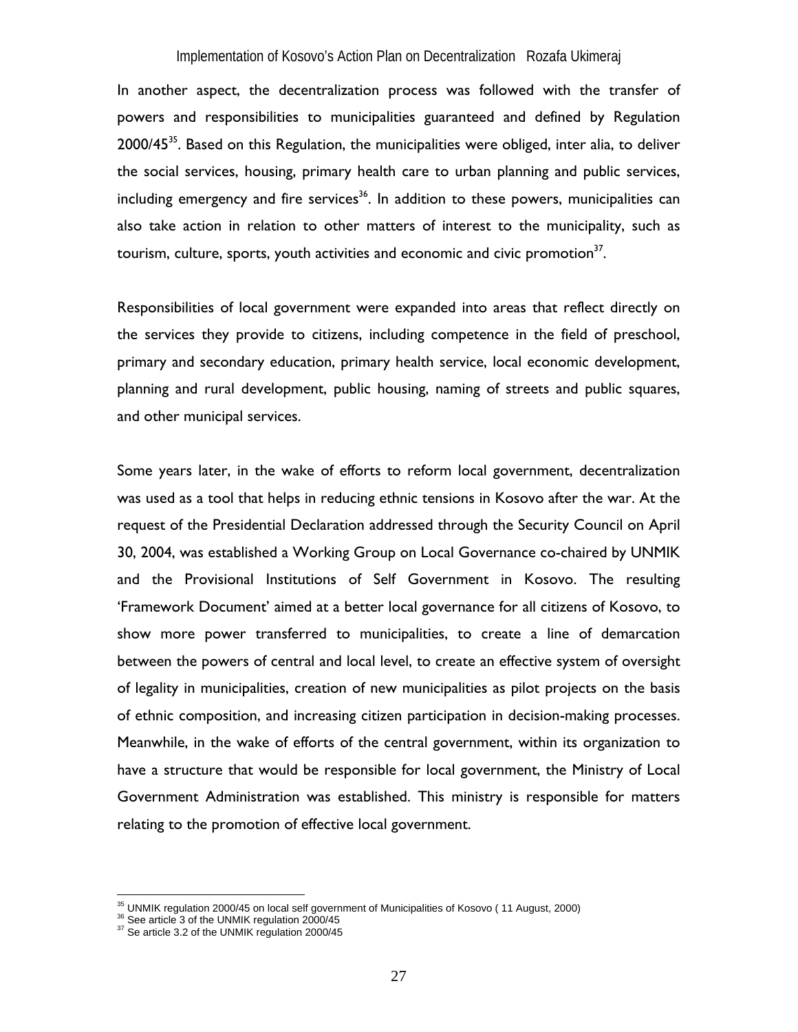In another aspect, the decentralization process was followed with the transfer of powers and responsibilities to municipalities guaranteed and defined by Regulation 2000/45[35]. Based on this Regulation, the municipalities were obliged, inter alia, to deliver the social services, housing, primary health care to urban planning and public services, including emergency and fire services[36]. In addition to these powers, municipalities can also take action in relation to other matters of interest to the municipality, such as tourism, culture, sports, youth activities and economic and civic promotion[37].

Responsibilities of local government were expanded into areas that reflect directly on the services they provide to citizens, including competence in the field of preschool, primary and secondary education, primary health service, local economic development, planning and rural development, public housing, naming of streets and public squares, and other municipal services.

Some years later, in the wake of efforts to reform local government, decentralization was used as a tool that helps in reducing ethnic tensions in Kosovo after the war. At the request of the Presidential Declaration addressed through the Security Council on April 30, 2004, was established a Working Group on Local Governance co-chaired by UNMIK and the Provisional Institutions of Self Government in Kosovo. The resulting 'Framework Document' aimed at a better local governance for all citizens of Kosovo, to show more power transferred to municipalities, to create a line of demarcation between the powers of central and local level, to create an effective system of oversight of legality in municipalities, creation of new municipalities as pilot projects on the basis of ethnic composition, and increasing citizen participation in decision-making processes. Meanwhile, in the wake of efforts of the central government, within its organization to have a structure that would be responsible for local government, the Ministry of Local Government Administration was established. This ministry is responsible for matters relating to the promotion of effective local government.

---

[35] UNMIK regulation 2000/45 on local self government of Municipalities of Kosovo ( 11 August, 2000)
[36] See article 3 of the UNMIK regulation 2000/45
[37] Se article 3.2 of the UNMIK regulation 2000/45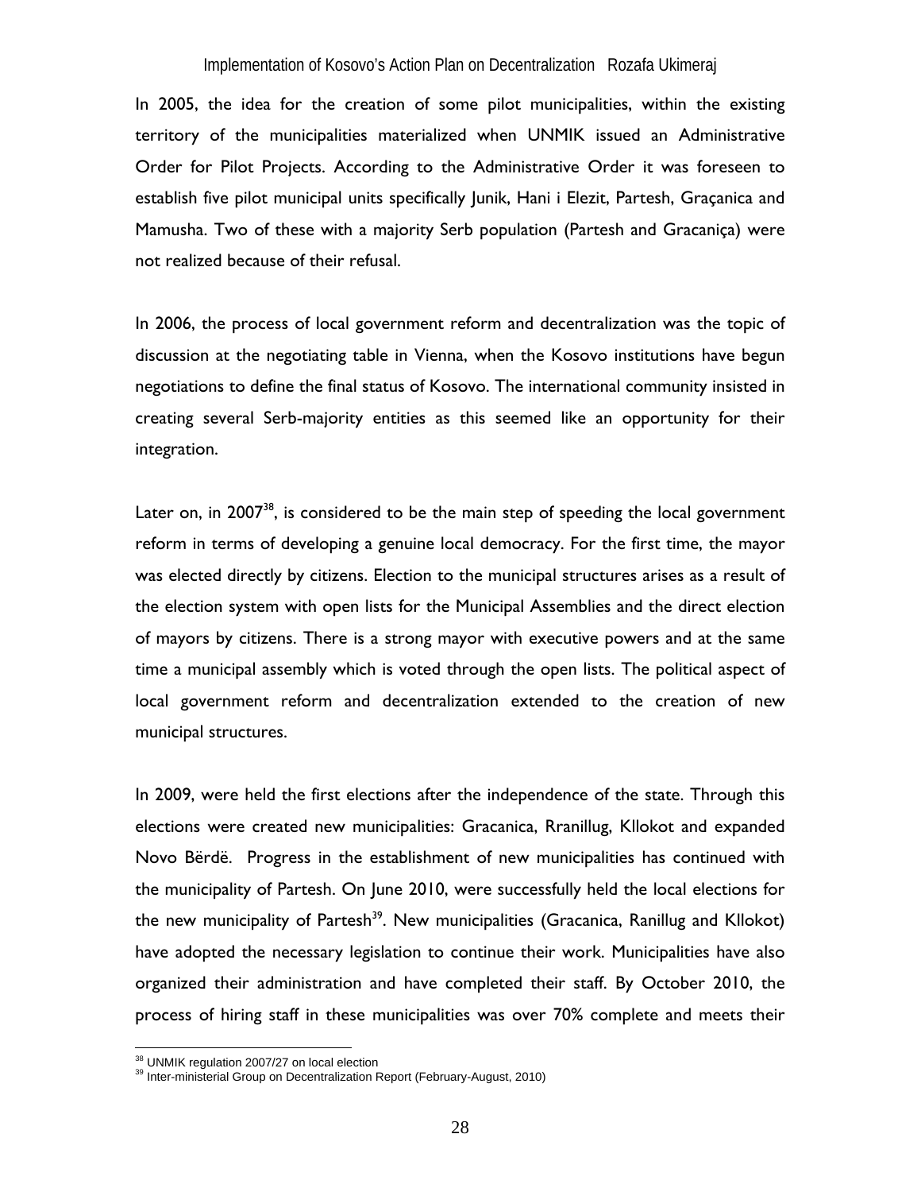In 2005, the idea for the creation of some pilot municipalities, within the existing territory of the municipalities materialized when UNMIK issued an Administrative Order for Pilot Projects. According to the Administrative Order it was foreseen to establish five pilot municipal units specifically Junik, Hani i Elezit, Partesh, Graçanica and Mamusha. Two of these with a majority Serb population (Partesh and Gracaniça) were not realized because of their refusal.

In 2006, the process of local government reform and decentralization was the topic of discussion at the negotiating table in Vienna, when the Kosovo institutions have begun negotiations to define the final status of Kosovo. The international community insisted in creating several Serb-majority entities as this seemed like an opportunity for their integration.

Later on, in 2007[38], is considered to be the main step of speeding the local government reform in terms of developing a genuine local democracy. For the first time, the mayor was elected directly by citizens. Election to the municipal structures arises as a result of the election system with open lists for the Municipal Assemblies and the direct election of mayors by citizens. There is a strong mayor with executive powers and at the same time a municipal assembly which is voted through the open lists. The political aspect of local government reform and decentralization extended to the creation of new municipal structures.

In 2009, were held the first elections after the independence of the state. Through this elections were created new municipalities: Gracanica, Rranillug, Kllokot and expanded Novo Bërdë. Progress in the establishment of new municipalities has continued with the municipality of Partesh. On June 2010, were successfully held the local elections for the new municipality of Partesh[39]. New municipalities (Gracanica, Ranillug and Kllokot) have adopted the necessary legislation to continue their work. Municipalities have also organized their administration and have completed their staff. By October 2010, the process of hiring staff in these municipalities was over 70% complete and meets their

---

[38] UNMIK regulation 2007/27 on local election

[39] Inter-ministerial Group on Decentralization Report (February-August, 2010)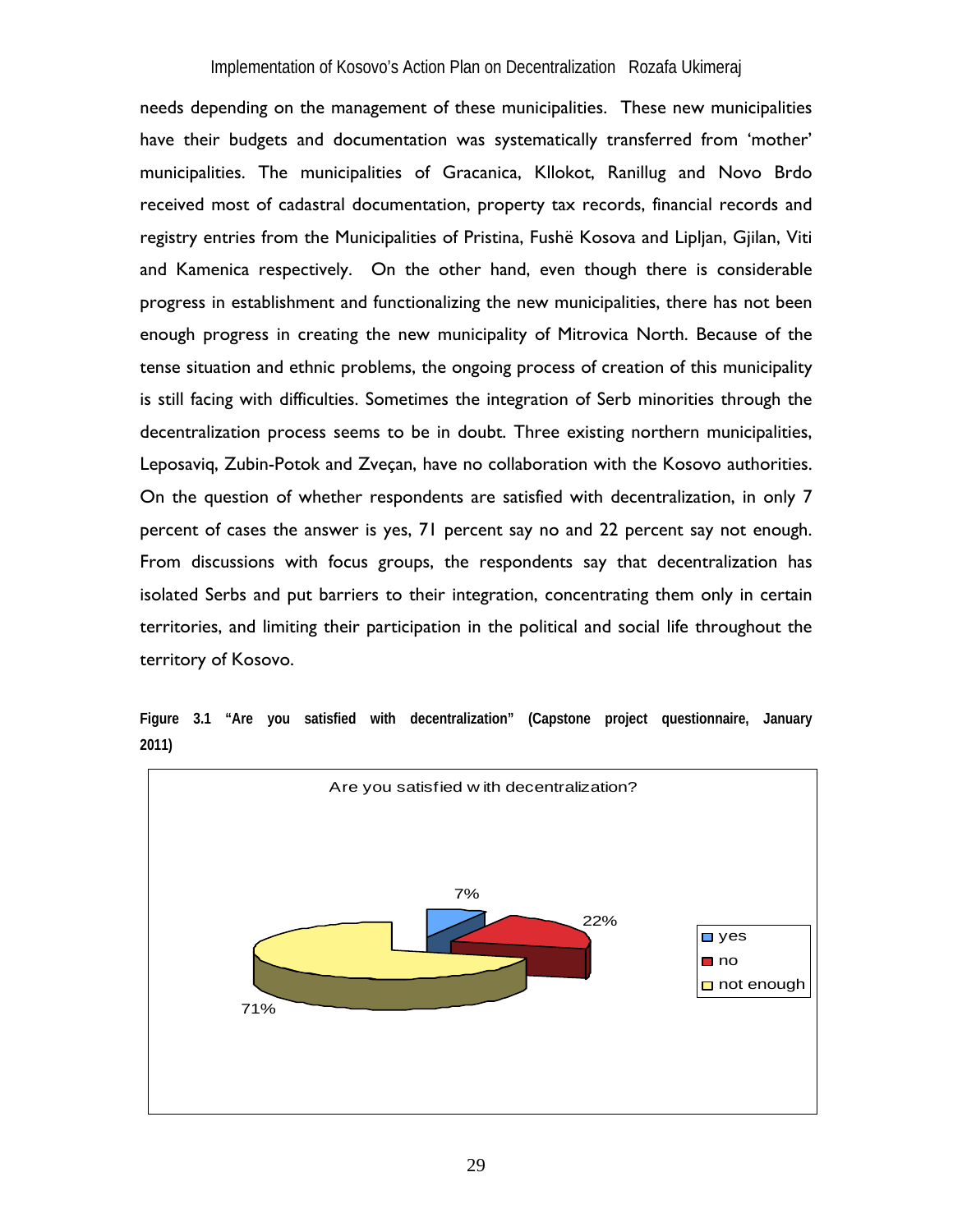needs depending on the management of these municipalities. These new municipalities have their budgets and documentation was systematically transferred from 'mother' municipalities. The municipalities of Gracanica, Kllokot, Ranillug and Novo Brdo received most of cadastral documentation, property tax records, financial records and registry entries from the Municipalities of Pristina, Fushë Kosova and Lipljan, Gjilan, Viti and Kamenica respectively. On the other hand, even though there is considerable progress in establishment and functionalizing the new municipalities, there has not been enough progress in creating the new municipality of Mitrovica North. Because of the tense situation and ethnic problems, the ongoing process of creation of this municipality is still facing with difficulties. Sometimes the integration of Serb minorities through the decentralization process seems to be in doubt. Three existing northern municipalities, Leposaviq, Zubin-Potok and Zveçan, have no collaboration with the Kosovo authorities. On the question of whether respondents are satisfied with decentralization, in only 7 percent of cases the answer is yes, 71 percent say no and 22 percent say not enough. From discussions with focus groups, the respondents say that decentralization has isolated Serbs and put barriers to their integration, concentrating them only in certain territories, and limiting their participation in the political and social life throughout the territory of Kosovo.

**Figure 3.1 "Are you satisfied with decentralization" (Capstone project questionnaire, January 2011)**

Are you satisfied with decentralization?

| Answer | Percent |
|---|---|
| yes | 7% |
| no | 22% |
| not enough | 71% |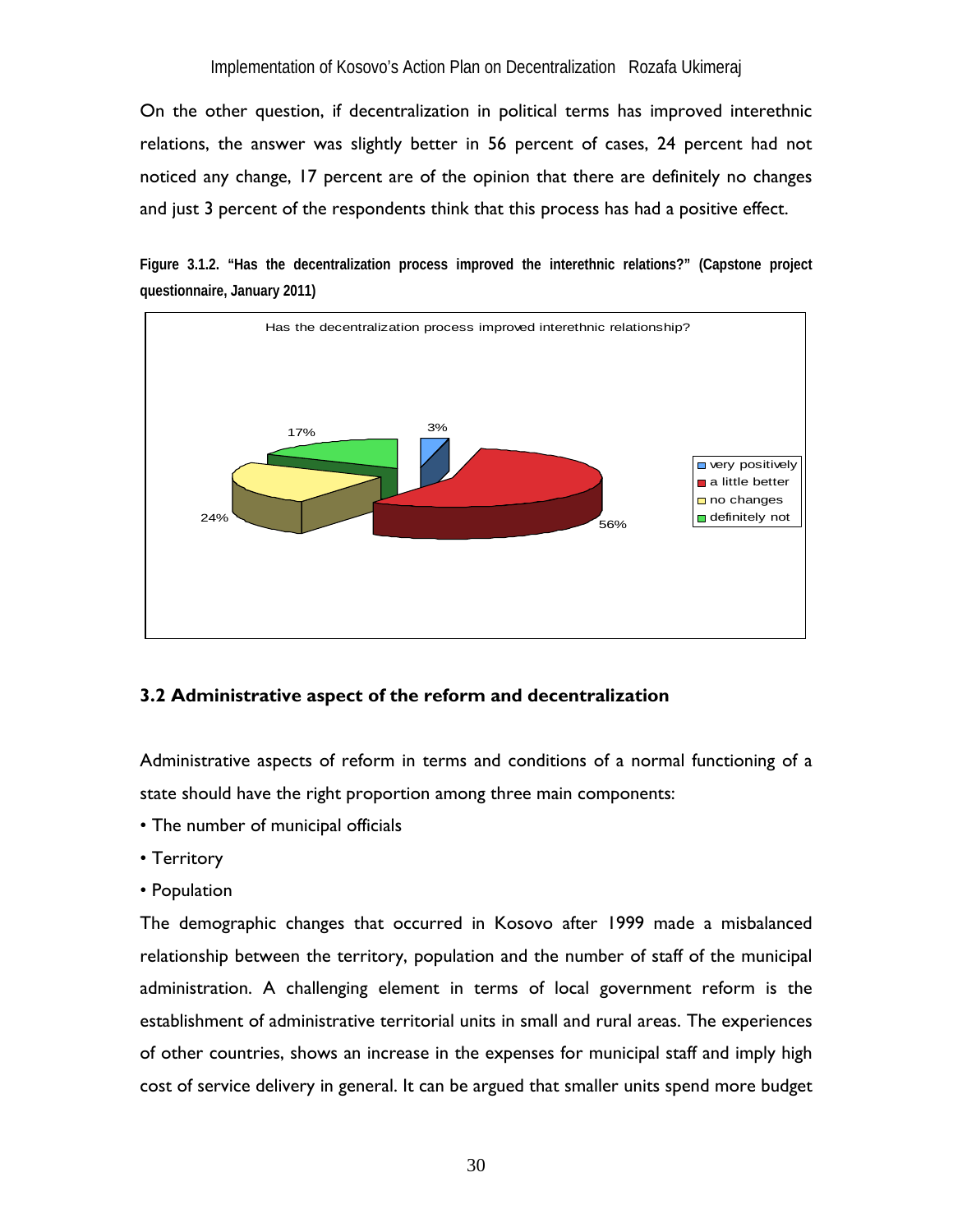On the other question, if decentralization in political terms has improved interethnic relations, the answer was slightly better in 56 percent of cases, 24 percent had not noticed any change, 17 percent are of the opinion that there are definitely no changes and just 3 percent of the respondents think that this process has had a positive effect.

**Figure 3.1.2. "Has the decentralization process improved the interethnic relations?" (Capstone project questionnaire, January 2011)**

Has the decentralization process improved interethnic relationship?

| Response | Percentage |
|---|---|
| very positively | 3% |
| a little better | 56% |
| no changes | 24% |
| definitely not | 17% |

## 3.2 Administrative aspect of the reform and decentralization

Administrative aspects of reform in terms and conditions of a normal functioning of a state should have the right proportion among three main components:

- The number of municipal officials
- Territory
- Population

The demographic changes that occurred in Kosovo after 1999 made a misbalanced relationship between the territory, population and the number of staff of the municipal administration. A challenging element in terms of local government reform is the establishment of administrative territorial units in small and rural areas. The experiences of other countries, shows an increase in the expenses for municipal staff and imply high cost of service delivery in general. It can be argued that smaller units spend more budget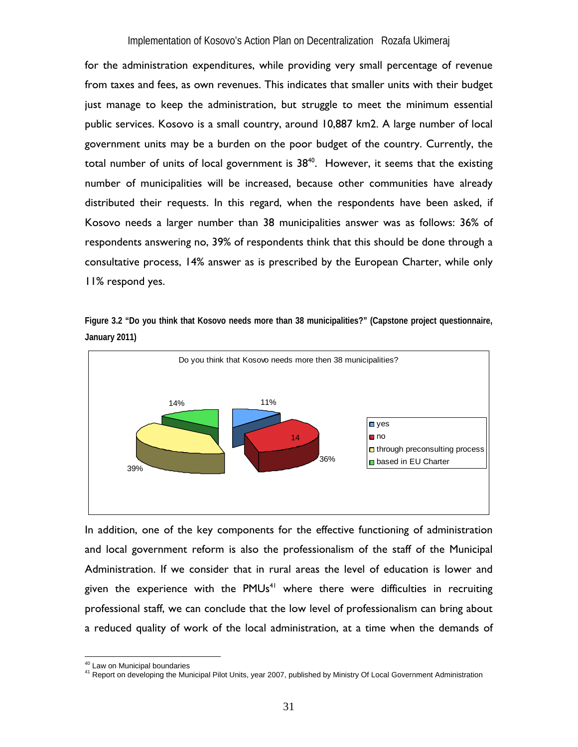for the administration expenditures, while providing very small percentage of revenue from taxes and fees, as own revenues. This indicates that smaller units with their budget just manage to keep the administration, but struggle to meet the minimum essential public services. Kosovo is a small country, around 10,887 km2. A large number of local government units may be a burden on the poor budget of the country. Currently, the total number of units of local government is 38[40]. However, it seems that the existing number of municipalities will be increased, because other communities have already distributed their requests. In this regard, when the respondents have been asked, if Kosovo needs a larger number than 38 municipalities answer was as follows: 36% of respondents answering no, 39% of respondents think that this should be done through a consultative process, 14% answer as is prescribed by the European Charter, while only 11% respond yes.

**Figure 3.2 "Do you think that Kosovo needs more than 38 municipalities?" (Capstone project questionnaire, January 2011)**

In addition, one of the key components for the effective functioning of administration and local government reform is also the professionalism of the staff of the Municipal Administration. If we consider that in rural areas the level of education is lower and given the experience with the PMUs[41] where there were difficulties in recruiting professional staff, we can conclude that the low level of professionalism can bring about a reduced quality of work of the local administration, at a time when the demands of

[40] Law on Municipal boundaries

[41] Report on developing the Municipal Pilot Units, year 2007, published by Ministry Of Local Government Administration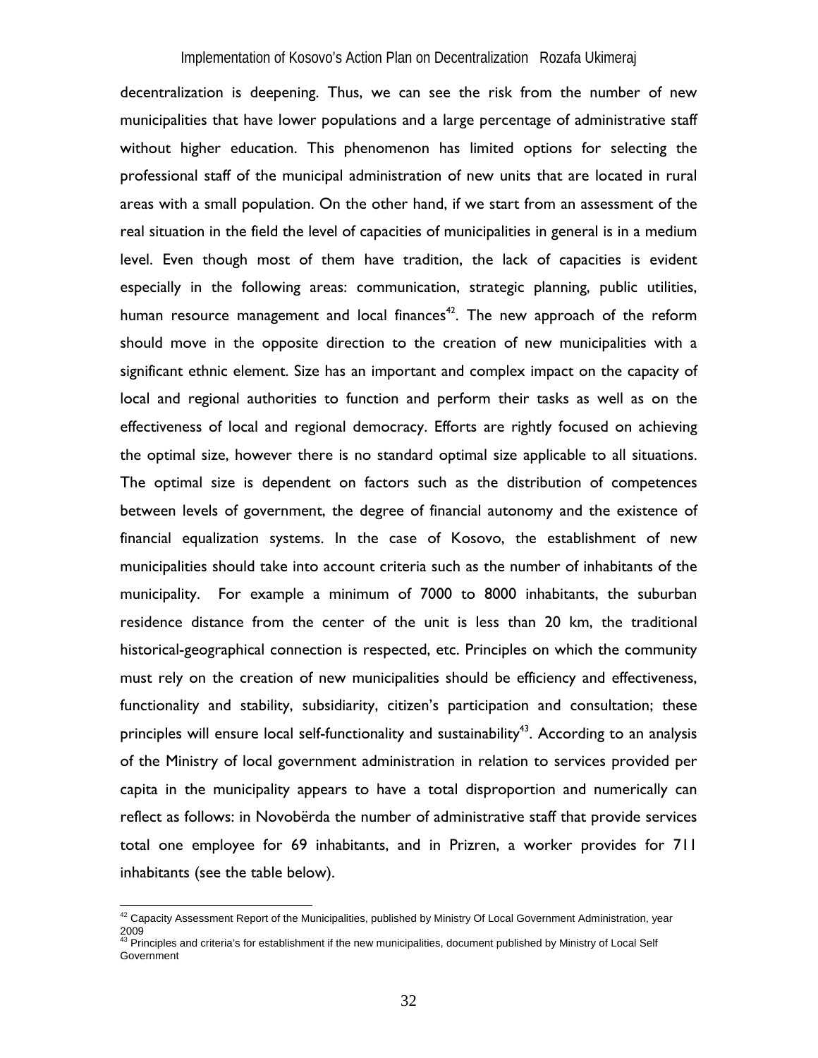decentralization is deepening. Thus, we can see the risk from the number of new municipalities that have lower populations and a large percentage of administrative staff without higher education. This phenomenon has limited options for selecting the professional staff of the municipal administration of new units that are located in rural areas with a small population. On the other hand, if we start from an assessment of the real situation in the field the level of capacities of municipalities in general is in a medium level. Even though most of them have tradition, the lack of capacities is evident especially in the following areas: communication, strategic planning, public utilities, human resource management and local finances[42]. The new approach of the reform should move in the opposite direction to the creation of new municipalities with a significant ethnic element. Size has an important and complex impact on the capacity of local and regional authorities to function and perform their tasks as well as on the effectiveness of local and regional democracy. Efforts are rightly focused on achieving the optimal size, however there is no standard optimal size applicable to all situations. The optimal size is dependent on factors such as the distribution of competences between levels of government, the degree of financial autonomy and the existence of financial equalization systems. In the case of Kosovo, the establishment of new municipalities should take into account criteria such as the number of inhabitants of the municipality. For example a minimum of 7000 to 8000 inhabitants, the suburban residence distance from the center of the unit is less than 20 km, the traditional historical-geographical connection is respected, etc. Principles on which the community must rely on the creation of new municipalities should be efficiency and effectiveness, functionality and stability, subsidiarity, citizen's participation and consultation; these principles will ensure local self-functionality and sustainability[43]. According to an analysis of the Ministry of local government administration in relation to services provided per capita in the municipality appears to have a total disproportion and numerically can reflect as follows: in Novobërda the number of administrative staff that provide services total one employee for 69 inhabitants, and in Prizren, a worker provides for 711 inhabitants (see the table below).

---

[42] Capacity Assessment Report of the Municipalities, published by Ministry Of Local Government Administration, year 2009

[43] Principles and criteria's for establishment if the new municipalities, document published by Ministry of Local Self Government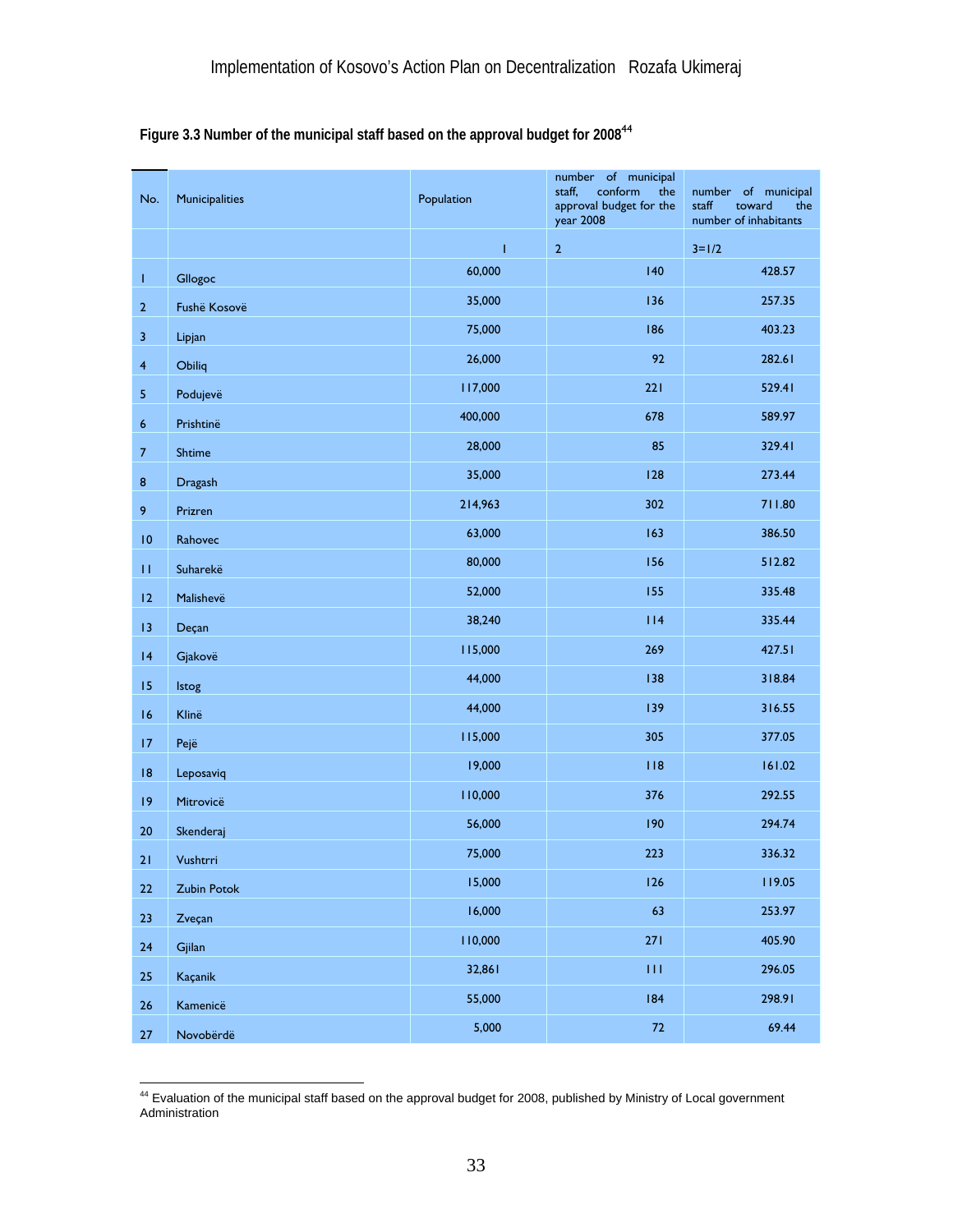**Figure 3.3 Number of the municipal staff based on the approval budget for 2008**[44]

| No. | Municipalities | Population | number of municipal staff, conform the approval budget for the year 2008 | number of municipal staff toward the number of inhabitants |
|---|---|---|---|---|
| | | 1 | 2 | 3=1/2 |
| 1 | Gllogoc | 60,000 | 140 | 428.57 |
| 2 | Fushë Kosovë | 35,000 | 136 | 257.35 |
| 3 | Lipjan | 75,000 | 186 | 403.23 |
| 4 | Obiliq | 26,000 | 92 | 282.61 |
| 5 | Podujevë | 117,000 | 221 | 529.41 |
| 6 | Prishtinë | 400,000 | 678 | 589.97 |
| 7 | Shtime | 28,000 | 85 | 329.41 |
| 8 | Dragash | 35,000 | 128 | 273.44 |
| 9 | Prizren | 214,963 | 302 | 711.80 |
| 10 | Rahovec | 63,000 | 163 | 386.50 |
| 11 | Suharekë | 80,000 | 156 | 512.82 |
| 12 | Malishevë | 52,000 | 155 | 335.48 |
| 13 | Deçan | 38,240 | 114 | 335.44 |
| 14 | Gjakovë | 115,000 | 269 | 427.51 |
| 15 | Istog | 44,000 | 138 | 318.84 |
| 16 | Klinë | 44,000 | 139 | 316.55 |
| 17 | Pejë | 115,000 | 305 | 377.05 |
| 18 | Leposaviq | 19,000 | 118 | 161.02 |
| 19 | Mitrovicë | 110,000 | 376 | 292.55 |
| 20 | Skenderaj | 56,000 | 190 | 294.74 |
| 21 | Vushtrri | 75,000 | 223 | 336.32 |
| 22 | Zubin Potok | 15,000 | 126 | 119.05 |
| 23 | Zveçan | 16,000 | 63 | 253.97 |
| 24 | Gjilan | 110,000 | 271 | 405.90 |
| 25 | Kaçanik | 32,861 | 111 | 296.05 |
| 26 | Kamenicë | 55,000 | 184 | 298.91 |
| 27 | Novobërdë | 5,000 | 72 | 69.44 |

[44] Evaluation of the municipal staff based on the approval budget for 2008, published by Ministry of Local government Administration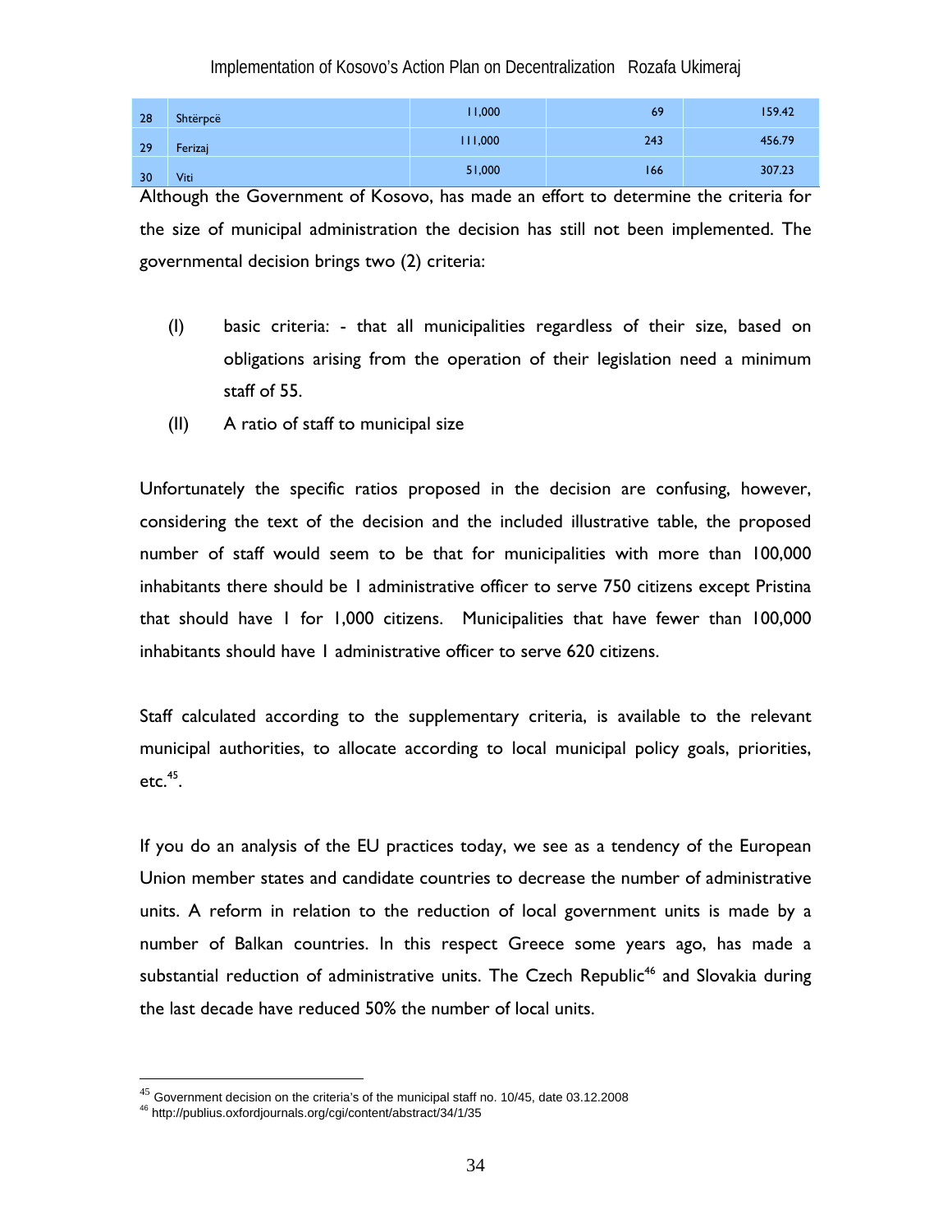| 28 | Shtërpcë | 11,000 | 69 | 159.42 |
|---|---|---|---|---|
| 29 | Ferizaj | 111,000 | 243 | 456.79 |
| 30 | Viti | 51,000 | 166 | 307.23 |

Although the Government of Kosovo, has made an effort to determine the criteria for the size of municipal administration the decision has still not been implemented. The governmental decision brings two (2) criteria:

(I) basic criteria: - that all municipalities regardless of their size, based on obligations arising from the operation of their legislation need a minimum staff of 55.

(II) A ratio of staff to municipal size

Unfortunately the specific ratios proposed in the decision are confusing, however, considering the text of the decision and the included illustrative table, the proposed number of staff would seem to be that for municipalities with more than 100,000 inhabitants there should be 1 administrative officer to serve 750 citizens except Pristina that should have 1 for 1,000 citizens. Municipalities that have fewer than 100,000 inhabitants should have 1 administrative officer to serve 620 citizens.

Staff calculated according to the supplementary criteria, is available to the relevant municipal authorities, to allocate according to local municipal policy goals, priorities, etc.[45].

If you do an analysis of the EU practices today, we see as a tendency of the European Union member states and candidate countries to decrease the number of administrative units. A reform in relation to the reduction of local government units is made by a number of Balkan countries. In this respect Greece some years ago, has made a substantial reduction of administrative units. The Czech Republic[46] and Slovakia during the last decade have reduced 50% the number of local units.

---

[45] Government decision on the criteria's of the municipal staff no. 10/45, date 03.12.2008

[46] http://publius.oxfordjournals.org/cgi/content/abstract/34/1/35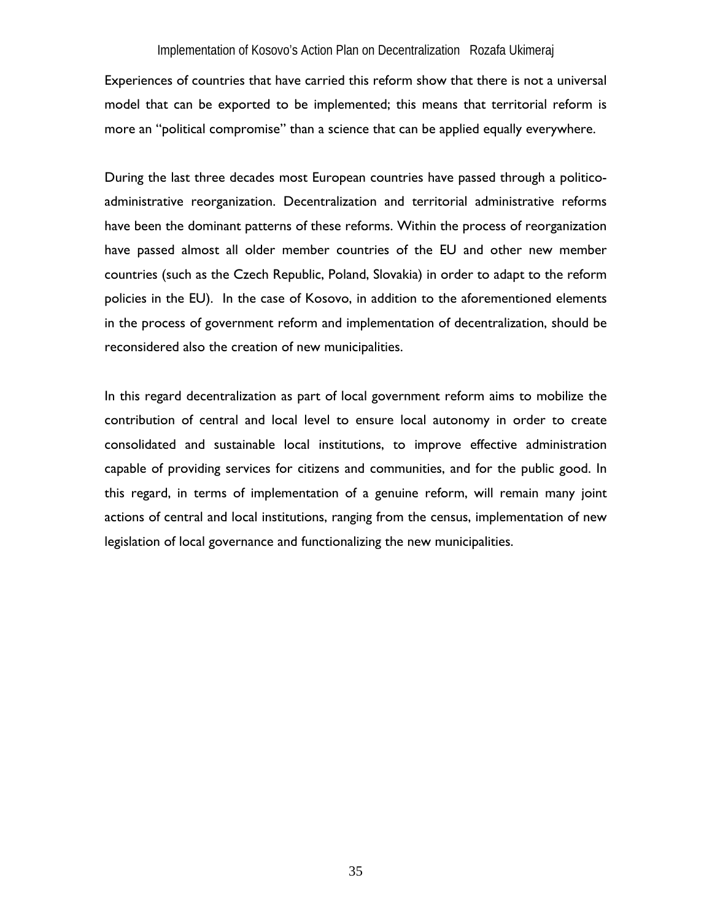Experiences of countries that have carried this reform show that there is not a universal model that can be exported to be implemented; this means that territorial reform is more an "political compromise" than a science that can be applied equally everywhere.

During the last three decades most European countries have passed through a politico-administrative reorganization. Decentralization and territorial administrative reforms have been the dominant patterns of these reforms. Within the process of reorganization have passed almost all older member countries of the EU and other new member countries (such as the Czech Republic, Poland, Slovakia) in order to adapt to the reform policies in the EU). In the case of Kosovo, in addition to the aforementioned elements in the process of government reform and implementation of decentralization, should be reconsidered also the creation of new municipalities.

In this regard decentralization as part of local government reform aims to mobilize the contribution of central and local level to ensure local autonomy in order to create consolidated and sustainable local institutions, to improve effective administration capable of providing services for citizens and communities, and for the public good. In this regard, in terms of implementation of a genuine reform, will remain many joint actions of central and local institutions, ranging from the census, implementation of new legislation of local governance and functionalizing the new municipalities.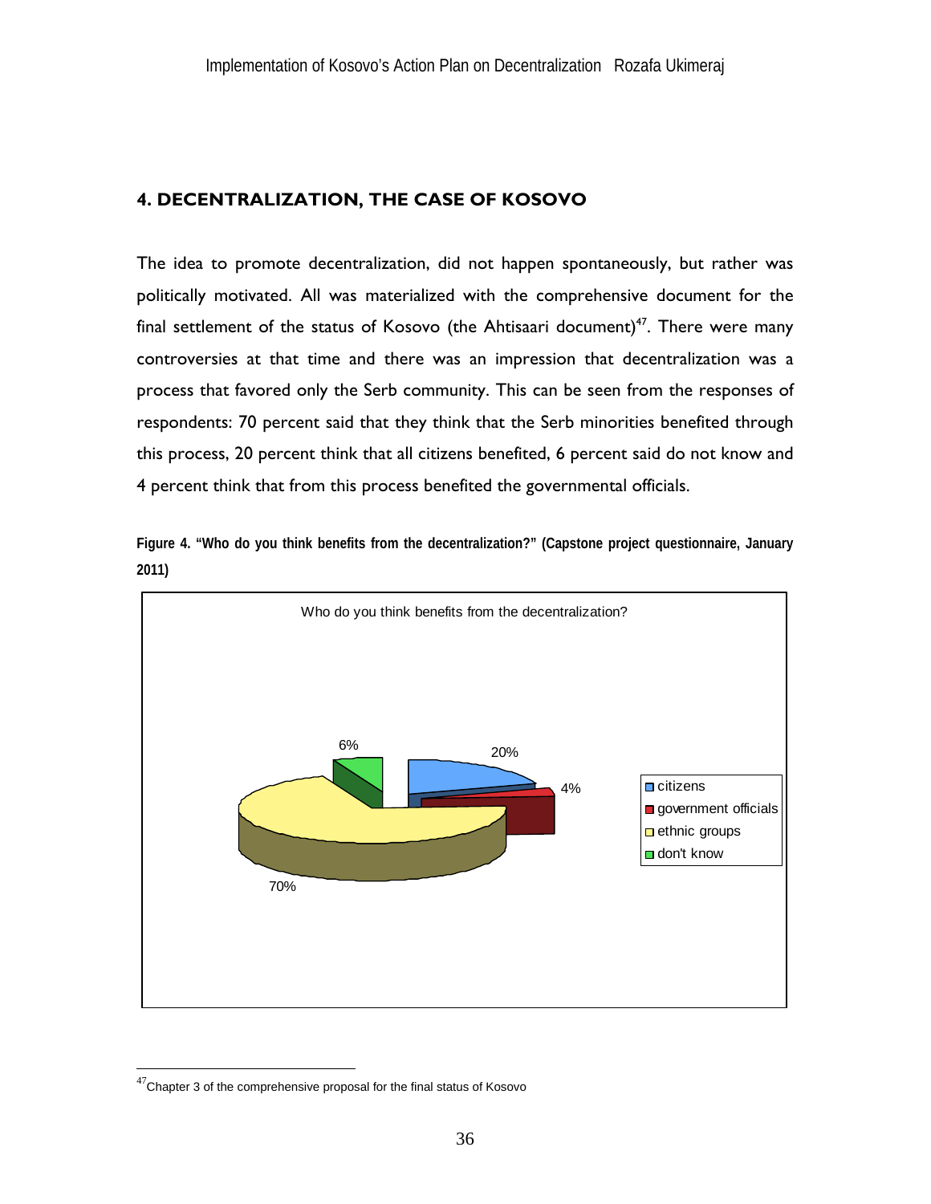## 4. DECENTRALIZATION, THE CASE OF KOSOVO

The idea to promote decentralization, did not happen spontaneously, but rather was politically motivated. All was materialized with the comprehensive document for the final settlement of the status of Kosovo (the Ahtisaari document)[47]. There were many controversies at that time and there was an impression that decentralization was a process that favored only the Serb community. This can be seen from the responses of respondents: 70 percent said that they think that the Serb minorities benefited through this process, 20 percent think that all citizens benefited, 6 percent said do not know and 4 percent think that from this process benefited the governmental officials.

**Figure 4. "Who do you think benefits from the decentralization?" (Capstone project questionnaire, January 2011)**

Who do you think benefits from the decentralization?

| Category | Percent |
|---|---|
| citizens | 20% |
| government officials | 4% |
| ethnic groups | 70% |
| don't know | 6% |

---

[47] Chapter 3 of the comprehensive proposal for the final status of Kosovo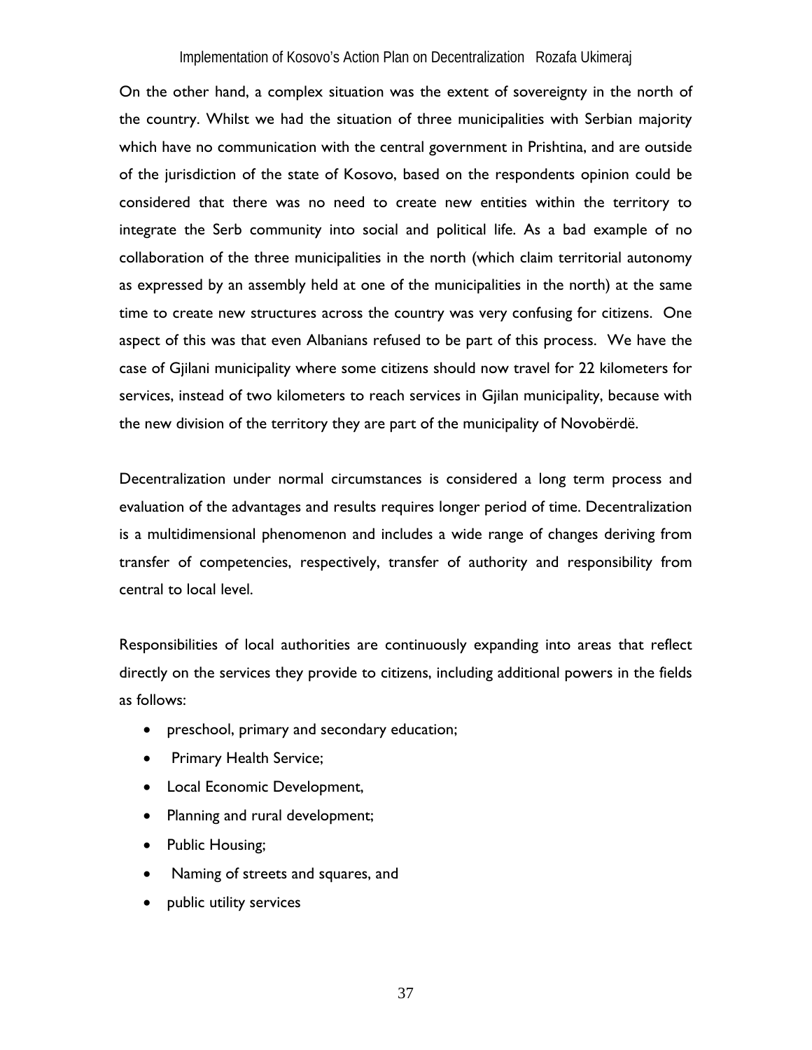On the other hand, a complex situation was the extent of sovereignty in the north of the country. Whilst we had the situation of three municipalities with Serbian majority which have no communication with the central government in Prishtina, and are outside of the jurisdiction of the state of Kosovo, based on the respondents opinion could be considered that there was no need to create new entities within the territory to integrate the Serb community into social and political life. As a bad example of no collaboration of the three municipalities in the north (which claim territorial autonomy as expressed by an assembly held at one of the municipalities in the north) at the same time to create new structures across the country was very confusing for citizens. One aspect of this was that even Albanians refused to be part of this process. We have the case of Gjilani municipality where some citizens should now travel for 22 kilometers for services, instead of two kilometers to reach services in Gjilan municipality, because with the new division of the territory they are part of the municipality of Novobërdë.

Decentralization under normal circumstances is considered a long term process and evaluation of the advantages and results requires longer period of time. Decentralization is a multidimensional phenomenon and includes a wide range of changes deriving from transfer of competencies, respectively, transfer of authority and responsibility from central to local level.

Responsibilities of local authorities are continuously expanding into areas that reflect directly on the services they provide to citizens, including additional powers in the fields as follows:

- preschool, primary and secondary education;
- Primary Health Service;
- Local Economic Development,
- Planning and rural development;
- Public Housing;
- Naming of streets and squares, and
- public utility services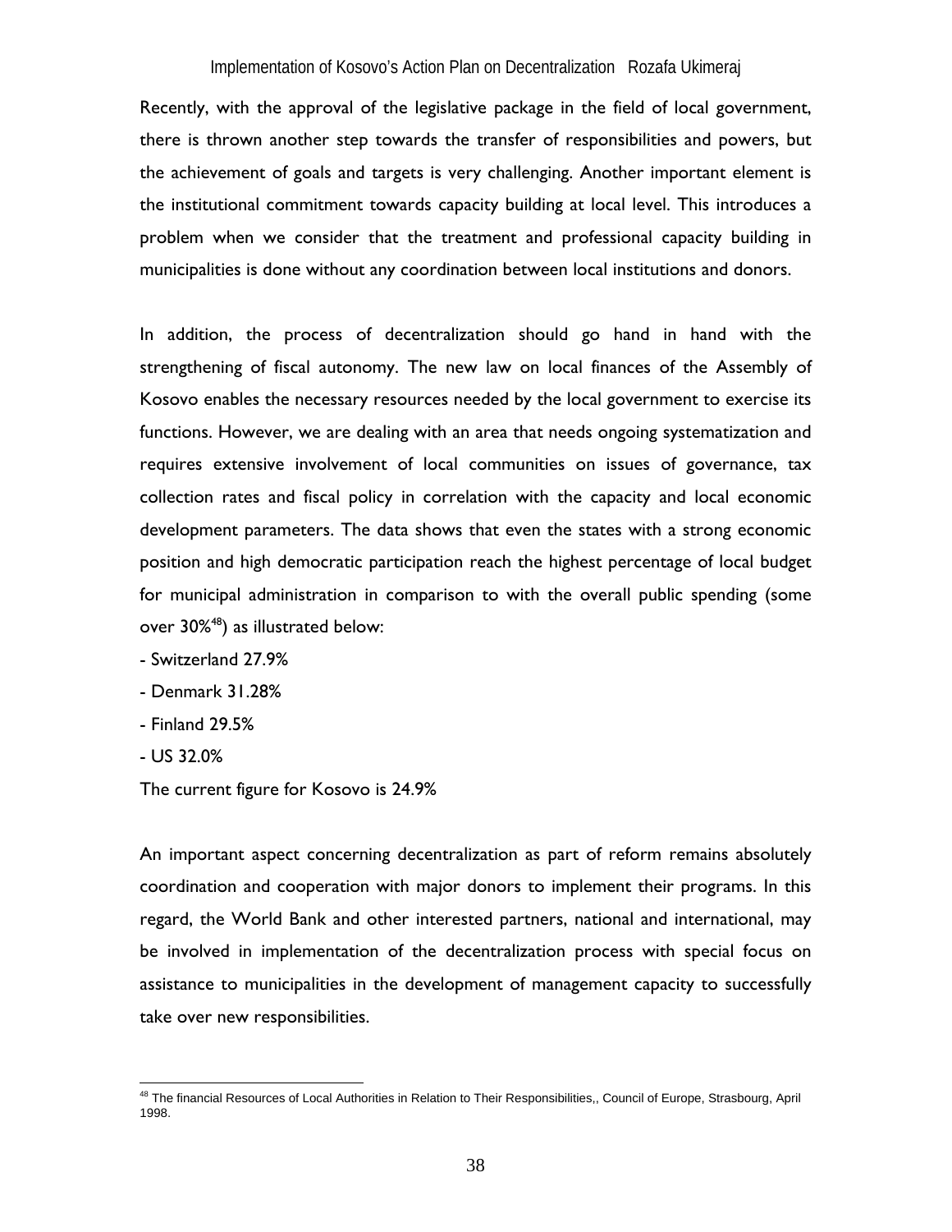Recently, with the approval of the legislative package in the field of local government, there is thrown another step towards the transfer of responsibilities and powers, but the achievement of goals and targets is very challenging. Another important element is the institutional commitment towards capacity building at local level. This introduces a problem when we consider that the treatment and professional capacity building in municipalities is done without any coordination between local institutions and donors.

In addition, the process of decentralization should go hand in hand with the strengthening of fiscal autonomy. The new law on local finances of the Assembly of Kosovo enables the necessary resources needed by the local government to exercise its functions. However, we are dealing with an area that needs ongoing systematization and requires extensive involvement of local communities on issues of governance, tax collection rates and fiscal policy in correlation with the capacity and local economic development parameters. The data shows that even the states with a strong economic position and high democratic participation reach the highest percentage of local budget for municipal administration in comparison to with the overall public spending (some over 30%[48]) as illustrated below:

- Switzerland 27.9%
- Denmark 31.28%
- Finland 29.5%
- US 32.0%

The current figure for Kosovo is 24.9%

An important aspect concerning decentralization as part of reform remains absolutely coordination and cooperation with major donors to implement their programs. In this regard, the World Bank and other interested partners, national and international, may be involved in implementation of the decentralization process with special focus on assistance to municipalities in the development of management capacity to successfully take over new responsibilities.

[48] The financial Resources of Local Authorities in Relation to Their Responsibilities,, Council of Europe, Strasbourg, April 1998.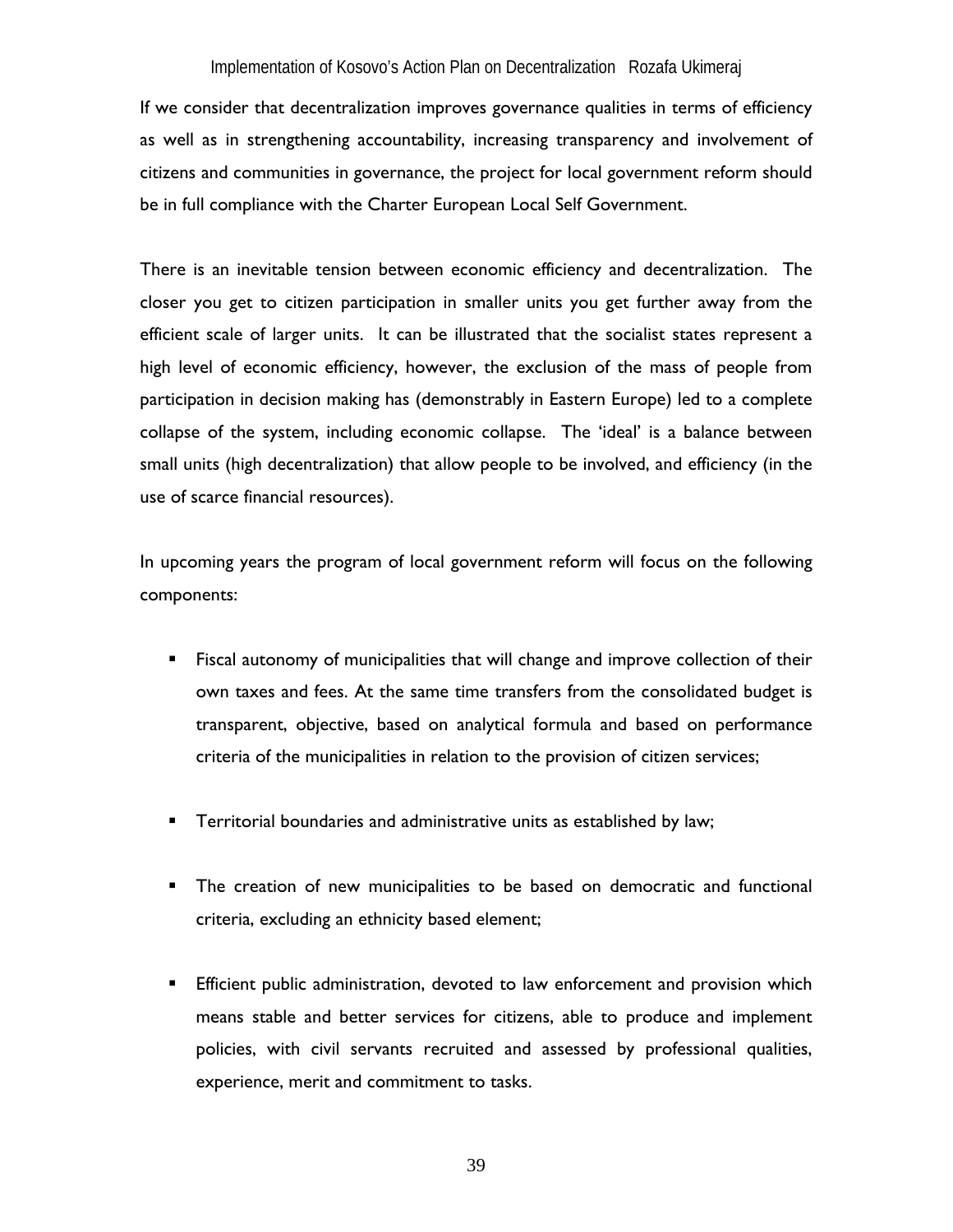If we consider that decentralization improves governance qualities in terms of efficiency as well as in strengthening accountability, increasing transparency and involvement of citizens and communities in governance, the project for local government reform should be in full compliance with the Charter European Local Self Government.

There is an inevitable tension between economic efficiency and decentralization. The closer you get to citizen participation in smaller units you get further away from the efficient scale of larger units. It can be illustrated that the socialist states represent a high level of economic efficiency, however, the exclusion of the mass of people from participation in decision making has (demonstrably in Eastern Europe) led to a complete collapse of the system, including economic collapse. The 'ideal' is a balance between small units (high decentralization) that allow people to be involved, and efficiency (in the use of scarce financial resources).

In upcoming years the program of local government reform will focus on the following components:

- Fiscal autonomy of municipalities that will change and improve collection of their own taxes and fees. At the same time transfers from the consolidated budget is transparent, objective, based on analytical formula and based on performance criteria of the municipalities in relation to the provision of citizen services;

- Territorial boundaries and administrative units as established by law;

- The creation of new municipalities to be based on democratic and functional criteria, excluding an ethnicity based element;

- Efficient public administration, devoted to law enforcement and provision which means stable and better services for citizens, able to produce and implement policies, with civil servants recruited and assessed by professional qualities, experience, merit and commitment to tasks.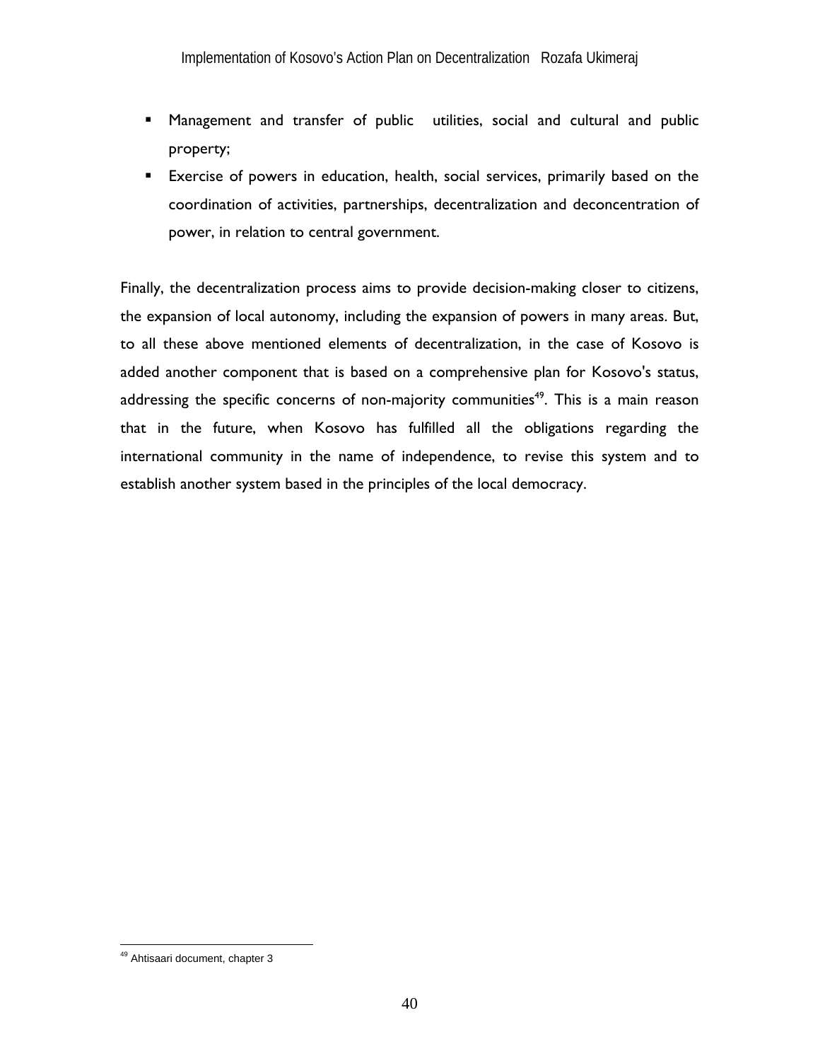- Management and transfer of public utilities, social and cultural and public property;
- Exercise of powers in education, health, social services, primarily based on the coordination of activities, partnerships, decentralization and deconcentration of power, in relation to central government.

Finally, the decentralization process aims to provide decision-making closer to citizens, the expansion of local autonomy, including the expansion of powers in many areas. But, to all these above mentioned elements of decentralization, in the case of Kosovo is added another component that is based on a comprehensive plan for Kosovo's status, addressing the specific concerns of non-majority communities[49]. This is a main reason that in the future, when Kosovo has fulfilled all the obligations regarding the international community in the name of independence, to revise this system and to establish another system based in the principles of the local democracy.

[49] Ahtisaari document, chapter 3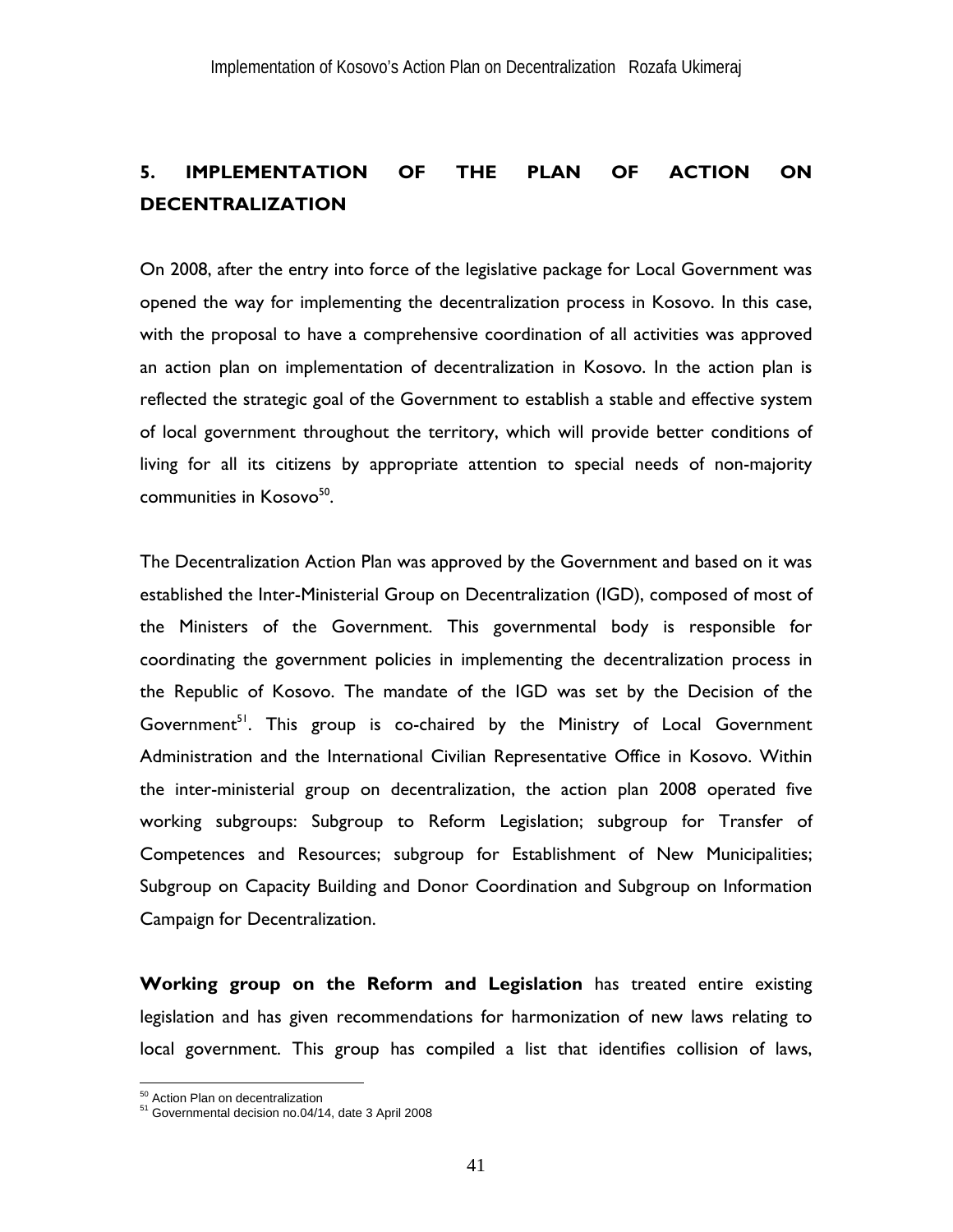## 5. IMPLEMENTATION OF THE PLAN OF ACTION ON DECENTRALIZATION

On 2008, after the entry into force of the legislative package for Local Government was opened the way for implementing the decentralization process in Kosovo. In this case, with the proposal to have a comprehensive coordination of all activities was approved an action plan on implementation of decentralization in Kosovo. In the action plan is reflected the strategic goal of the Government to establish a stable and effective system of local government throughout the territory, which will provide better conditions of living for all its citizens by appropriate attention to special needs of non-majority communities in Kosovo[50].

The Decentralization Action Plan was approved by the Government and based on it was established the Inter-Ministerial Group on Decentralization (IGD), composed of most of the Ministers of the Government. This governmental body is responsible for coordinating the government policies in implementing the decentralization process in the Republic of Kosovo. The mandate of the IGD was set by the Decision of the Government[51]. This group is co-chaired by the Ministry of Local Government Administration and the International Civilian Representative Office in Kosovo. Within the inter-ministerial group on decentralization, the action plan 2008 operated five working subgroups: Subgroup to Reform Legislation; subgroup for Transfer of Competences and Resources; subgroup for Establishment of New Municipalities; Subgroup on Capacity Building and Donor Coordination and Subgroup on Information Campaign for Decentralization.

**Working group on the Reform and Legislation** has treated entire existing legislation and has given recommendations for harmonization of new laws relating to local government. This group has compiled a list that identifies collision of laws,

---

[50] Action Plan on decentralization

[51] Governmental decision no.04/14, date 3 April 2008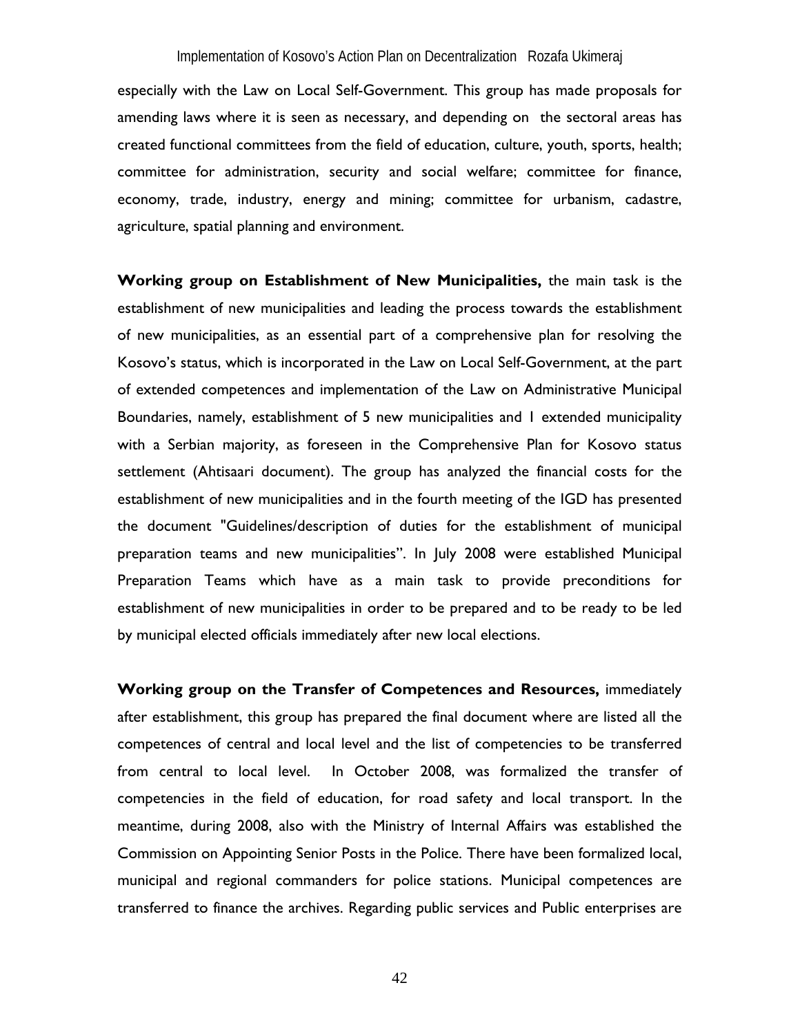especially with the Law on Local Self-Government. This group has made proposals for amending laws where it is seen as necessary, and depending on the sectoral areas has created functional committees from the field of education, culture, youth, sports, health; committee for administration, security and social welfare; committee for finance, economy, trade, industry, energy and mining; committee for urbanism, cadastre, agriculture, spatial planning and environment.

**Working group on Establishment of New Municipalities,** the main task is the establishment of new municipalities and leading the process towards the establishment of new municipalities, as an essential part of a comprehensive plan for resolving the Kosovo's status, which is incorporated in the Law on Local Self-Government, at the part of extended competences and implementation of the Law on Administrative Municipal Boundaries, namely, establishment of 5 new municipalities and 1 extended municipality with a Serbian majority, as foreseen in the Comprehensive Plan for Kosovo status settlement (Ahtisaari document). The group has analyzed the financial costs for the establishment of new municipalities and in the fourth meeting of the IGD has presented the document "Guidelines/description of duties for the establishment of municipal preparation teams and new municipalities". In July 2008 were established Municipal Preparation Teams which have as a main task to provide preconditions for establishment of new municipalities in order to be prepared and to be ready to be led by municipal elected officials immediately after new local elections.

**Working group on the Transfer of Competences and Resources,** immediately after establishment, this group has prepared the final document where are listed all the competences of central and local level and the list of competencies to be transferred from central to local level. In October 2008, was formalized the transfer of competencies in the field of education, for road safety and local transport. In the meantime, during 2008, also with the Ministry of Internal Affairs was established the Commission on Appointing Senior Posts in the Police. There have been formalized local, municipal and regional commanders for police stations. Municipal competences are transferred to finance the archives. Regarding public services and Public enterprises are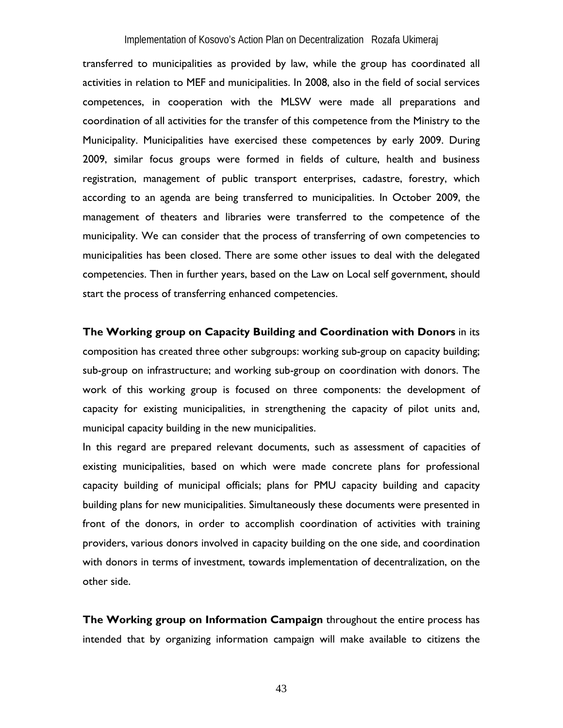transferred to municipalities as provided by law, while the group has coordinated all activities in relation to MEF and municipalities. In 2008, also in the field of social services competences, in cooperation with the MLSW were made all preparations and coordination of all activities for the transfer of this competence from the Ministry to the Municipality. Municipalities have exercised these competences by early 2009. During 2009, similar focus groups were formed in fields of culture, health and business registration, management of public transport enterprises, cadastre, forestry, which according to an agenda are being transferred to municipalities. In October 2009, the management of theaters and libraries were transferred to the competence of the municipality. We can consider that the process of transferring of own competencies to municipalities has been closed. There are some other issues to deal with the delegated competencies. Then in further years, based on the Law on Local self government, should start the process of transferring enhanced competencies.

**The Working group on Capacity Building and Coordination with Donors** in its composition has created three other subgroups: working sub-group on capacity building; sub-group on infrastructure; and working sub-group on coordination with donors. The work of this working group is focused on three components: the development of capacity for existing municipalities, in strengthening the capacity of pilot units and, municipal capacity building in the new municipalities.

In this regard are prepared relevant documents, such as assessment of capacities of existing municipalities, based on which were made concrete plans for professional capacity building of municipal officials; plans for PMU capacity building and capacity building plans for new municipalities. Simultaneously these documents were presented in front of the donors, in order to accomplish coordination of activities with training providers, various donors involved in capacity building on the one side, and coordination with donors in terms of investment, towards implementation of decentralization, on the other side.

**The Working group on Information Campaign** throughout the entire process has intended that by organizing information campaign will make available to citizens the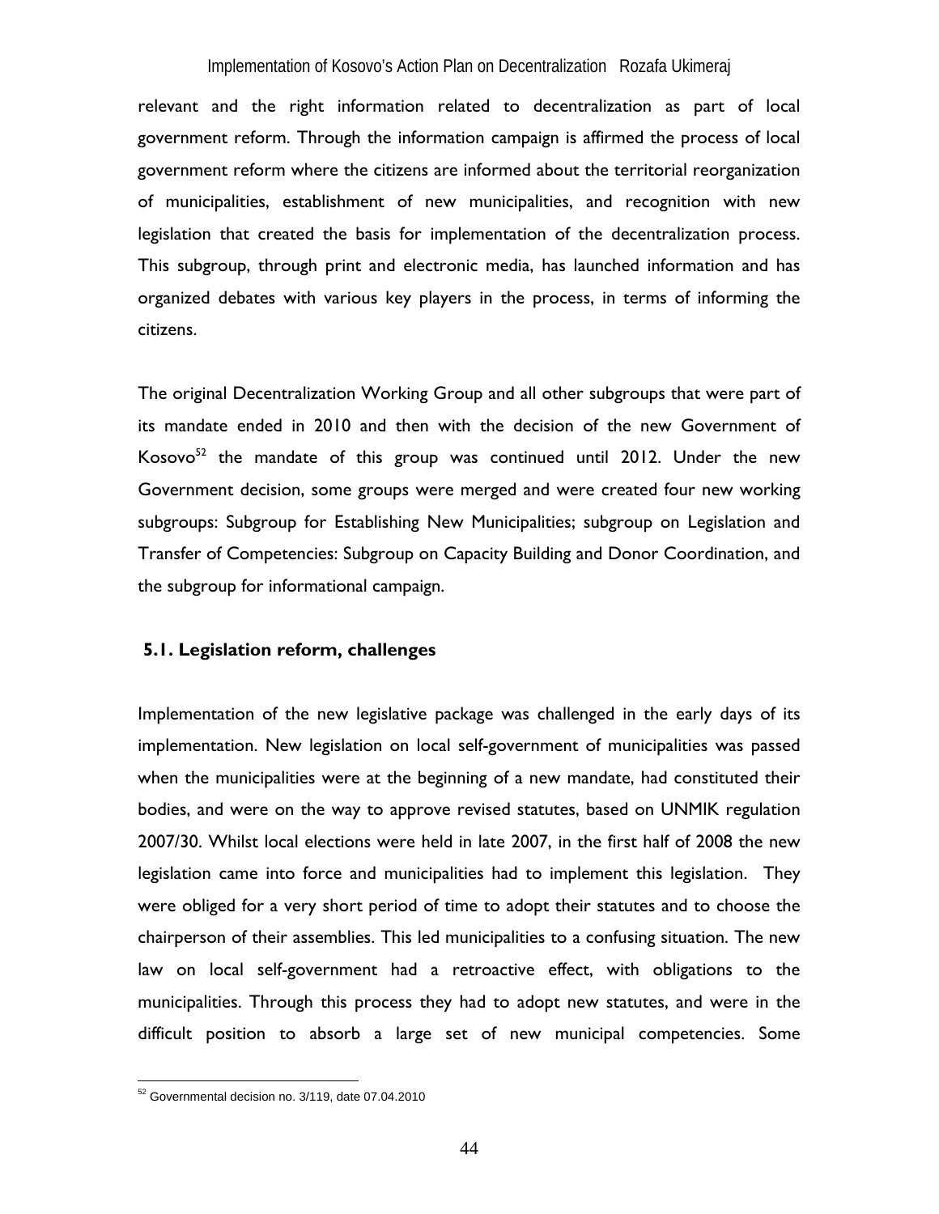relevant and the right information related to decentralization as part of local government reform. Through the information campaign is affirmed the process of local government reform where the citizens are informed about the territorial reorganization of municipalities, establishment of new municipalities, and recognition with new legislation that created the basis for implementation of the decentralization process. This subgroup, through print and electronic media, has launched information and has organized debates with various key players in the process, in terms of informing the citizens.

The original Decentralization Working Group and all other subgroups that were part of its mandate ended in 2010 and then with the decision of the new Government of Kosovo[52] the mandate of this group was continued until 2012. Under the new Government decision, some groups were merged and were created four new working subgroups: Subgroup for Establishing New Municipalities; subgroup on Legislation and Transfer of Competencies: Subgroup on Capacity Building and Donor Coordination, and the subgroup for informational campaign.

### 5.1. Legislation reform, challenges

Implementation of the new legislative package was challenged in the early days of its implementation. New legislation on local self-government of municipalities was passed when the municipalities were at the beginning of a new mandate, had constituted their bodies, and were on the way to approve revised statutes, based on UNMIK regulation 2007/30. Whilst local elections were held in late 2007, in the first half of 2008 the new legislation came into force and municipalities had to implement this legislation. They were obliged for a very short period of time to adopt their statutes and to choose the chairperson of their assemblies. This led municipalities to a confusing situation. The new law on local self-government had a retroactive effect, with obligations to the municipalities. Through this process they had to adopt new statutes, and were in the difficult position to absorb a large set of new municipal competencies. Some

[52] Governmental decision no. 3/119, date 07.04.2010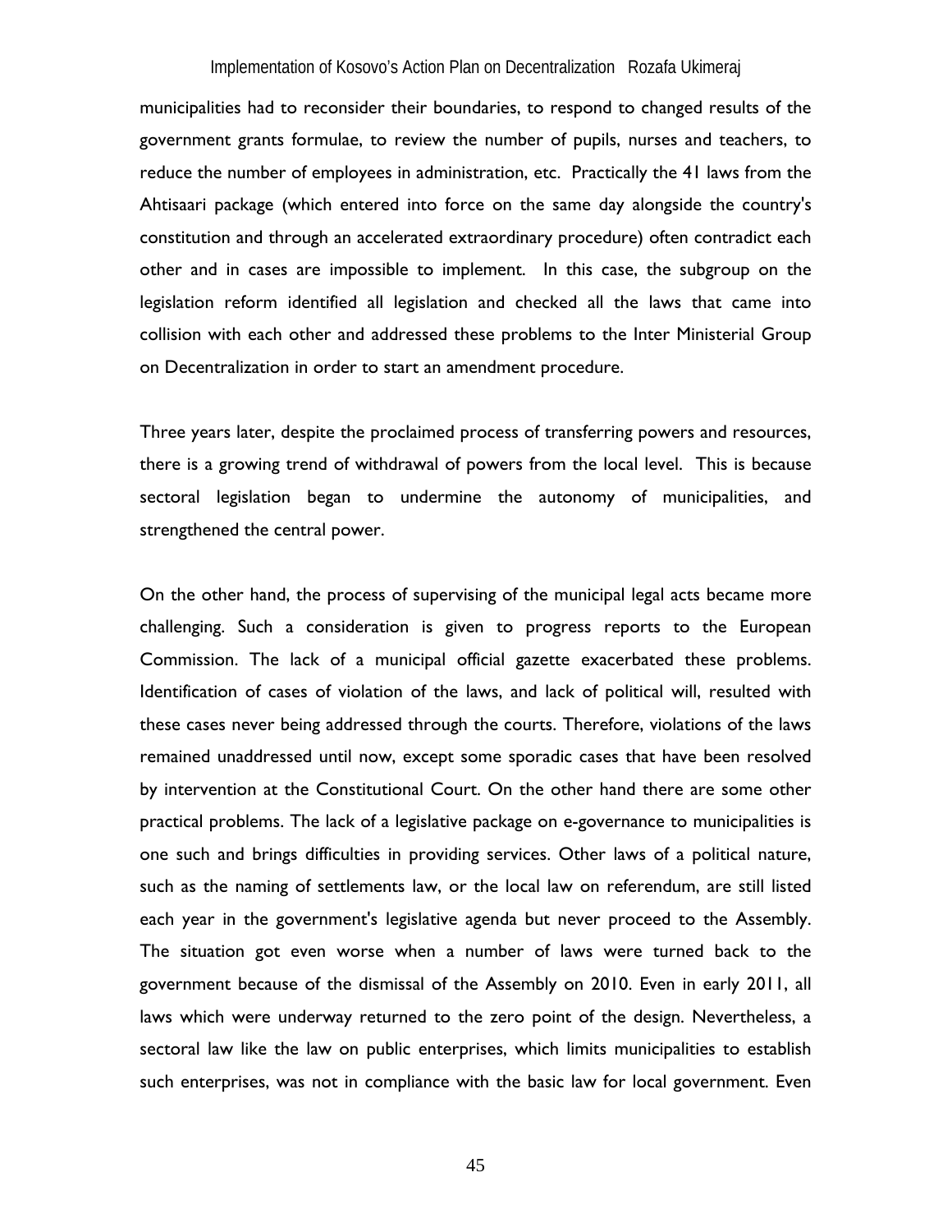municipalities had to reconsider their boundaries, to respond to changed results of the government grants formulae, to review the number of pupils, nurses and teachers, to reduce the number of employees in administration, etc. Practically the 41 laws from the Ahtisaari package (which entered into force on the same day alongside the country's constitution and through an accelerated extraordinary procedure) often contradict each other and in cases are impossible to implement. In this case, the subgroup on the legislation reform identified all legislation and checked all the laws that came into collision with each other and addressed these problems to the Inter Ministerial Group on Decentralization in order to start an amendment procedure.

Three years later, despite the proclaimed process of transferring powers and resources, there is a growing trend of withdrawal of powers from the local level. This is because sectoral legislation began to undermine the autonomy of municipalities, and strengthened the central power.

On the other hand, the process of supervising of the municipal legal acts became more challenging. Such a consideration is given to progress reports to the European Commission. The lack of a municipal official gazette exacerbated these problems. Identification of cases of violation of the laws, and lack of political will, resulted with these cases never being addressed through the courts. Therefore, violations of the laws remained unaddressed until now, except some sporadic cases that have been resolved by intervention at the Constitutional Court. On the other hand there are some other practical problems. The lack of a legislative package on e-governance to municipalities is one such and brings difficulties in providing services. Other laws of a political nature, such as the naming of settlements law, or the local law on referendum, are still listed each year in the government's legislative agenda but never proceed to the Assembly. The situation got even worse when a number of laws were turned back to the government because of the dismissal of the Assembly on 2010. Even in early 2011, all laws which were underway returned to the zero point of the design. Nevertheless, a sectoral law like the law on public enterprises, which limits municipalities to establish such enterprises, was not in compliance with the basic law for local government. Even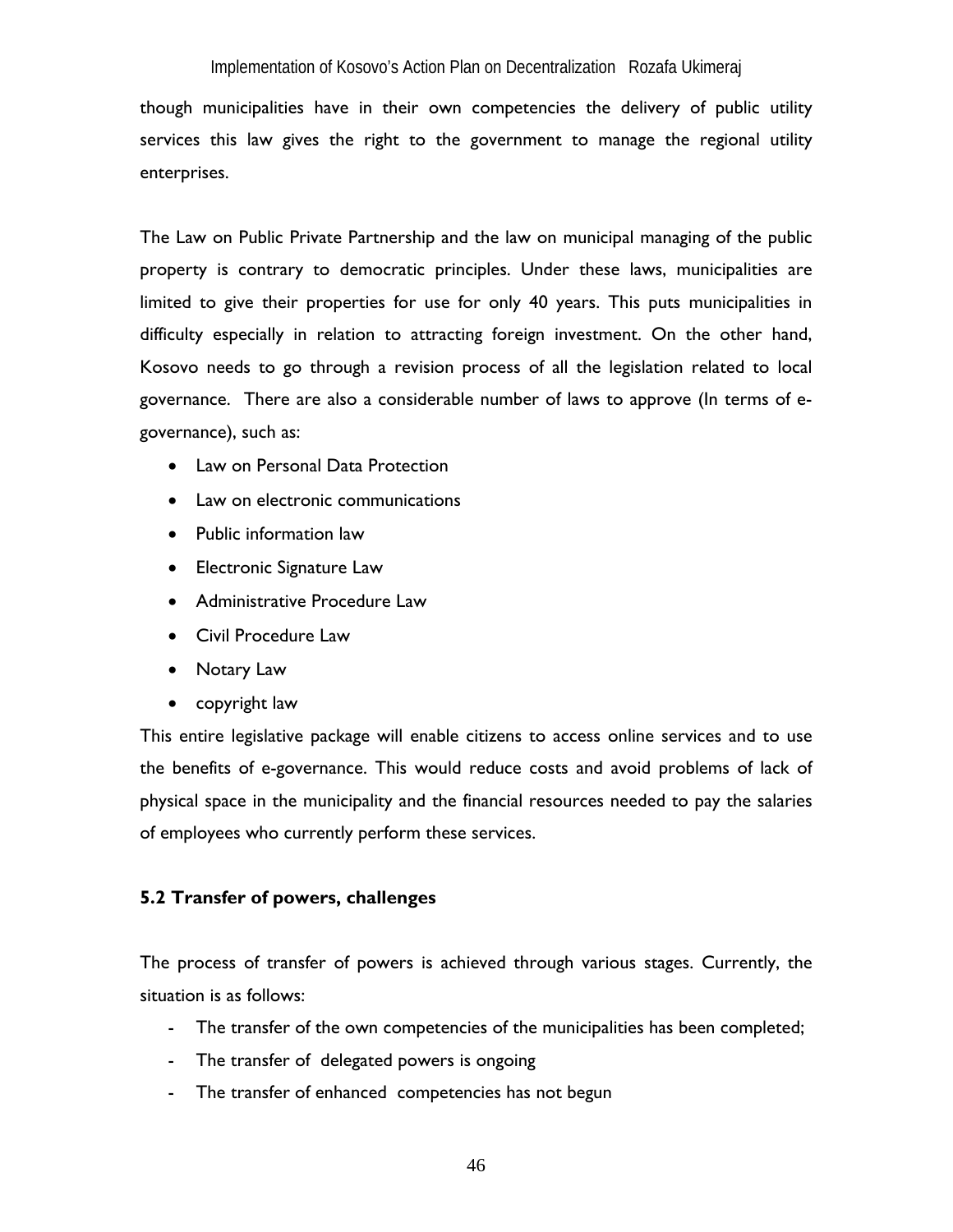though municipalities have in their own competencies the delivery of public utility services this law gives the right to the government to manage the regional utility enterprises.

The Law on Public Private Partnership and the law on municipal managing of the public property is contrary to democratic principles. Under these laws, municipalities are limited to give their properties for use for only 40 years. This puts municipalities in difficulty especially in relation to attracting foreign investment. On the other hand, Kosovo needs to go through a revision process of all the legislation related to local governance. There are also a considerable number of laws to approve (In terms of e-governance), such as:

- Law on Personal Data Protection
- Law on electronic communications
- Public information law
- Electronic Signature Law
- Administrative Procedure Law
- Civil Procedure Law
- Notary Law
- copyright law

This entire legislative package will enable citizens to access online services and to use the benefits of e-governance. This would reduce costs and avoid problems of lack of physical space in the municipality and the financial resources needed to pay the salaries of employees who currently perform these services.

### 5.2 Transfer of powers, challenges

The process of transfer of powers is achieved through various stages. Currently, the situation is as follows:

- The transfer of the own competencies of the municipalities has been completed;
- The transfer of delegated powers is ongoing
- The transfer of enhanced competencies has not begun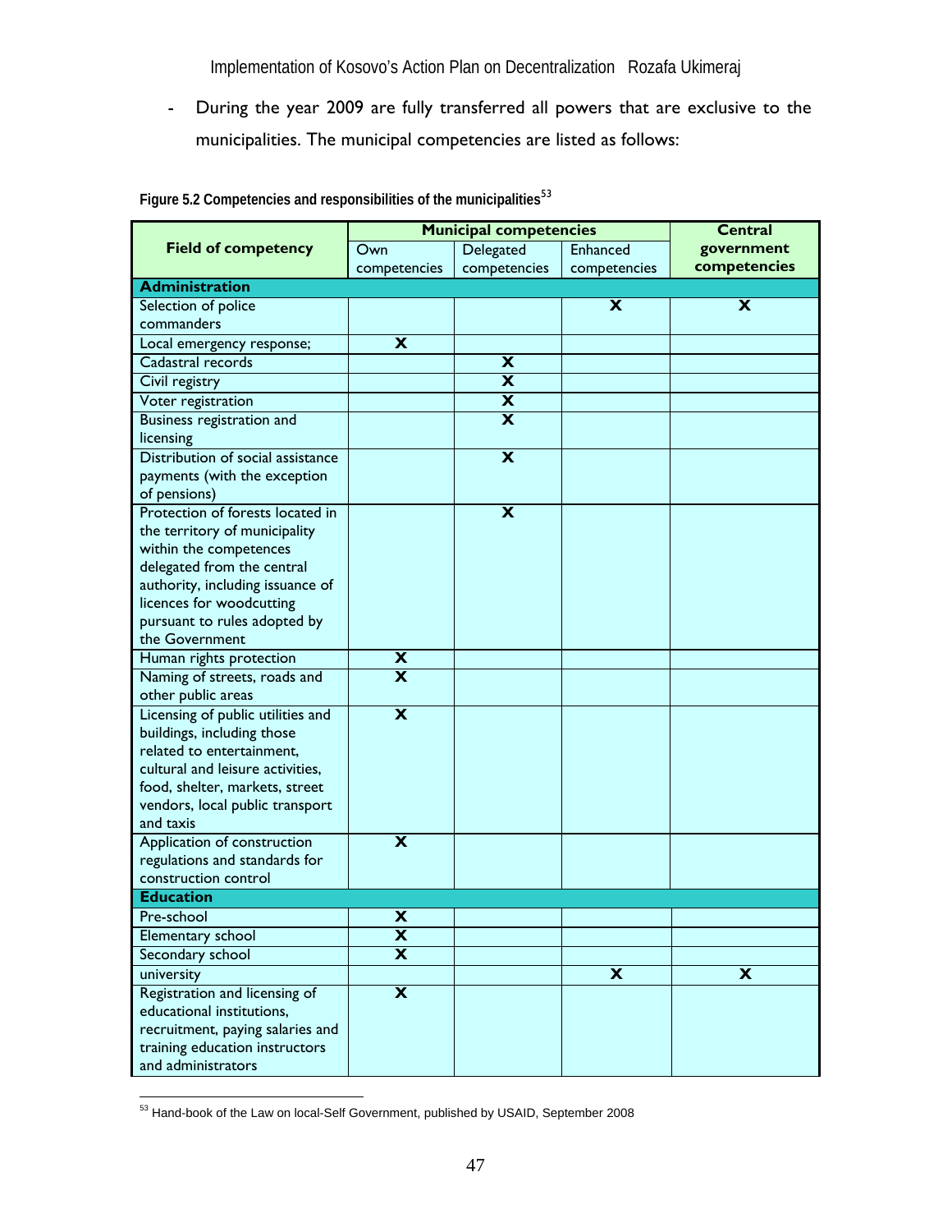- During the year 2009 are fully transferred all powers that are exclusive to the municipalities. The municipal competencies are listed as follows:

**Figure 5.2 Competencies and responsibilities of the municipalities**[53]

| Field of competency | Municipal competencies | | | Central government competencies |
|---|---|---|---|---|
| | Own competencies | Delegated competencies | Enhanced competencies | |
| **Administration** | | | | |
| Selection of police commanders | | | X | X |
| Local emergency response; | X | | | |
| Cadastral records | | X | | |
| Civil registry | | X | | |
| Voter registration | | X | | |
| Business registration and licensing | | X | | |
| Distribution of social assistance payments (with the exception of pensions) | | X | | |
| Protection of forests located in the territory of municipality within the competences delegated from the central authority, including issuance of licences for woodcutting pursuant to rules adopted by the Government | | X | | |
| Human rights protection | X | | | |
| Naming of streets, roads and other public areas | X | | | |
| Licensing of public utilities and buildings, including those related to entertainment, cultural and leisure activities, food, shelter, markets, street vendors, local public transport and taxis | X | | | |
| Application of construction regulations and standards for construction control | X | | | |
| **Education** | | | | |
| Pre-school | X | | | |
| Elementary school | X | | | |
| Secondary school | X | | | |
| university | | | X | X |
| Registration and licensing of educational institutions, recruitment, paying salaries and training education instructors and administrators | X | | | |

[53] Hand-book of the Law on local-Self Government, published by USAID, September 2008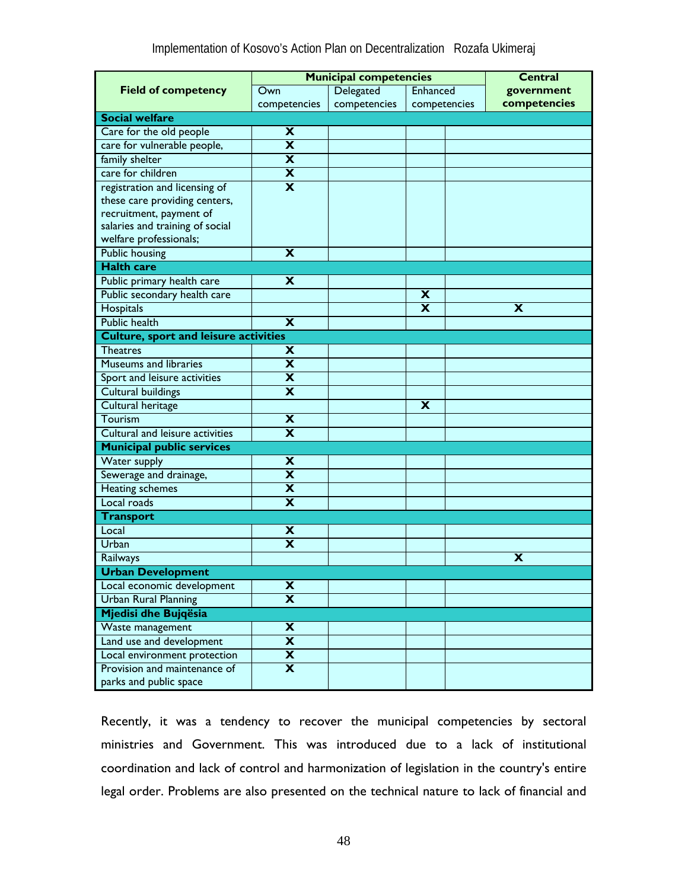| Field of competency | Municipal competencies | | | Central government competencies |
|---|---|---|---|---|
| | Own competencies | Delegated competencies | Enhanced competencies | |
| **Social welfare** | | | | |
| Care for the old people | X | | | |
| care for vulnerable people, | X | | | |
| family shelter | X | | | |
| care for children | X | | | |
| registration and licensing of these care providing centers, recruitment, payment of salaries and training of social welfare professionals; | X | | | |
| Public housing | X | | | |
| **Halth care** | | | | |
| Public primary health care | X | | | |
| Public secondary health care | | | X | |
| Hospitals | | | X | X |
| Public health | X | | | |
| **Culture, sport and leisure activities** | | | | |
| Theatres | X | | | |
| Museums and libraries | X | | | |
| Sport and leisure activities | X | | | |
| Cultural buildings | X | | | |
| Cultural heritage | | | X | |
| Tourism | X | | | |
| Cultural and leisure activities | X | | | |
| **Municipal public services** | | | | |
| Water supply | X | | | |
| Sewerage and drainage, | X | | | |
| Heating schemes | X | | | |
| Local roads | X | | | |
| **Transport** | | | | |
| Local | X | | | |
| Urban | X | | | |
| Railways | | | | X |
| **Urban Development** | | | | |
| Local economic development | X | | | |
| Urban Rural Planning | X | | | |
| **Mjedisi dhe Bujqësia** | | | | |
| Waste management | X | | | |
| Land use and development | X | | | |
| Local environment protection | X | | | |
| Provision and maintenance of parks and public space | X | | | |

Recently, it was a tendency to recover the municipal competencies by sectoral ministries and Government. This was introduced due to a lack of institutional coordination and lack of control and harmonization of legislation in the country's entire legal order. Problems are also presented on the technical nature to lack of financial and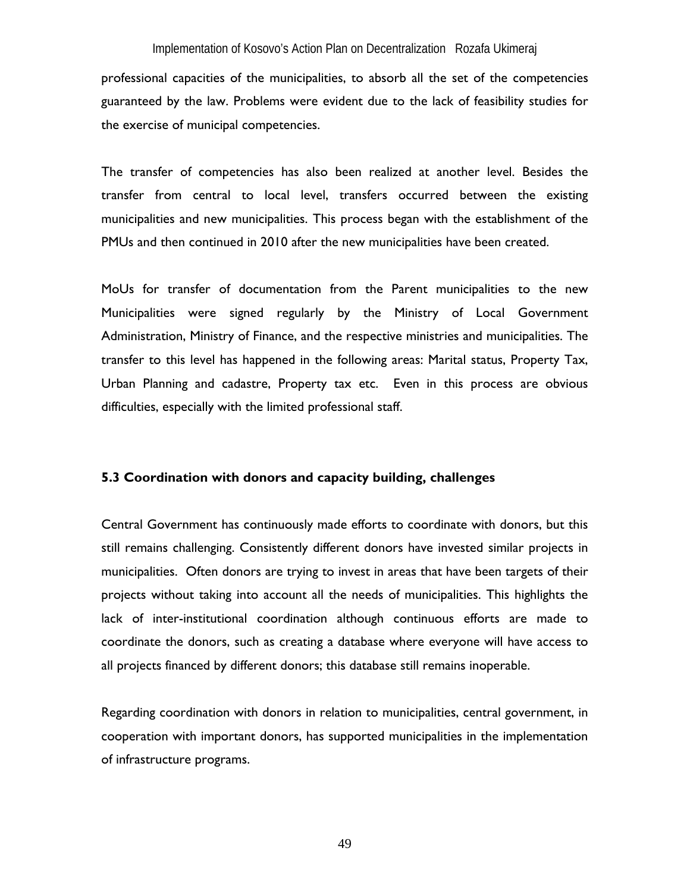professional capacities of the municipalities, to absorb all the set of the competencies guaranteed by the law. Problems were evident due to the lack of feasibility studies for the exercise of municipal competencies.

The transfer of competencies has also been realized at another level. Besides the transfer from central to local level, transfers occurred between the existing municipalities and new municipalities. This process began with the establishment of the PMUs and then continued in 2010 after the new municipalities have been created.

MoUs for transfer of documentation from the Parent municipalities to the new Municipalities were signed regularly by the Ministry of Local Government Administration, Ministry of Finance, and the respective ministries and municipalities. The transfer to this level has happened in the following areas: Marital status, Property Tax, Urban Planning and cadastre, Property tax etc. Even in this process are obvious difficulties, especially with the limited professional staff.

### 5.3 Coordination with donors and capacity building, challenges

Central Government has continuously made efforts to coordinate with donors, but this still remains challenging. Consistently different donors have invested similar projects in municipalities. Often donors are trying to invest in areas that have been targets of their projects without taking into account all the needs of municipalities. This highlights the lack of inter-institutional coordination although continuous efforts are made to coordinate the donors, such as creating a database where everyone will have access to all projects financed by different donors; this database still remains inoperable.

Regarding coordination with donors in relation to municipalities, central government, in cooperation with important donors, has supported municipalities in the implementation of infrastructure programs.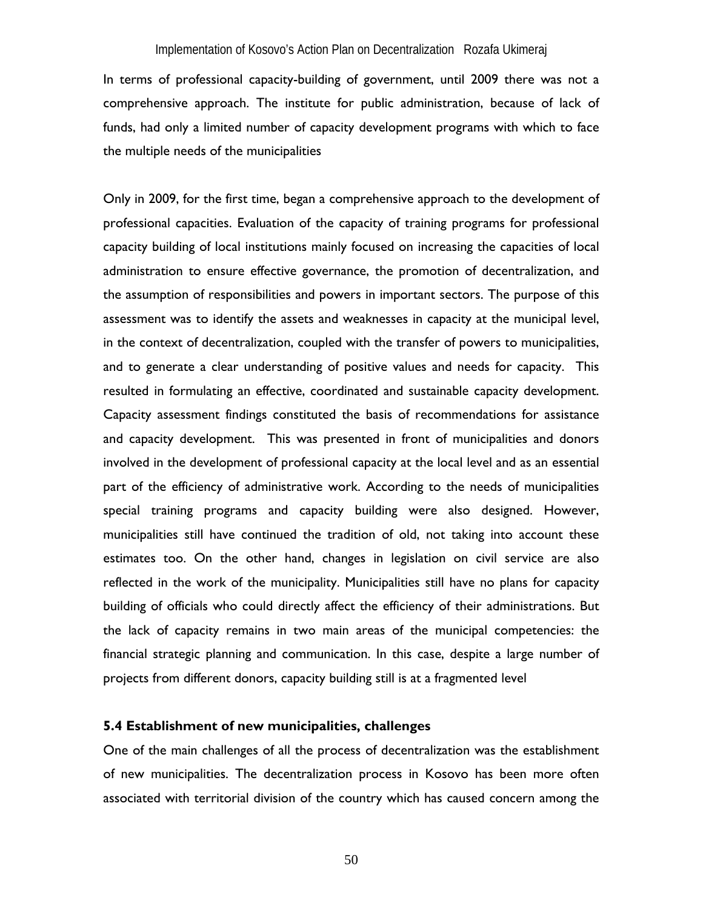In terms of professional capacity-building of government, until 2009 there was not a comprehensive approach. The institute for public administration, because of lack of funds, had only a limited number of capacity development programs with which to face the multiple needs of the municipalities

Only in 2009, for the first time, began a comprehensive approach to the development of professional capacities. Evaluation of the capacity of training programs for professional capacity building of local institutions mainly focused on increasing the capacities of local administration to ensure effective governance, the promotion of decentralization, and the assumption of responsibilities and powers in important sectors. The purpose of this assessment was to identify the assets and weaknesses in capacity at the municipal level, in the context of decentralization, coupled with the transfer of powers to municipalities, and to generate a clear understanding of positive values and needs for capacity. This resulted in formulating an effective, coordinated and sustainable capacity development. Capacity assessment findings constituted the basis of recommendations for assistance and capacity development. This was presented in front of municipalities and donors involved in the development of professional capacity at the local level and as an essential part of the efficiency of administrative work. According to the needs of municipalities special training programs and capacity building were also designed. However, municipalities still have continued the tradition of old, not taking into account these estimates too. On the other hand, changes in legislation on civil service are also reflected in the work of the municipality. Municipalities still have no plans for capacity building of officials who could directly affect the efficiency of their administrations. But the lack of capacity remains in two main areas of the municipal competencies: the financial strategic planning and communication. In this case, despite a large number of projects from different donors, capacity building still is at a fragmented level

### 5.4 Establishment of new municipalities, challenges

One of the main challenges of all the process of decentralization was the establishment of new municipalities. The decentralization process in Kosovo has been more often associated with territorial division of the country which has caused concern among the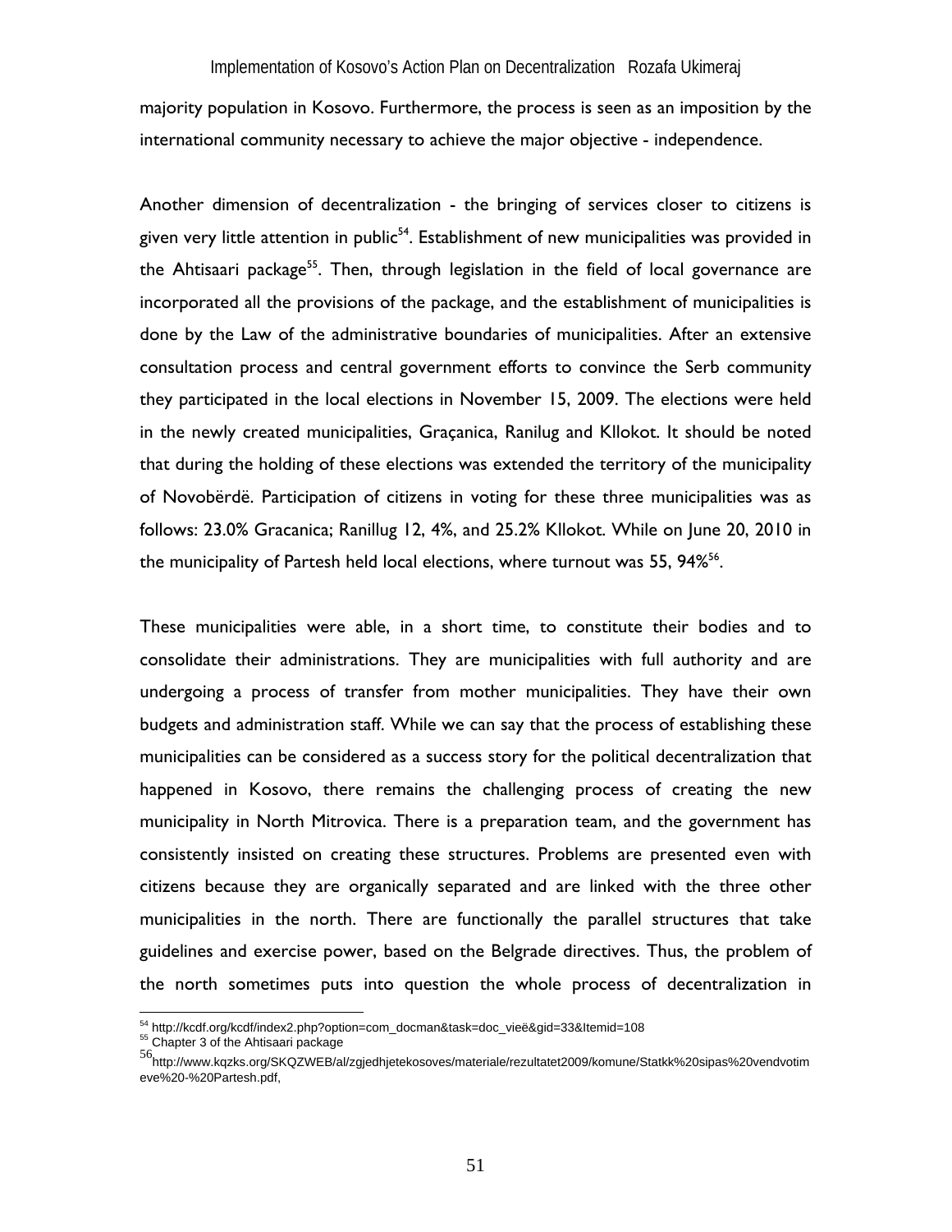majority population in Kosovo. Furthermore, the process is seen as an imposition by the international community necessary to achieve the major objective - independence.

Another dimension of decentralization - the bringing of services closer to citizens is given very little attention in public[54]. Establishment of new municipalities was provided in the Ahtisaari package[55]. Then, through legislation in the field of local governance are incorporated all the provisions of the package, and the establishment of municipalities is done by the Law of the administrative boundaries of municipalities. After an extensive consultation process and central government efforts to convince the Serb community they participated in the local elections in November 15, 2009. The elections were held in the newly created municipalities, Graçanica, Ranilug and Kllokot. It should be noted that during the holding of these elections was extended the territory of the municipality of Novobërdë. Participation of citizens in voting for these three municipalities was as follows: 23.0% Gracanica; Ranillug 12, 4%, and 25.2% Kllokot. While on June 20, 2010 in the municipality of Partesh held local elections, where turnout was 55, 94%[56].

These municipalities were able, in a short time, to constitute their bodies and to consolidate their administrations. They are municipalities with full authority and are undergoing a process of transfer from mother municipalities. They have their own budgets and administration staff. While we can say that the process of establishing these municipalities can be considered as a success story for the political decentralization that happened in Kosovo, there remains the challenging process of creating the new municipality in North Mitrovica. There is a preparation team, and the government has consistently insisted on creating these structures. Problems are presented even with citizens because they are organically separated and are linked with the three other municipalities in the north. There are functionally the parallel structures that take guidelines and exercise power, based on the Belgrade directives. Thus, the problem of the north sometimes puts into question the whole process of decentralization in

---

[54] http://kcdf.org/kcdf/index2.php?option=com_docman&task=doc_vieë&gid=33&Itemid=108

[55] Chapter 3 of the Ahtisaari package

[56] http://www.kqzks.org/SKQZWEB/al/zgjedhjetekosoves/materiale/rezultatet2009/komune/Statkk%20sipas%20vendvotimeve%20-%20Partesh.pdf,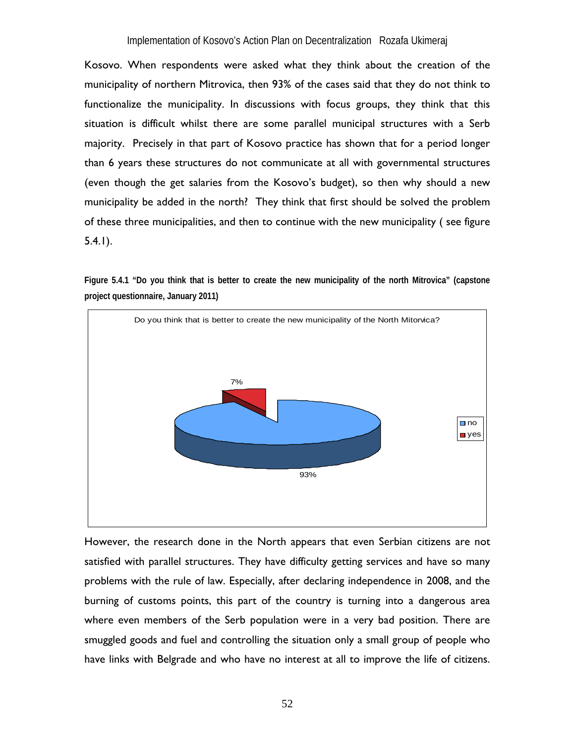Kosovo. When respondents were asked what they think about the creation of the municipality of northern Mitrovica, then 93% of the cases said that they do not think to functionalize the municipality. In discussions with focus groups, they think that this situation is difficult whilst there are some parallel municipal structures with a Serb majority. Precisely in that part of Kosovo practice has shown that for a period longer than 6 years these structures do not communicate at all with governmental structures (even though the get salaries from the Kosovo's budget), so then why should a new municipality be added in the north? They think that first should be solved the problem of these three municipalities, and then to continue with the new municipality ( see figure 5.4.1).

**Figure 5.4.1 "Do you think that is better to create the new municipality of the north Mitrovica" (capstone project questionnaire, January 2011)**

Do you think that is better to create the new municipality of the North Mitorvica?

| Answer | Percentage |
|---|---|
| no | 93% |
| yes | 7% |

However, the research done in the North appears that even Serbian citizens are not satisfied with parallel structures. They have difficulty getting services and have so many problems with the rule of law. Especially, after declaring independence in 2008, and the burning of customs points, this part of the country is turning into a dangerous area where even members of the Serb population were in a very bad position. There are smuggled goods and fuel and controlling the situation only a small group of people who have links with Belgrade and who have no interest at all to improve the life of citizens.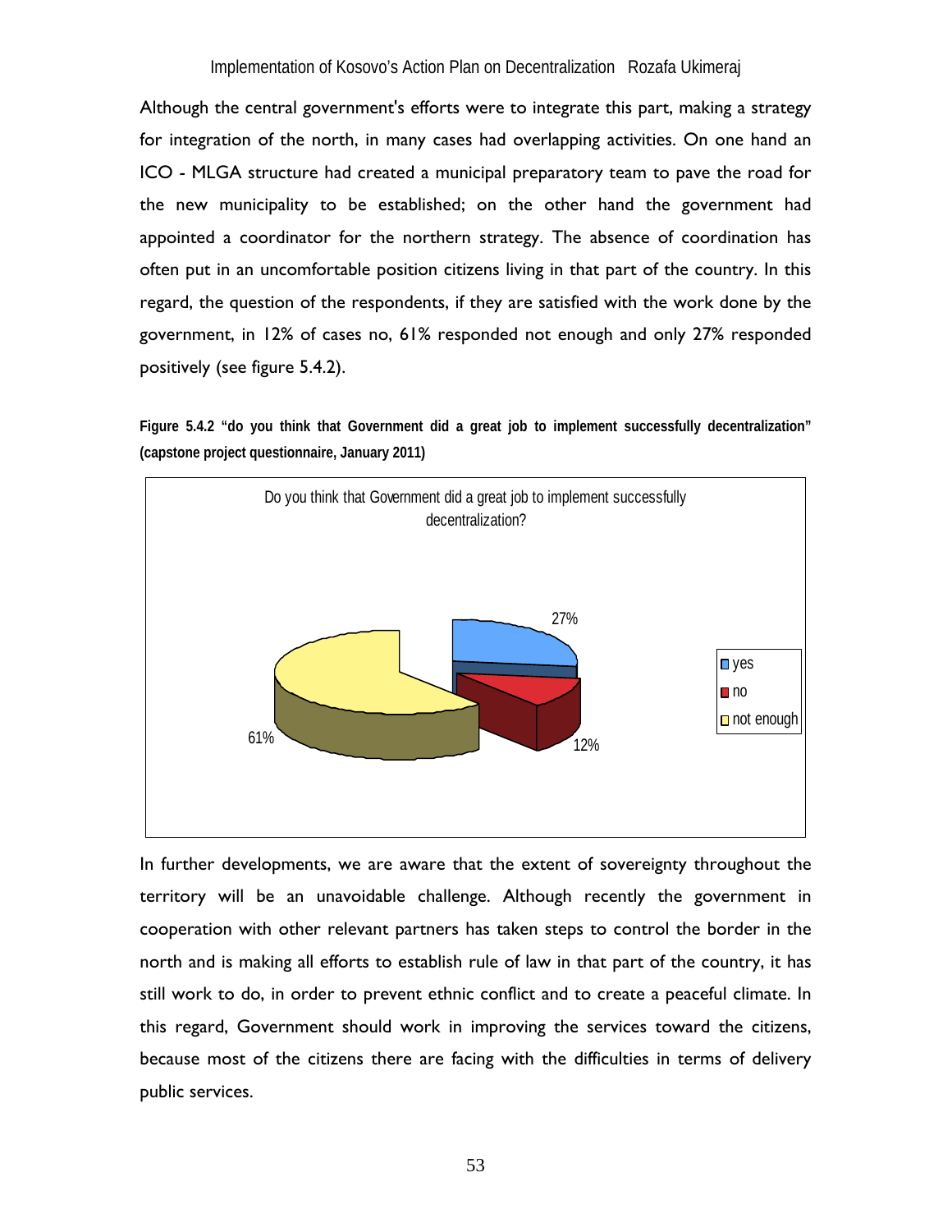Although the central government's efforts were to integrate this part, making a strategy for integration of the north, in many cases had overlapping activities. On one hand an ICO - MLGA structure had created a municipal preparatory team to pave the road for the new municipality to be established; on the other hand the government had appointed a coordinator for the northern strategy. The absence of coordination has often put in an uncomfortable position citizens living in that part of the country. In this regard, the question of the respondents, if they are satisfied with the work done by the government, in 12% of cases no, 61% responded not enough and only 27% responded positively (see figure 5.4.2).

**Figure 5.4.2 "do you think that Government did a great job to implement successfully decentralization" (capstone project questionnaire, January 2011)**

Do you think that Government did a great job to implement successfully decentralization?

| Response | Percentage |
|---|---|
| yes | 27% |
| no | 12% |
| not enough | 61% |

In further developments, we are aware that the extent of sovereignty throughout the territory will be an unavoidable challenge. Although recently the government in cooperation with other relevant partners has taken steps to control the border in the north and is making all efforts to establish rule of law in that part of the country, it has still work to do, in order to prevent ethnic conflict and to create a peaceful climate. In this regard, Government should work in improving the services toward the citizens, because most of the citizens there are facing with the difficulties in terms of delivery public services.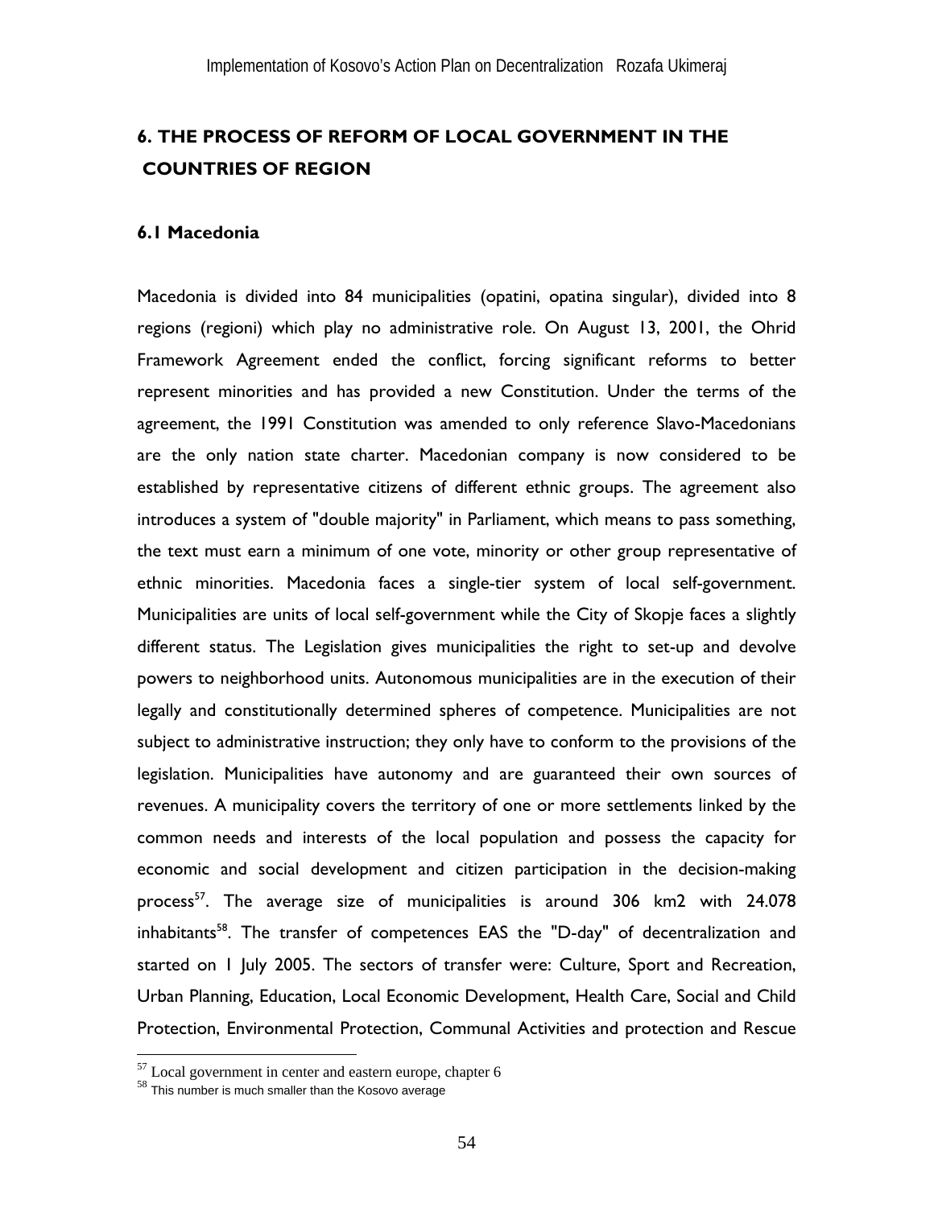## 6. THE PROCESS OF REFORM OF LOCAL GOVERNMENT IN THE COUNTRIES OF REGION

### 6.1 Macedonia

Macedonia is divided into 84 municipalities (opatini, opatina singular), divided into 8 regions (regioni) which play no administrative role. On August 13, 2001, the Ohrid Framework Agreement ended the conflict, forcing significant reforms to better represent minorities and has provided a new Constitution. Under the terms of the agreement, the 1991 Constitution was amended to only reference Slavo-Macedonians are the only nation state charter. Macedonian company is now considered to be established by representative citizens of different ethnic groups. The agreement also introduces a system of "double majority" in Parliament, which means to pass something, the text must earn a minimum of one vote, minority or other group representative of ethnic minorities. Macedonia faces a single-tier system of local self-government. Municipalities are units of local self-government while the City of Skopje faces a slightly different status. The Legislation gives municipalities the right to set-up and devolve powers to neighborhood units. Autonomous municipalities are in the execution of their legally and constitutionally determined spheres of competence. Municipalities are not subject to administrative instruction; they only have to conform to the provisions of the legislation. Municipalities have autonomy and are guaranteed their own sources of revenues. A municipality covers the territory of one or more settlements linked by the common needs and interests of the local population and possess the capacity for economic and social development and citizen participation in the decision-making process[57]. The average size of municipalities is around 306 km2 with 24.078 inhabitants[58]. The transfer of competences EAS the "D-day" of decentralization and started on 1 July 2005. The sectors of transfer were: Culture, Sport and Recreation, Urban Planning, Education, Local Economic Development, Health Care, Social and Child Protection, Environmental Protection, Communal Activities and protection and Rescue

---

[57] Local government in center and eastern europe, chapter 6

[58] This number is much smaller than the Kosovo average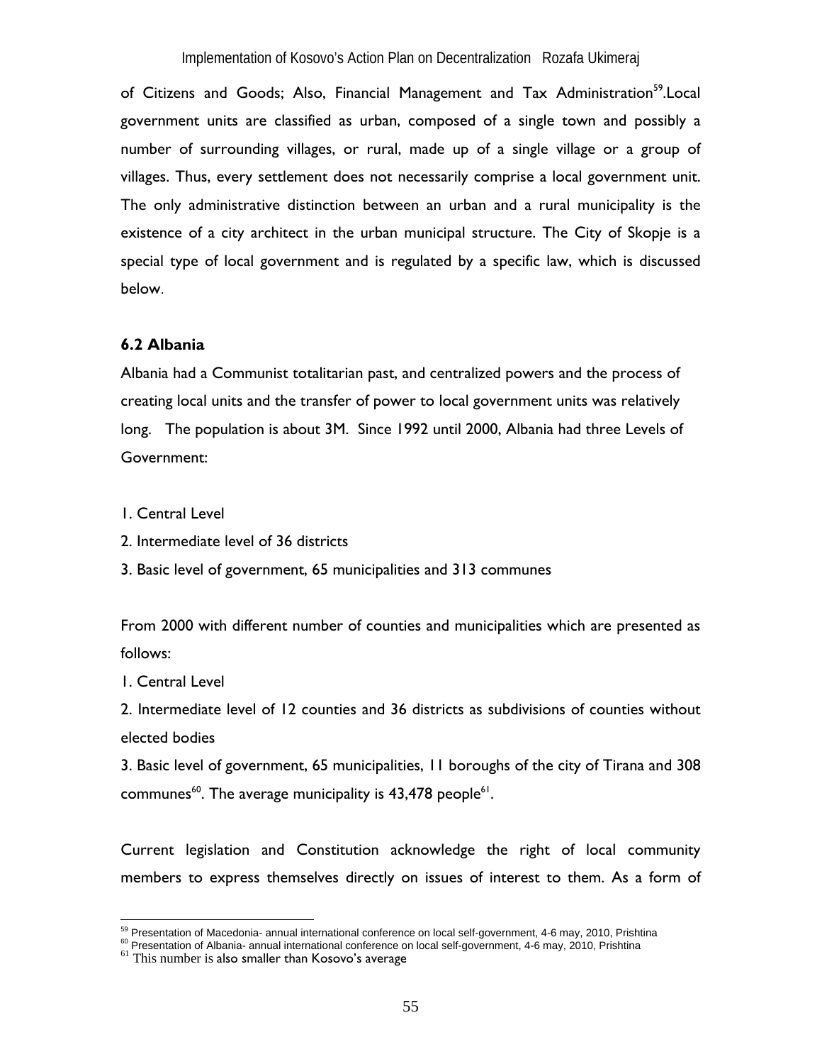of Citizens and Goods; Also, Financial Management and Tax Administration[59].Local government units are classified as urban, composed of a single town and possibly a number of surrounding villages, or rural, made up of a single village or a group of villages. Thus, every settlement does not necessarily comprise a local government unit. The only administrative distinction between an urban and a rural municipality is the existence of a city architect in the urban municipal structure. The City of Skopje is a special type of local government and is regulated by a specific law, which is discussed below.

### 6.2 Albania

Albania had a Communist totalitarian past, and centralized powers and the process of creating local units and the transfer of power to local government units was relatively long. The population is about 3M. Since 1992 until 2000, Albania had three Levels of Government:

1. Central Level
2. Intermediate level of 36 districts
3. Basic level of government, 65 municipalities and 313 communes

From 2000 with different number of counties and municipalities which are presented as follows:

1. Central Level
2. Intermediate level of 12 counties and 36 districts as subdivisions of counties without elected bodies
3. Basic level of government, 65 municipalities, 11 boroughs of the city of Tirana and 308 communes[60]. The average municipality is 43,478 people[61].

Current legislation and Constitution acknowledge the right of local community members to express themselves directly on issues of interest to them. As a form of

---

[59] Presentation of Macedonia- annual international conference on local self-government, 4-6 may, 2010, Prishtina

[60] Presentation of Albania- annual international conference on local self-government, 4-6 may, 2010, Prishtina

[61] This number is also smaller than Kosovo's average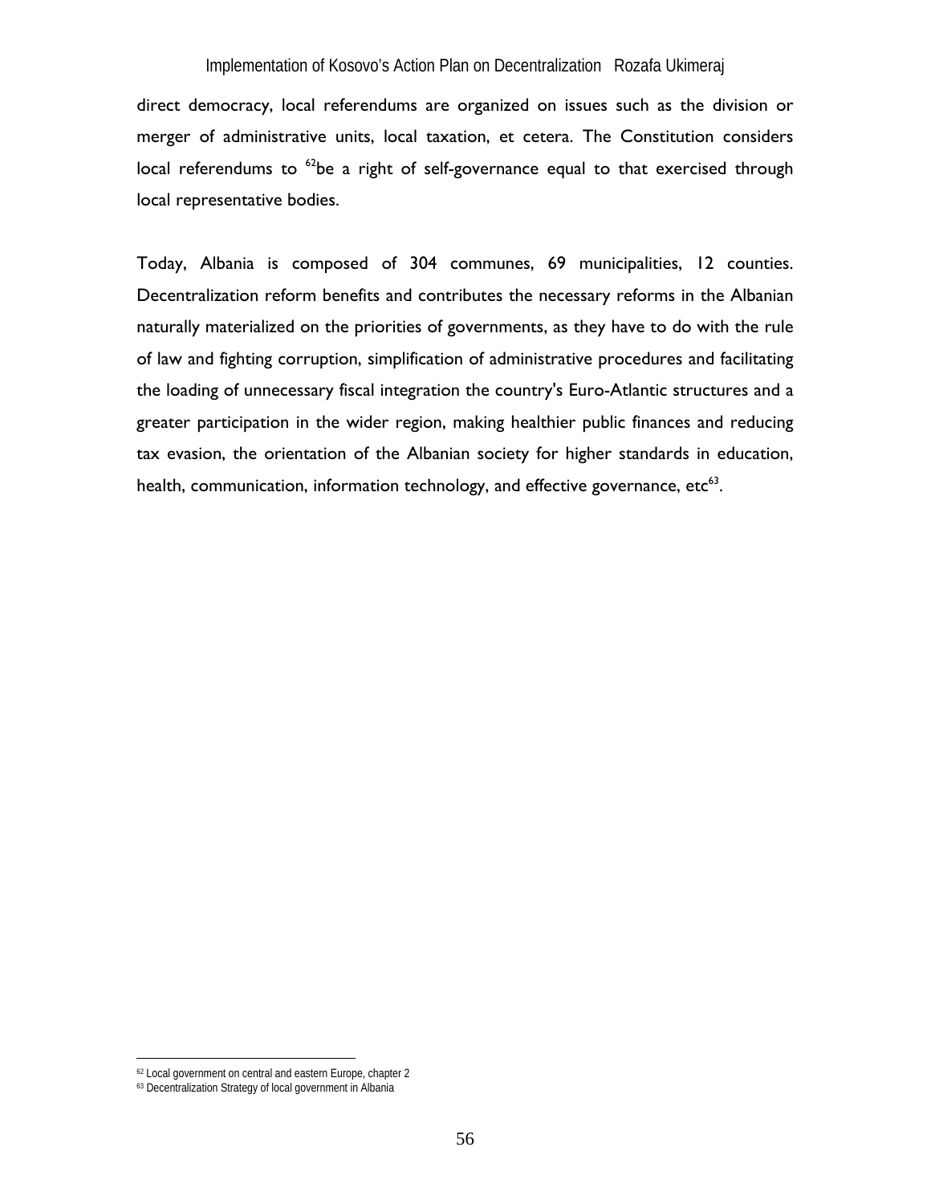direct democracy, local referendums are organized on issues such as the division or merger of administrative units, local taxation, et cetera. The Constitution considers local referendums to [62]be a right of self-governance equal to that exercised through local representative bodies.

Today, Albania is composed of 304 communes, 69 municipalities, 12 counties. Decentralization reform benefits and contributes the necessary reforms in the Albanian naturally materialized on the priorities of governments, as they have to do with the rule of law and fighting corruption, simplification of administrative procedures and facilitating the loading of unnecessary fiscal integration the country's Euro-Atlantic structures and a greater participation in the wider region, making healthier public finances and reducing tax evasion, the orientation of the Albanian society for higher standards in education, health, communication, information technology, and effective governance, etc[63].

---

[62] Local government on central and eastern Europe, chapter 2

[63] Decentralization Strategy of local government in Albania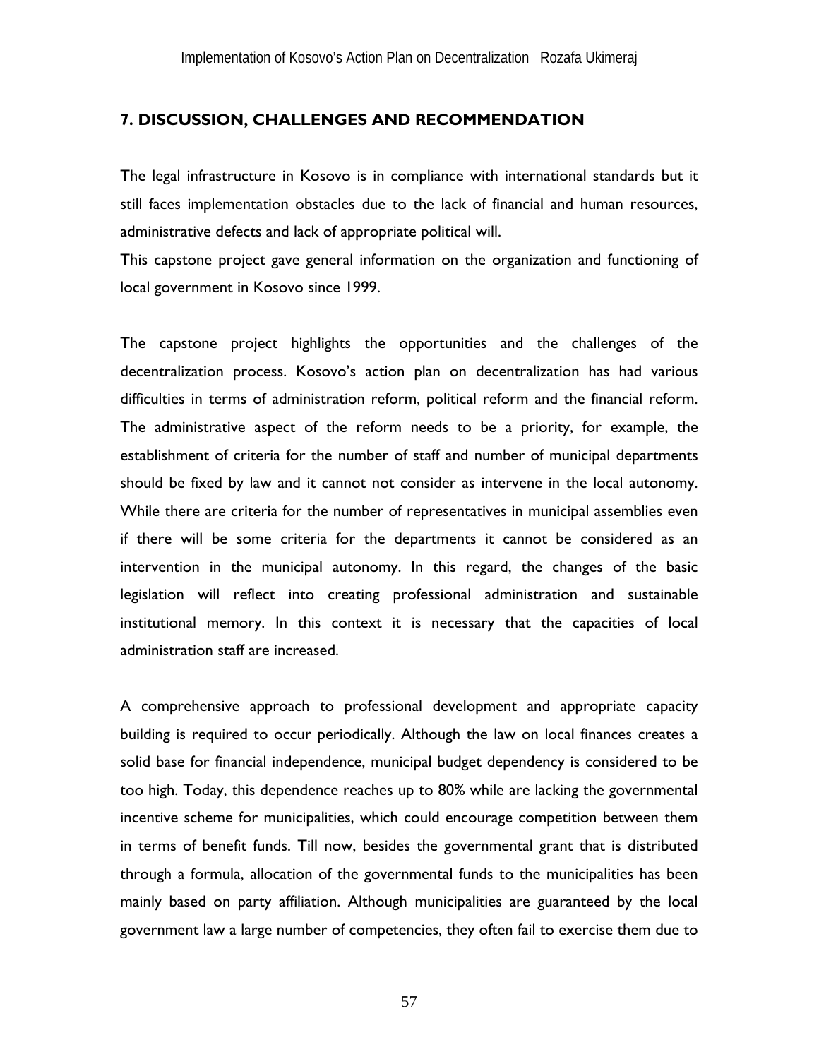## 7. DISCUSSION, CHALLENGES AND RECOMMENDATION

The legal infrastructure in Kosovo is in compliance with international standards but it still faces implementation obstacles due to the lack of financial and human resources, administrative defects and lack of appropriate political will.

This capstone project gave general information on the organization and functioning of local government in Kosovo since 1999.

The capstone project highlights the opportunities and the challenges of the decentralization process. Kosovo's action plan on decentralization has had various difficulties in terms of administration reform, political reform and the financial reform. The administrative aspect of the reform needs to be a priority, for example, the establishment of criteria for the number of staff and number of municipal departments should be fixed by law and it cannot not consider as intervene in the local autonomy. While there are criteria for the number of representatives in municipal assemblies even if there will be some criteria for the departments it cannot be considered as an intervention in the municipal autonomy. In this regard, the changes of the basic legislation will reflect into creating professional administration and sustainable institutional memory. In this context it is necessary that the capacities of local administration staff are increased.

A comprehensive approach to professional development and appropriate capacity building is required to occur periodically. Although the law on local finances creates a solid base for financial independence, municipal budget dependency is considered to be too high. Today, this dependence reaches up to 80% while are lacking the governmental incentive scheme for municipalities, which could encourage competition between them in terms of benefit funds. Till now, besides the governmental grant that is distributed through a formula, allocation of the governmental funds to the municipalities has been mainly based on party affiliation. Although municipalities are guaranteed by the local government law a large number of competencies, they often fail to exercise them due to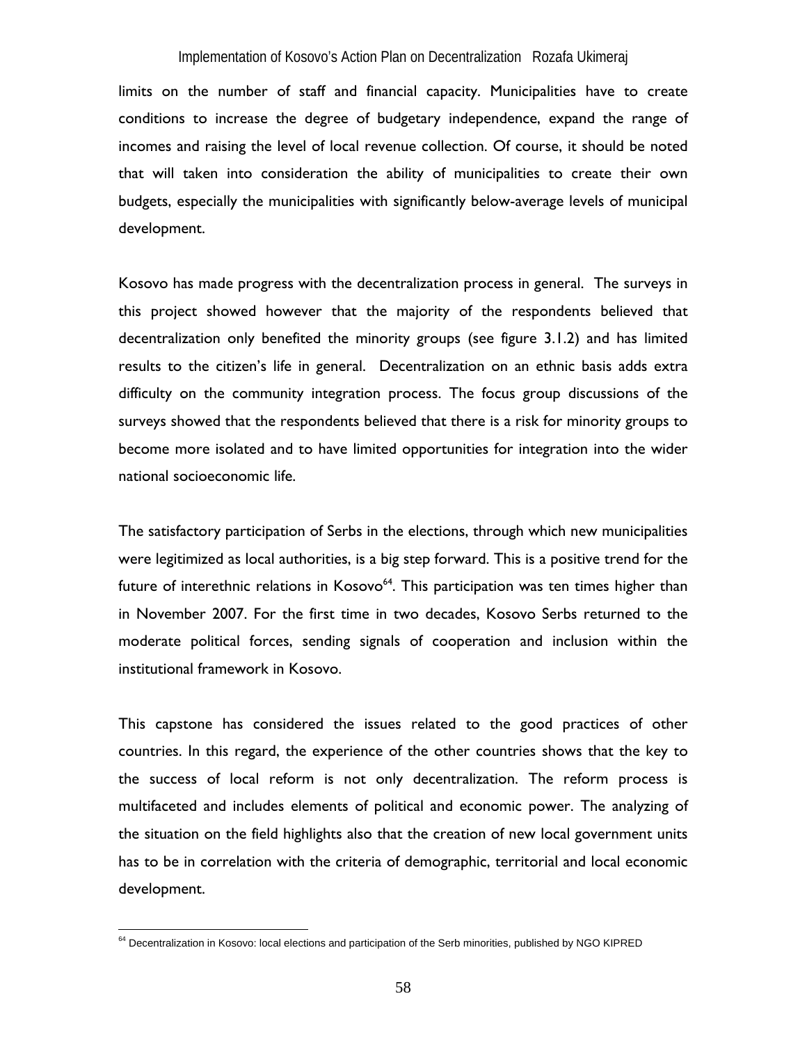limits on the number of staff and financial capacity. Municipalities have to create conditions to increase the degree of budgetary independence, expand the range of incomes and raising the level of local revenue collection. Of course, it should be noted that will taken into consideration the ability of municipalities to create their own budgets, especially the municipalities with significantly below-average levels of municipal development.

Kosovo has made progress with the decentralization process in general. The surveys in this project showed however that the majority of the respondents believed that decentralization only benefited the minority groups (see figure 3.1.2) and has limited results to the citizen's life in general. Decentralization on an ethnic basis adds extra difficulty on the community integration process. The focus group discussions of the surveys showed that the respondents believed that there is a risk for minority groups to become more isolated and to have limited opportunities for integration into the wider national socioeconomic life.

The satisfactory participation of Serbs in the elections, through which new municipalities were legitimized as local authorities, is a big step forward. This is a positive trend for the future of interethnic relations in Kosovo[64]. This participation was ten times higher than in November 2007. For the first time in two decades, Kosovo Serbs returned to the moderate political forces, sending signals of cooperation and inclusion within the institutional framework in Kosovo.

This capstone has considered the issues related to the good practices of other countries. In this regard, the experience of the other countries shows that the key to the success of local reform is not only decentralization. The reform process is multifaceted and includes elements of political and economic power. The analyzing of the situation on the field highlights also that the creation of new local government units has to be in correlation with the criteria of demographic, territorial and local economic development.

[64] Decentralization in Kosovo: local elections and participation of the Serb minorities, published by NGO KIPRED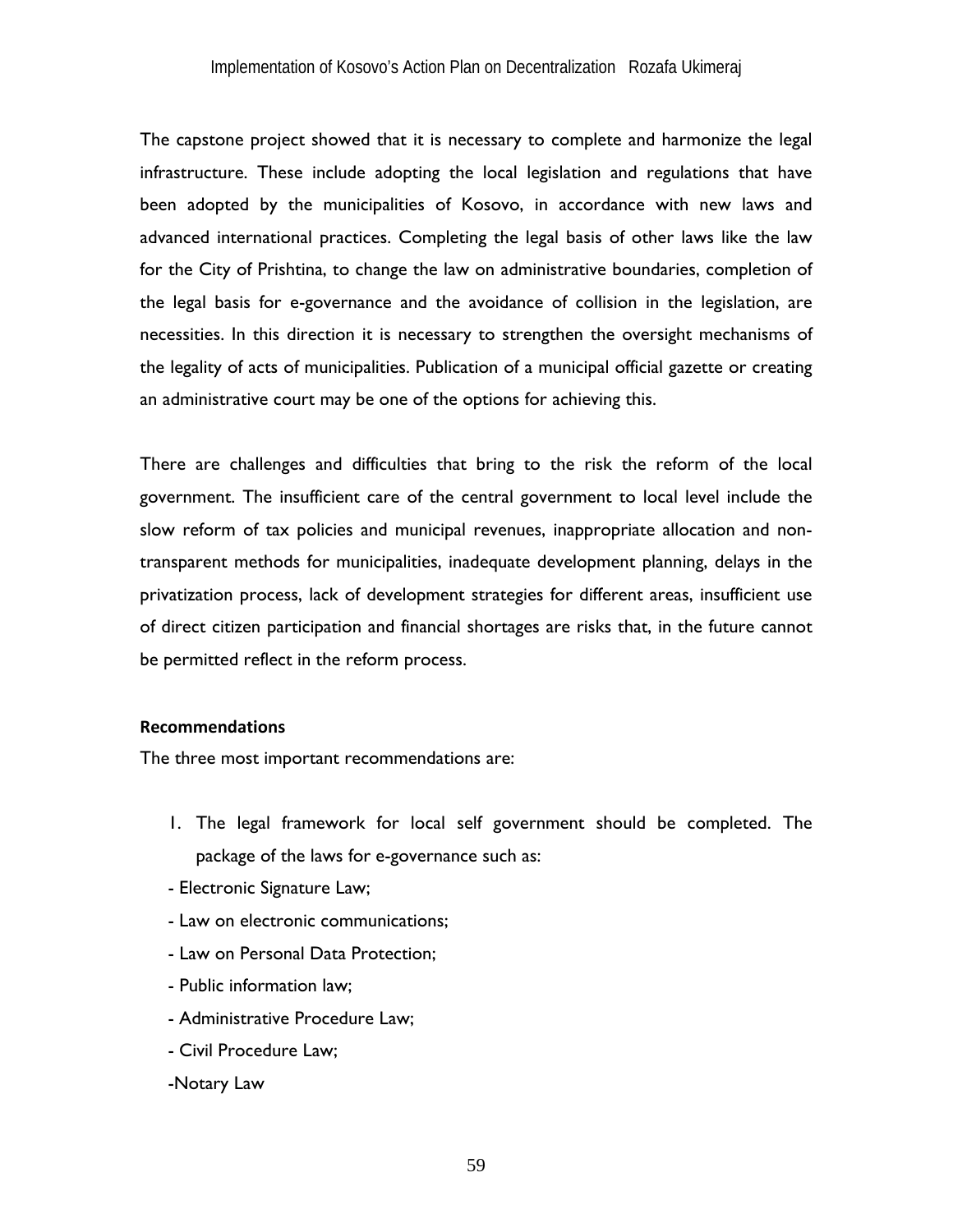The capstone project showed that it is necessary to complete and harmonize the legal infrastructure. These include adopting the local legislation and regulations that have been adopted by the municipalities of Kosovo, in accordance with new laws and advanced international practices. Completing the legal basis of other laws like the law for the City of Prishtina, to change the law on administrative boundaries, completion of the legal basis for e-governance and the avoidance of collision in the legislation, are necessities. In this direction it is necessary to strengthen the oversight mechanisms of the legality of acts of municipalities. Publication of a municipal official gazette or creating an administrative court may be one of the options for achieving this.

There are challenges and difficulties that bring to the risk the reform of the local government. The insufficient care of the central government to local level include the slow reform of tax policies and municipal revenues, inappropriate allocation and non-transparent methods for municipalities, inadequate development planning, delays in the privatization process, lack of development strategies for different areas, insufficient use of direct citizen participation and financial shortages are risks that, in the future cannot be permitted reflect in the reform process.

**Recommendations**

The three most important recommendations are:

1. The legal framework for local self government should be completed. The package of the laws for e-governance such as:

- Electronic Signature Law;
- Law on electronic communications;
- Law on Personal Data Protection;
- Public information law;
- Administrative Procedure Law;
- Civil Procedure Law;
- Notary Law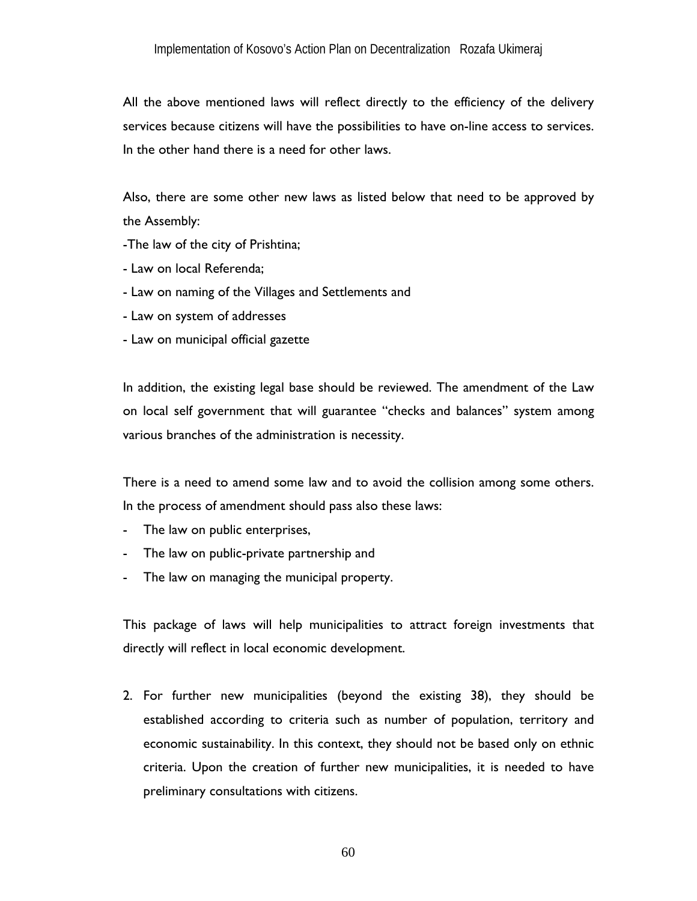All the above mentioned laws will reflect directly to the efficiency of the delivery services because citizens will have the possibilities to have on-line access to services. In the other hand there is a need for other laws.

Also, there are some other new laws as listed below that need to be approved by the Assembly:

-The law of the city of Prishtina;

- Law on local Referenda;
- Law on naming of the Villages and Settlements and
- Law on system of addresses
- Law on municipal official gazette

In addition, the existing legal base should be reviewed. The amendment of the Law on local self government that will guarantee "checks and balances" system among various branches of the administration is necessity.

There is a need to amend some law and to avoid the collision among some others. In the process of amendment should pass also these laws:

- The law on public enterprises,
- The law on public-private partnership and
- The law on managing the municipal property.

This package of laws will help municipalities to attract foreign investments that directly will reflect in local economic development.

2. For further new municipalities (beyond the existing 38), they should be established according to criteria such as number of population, territory and economic sustainability. In this context, they should not be based only on ethnic criteria. Upon the creation of further new municipalities, it is needed to have preliminary consultations with citizens.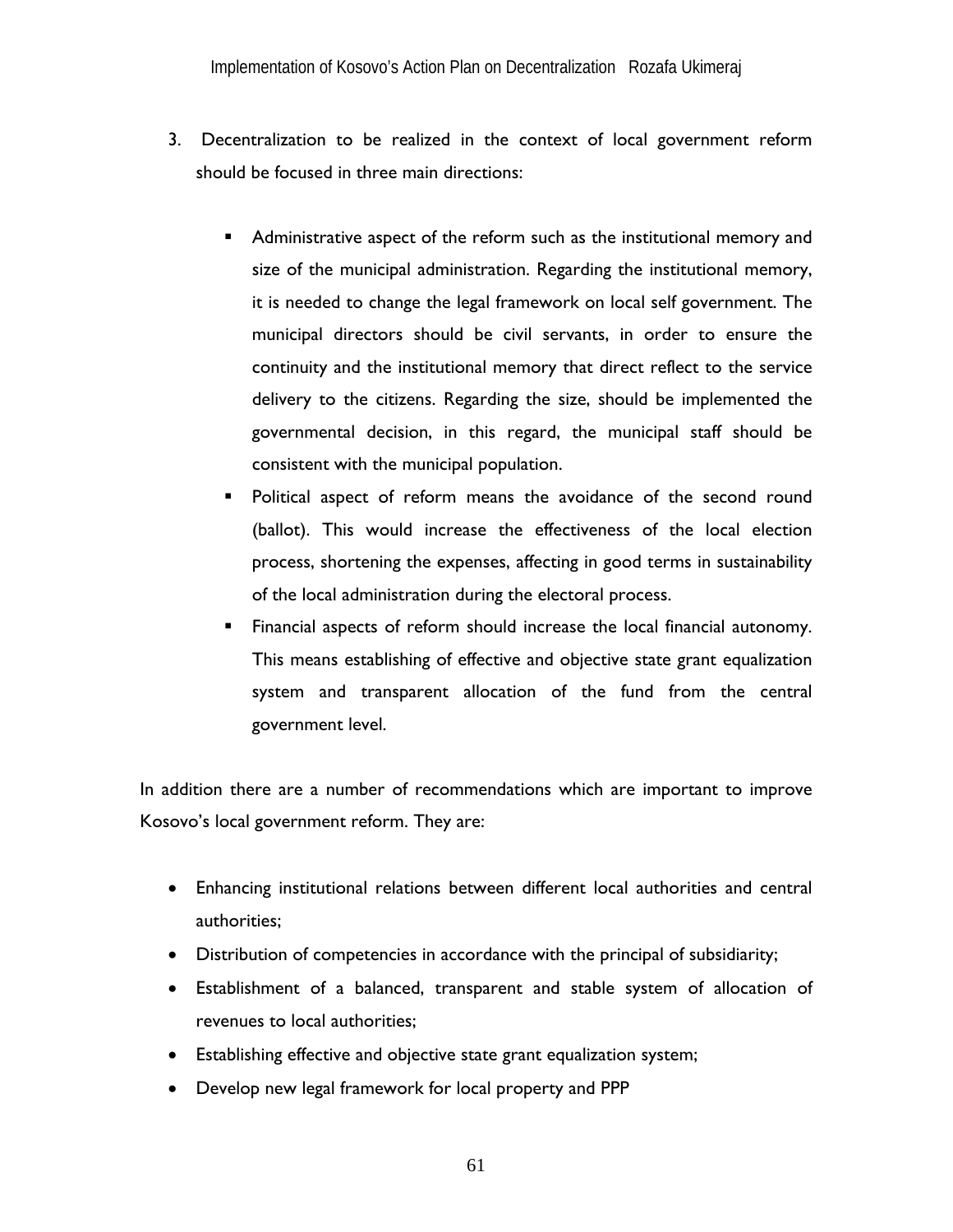3. Decentralization to be realized in the context of local government reform should be focused in three main directions:

   - Administrative aspect of the reform such as the institutional memory and size of the municipal administration. Regarding the institutional memory, it is needed to change the legal framework on local self government. The municipal directors should be civil servants, in order to ensure the continuity and the institutional memory that direct reflect to the service delivery to the citizens. Regarding the size, should be implemented the governmental decision, in this regard, the municipal staff should be consistent with the municipal population.
   - Political aspect of reform means the avoidance of the second round (ballot). This would increase the effectiveness of the local election process, shortening the expenses, affecting in good terms in sustainability of the local administration during the electoral process.
   - Financial aspects of reform should increase the local financial autonomy. This means establishing of effective and objective state grant equalization system and transparent allocation of the fund from the central government level.

In addition there are a number of recommendations which are important to improve Kosovo's local government reform. They are:

- Enhancing institutional relations between different local authorities and central authorities;
- Distribution of competencies in accordance with the principal of subsidiarity;
- Establishment of a balanced, transparent and stable system of allocation of revenues to local authorities;
- Establishing effective and objective state grant equalization system;
- Develop new legal framework for local property and PPP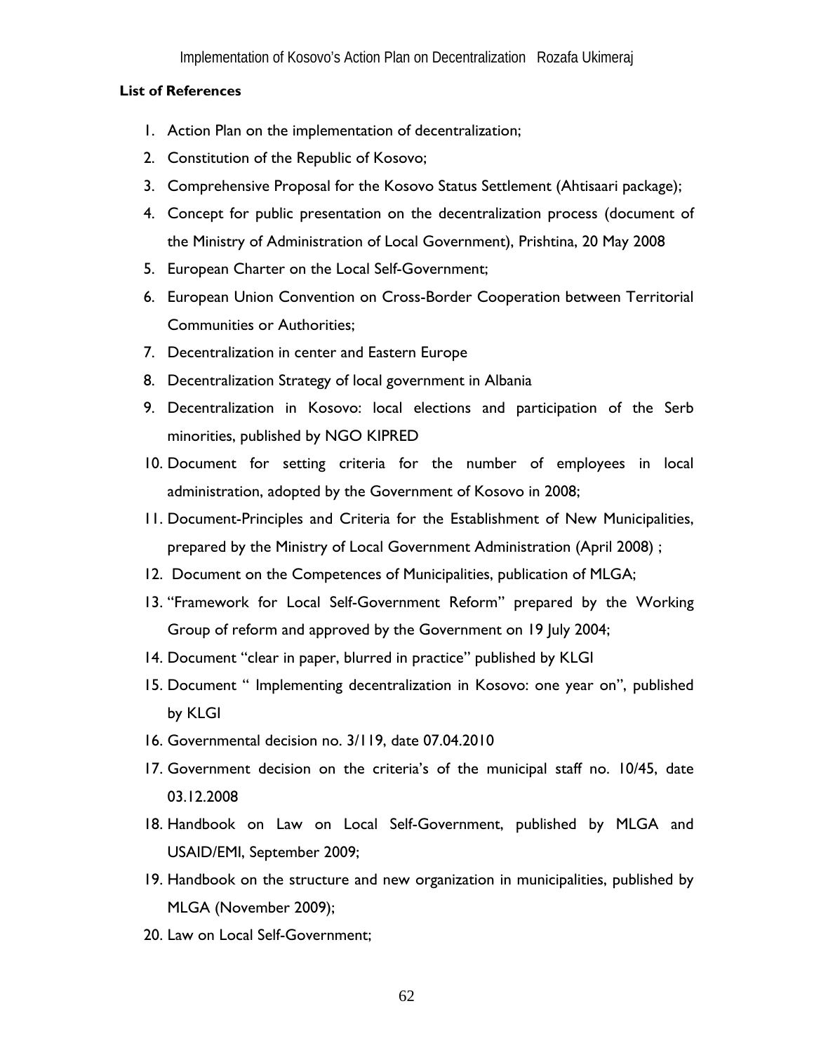**List of References**

1. Action Plan on the implementation of decentralization;
2. Constitution of the Republic of Kosovo;
3. Comprehensive Proposal for the Kosovo Status Settlement (Ahtisaari package);
4. Concept for public presentation on the decentralization process (document of the Ministry of Administration of Local Government), Prishtina, 20 May 2008
5. European Charter on the Local Self-Government;
6. European Union Convention on Cross-Border Cooperation between Territorial Communities or Authorities;
7. Decentralization in center and Eastern Europe
8. Decentralization Strategy of local government in Albania
9. Decentralization in Kosovo: local elections and participation of the Serb minorities, published by NGO KIPRED
10. Document for setting criteria for the number of employees in local administration, adopted by the Government of Kosovo in 2008;
11. Document-Principles and Criteria for the Establishment of New Municipalities, prepared by the Ministry of Local Government Administration (April 2008) ;
12. Document on the Competences of Municipalities, publication of MLGA;
13. "Framework for Local Self-Government Reform" prepared by the Working Group of reform and approved by the Government on 19 July 2004;
14. Document "clear in paper, blurred in practice" published by KLGI
15. Document " Implementing decentralization in Kosovo: one year on", published by KLGI
16. Governmental decision no. 3/119, date 07.04.2010
17. Government decision on the criteria's of the municipal staff no. 10/45, date 03.12.2008
18. Handbook on Law on Local Self-Government, published by MLGA and USAID/EMI, September 2009;
19. Handbook on the structure and new organization in municipalities, published by MLGA (November 2009);
20. Law on Local Self-Government;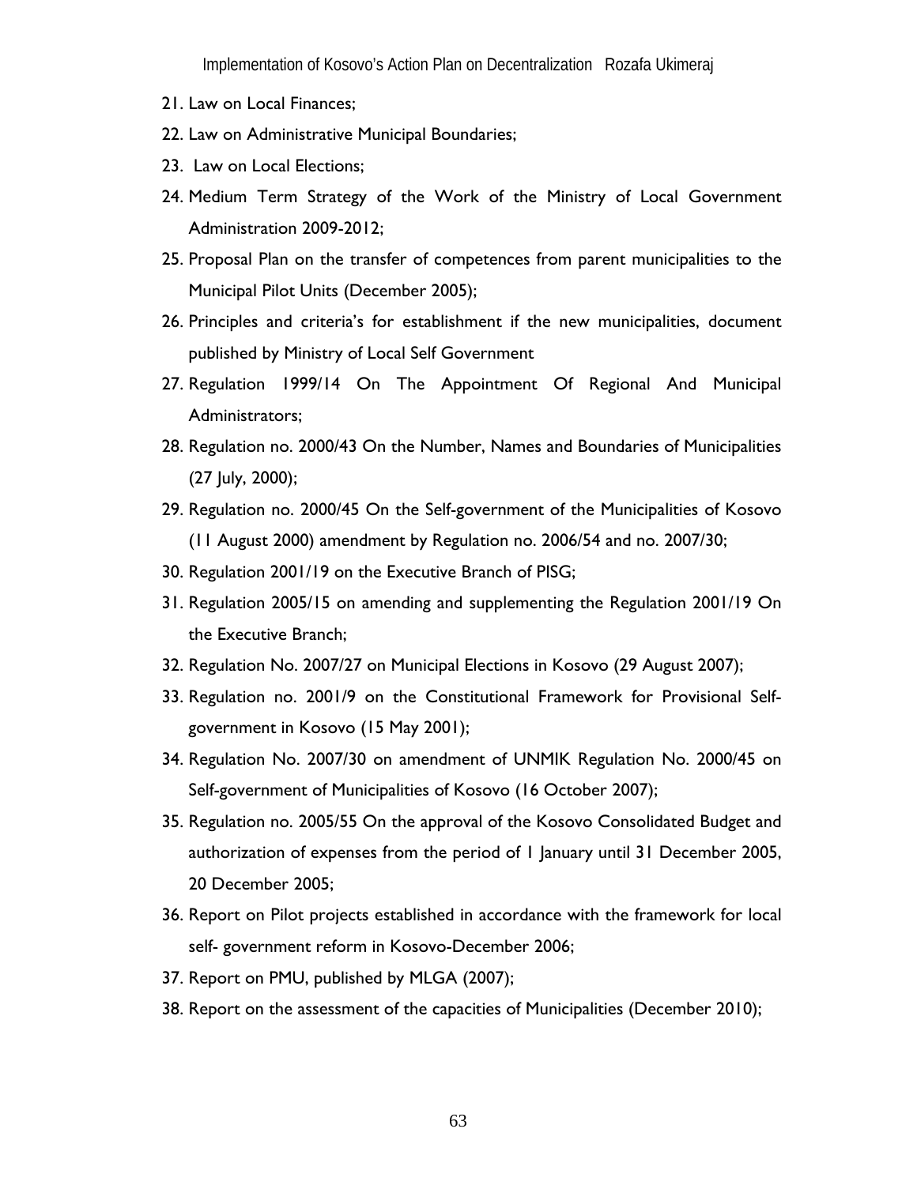21. Law on Local Finances;
22. Law on Administrative Municipal Boundaries;
23. Law on Local Elections;
24. Medium Term Strategy of the Work of the Ministry of Local Government Administration 2009-2012;
25. Proposal Plan on the transfer of competences from parent municipalities to the Municipal Pilot Units (December 2005);
26. Principles and criteria's for establishment if the new municipalities, document published by Ministry of Local Self Government
27. Regulation 1999/14 On The Appointment Of Regional And Municipal Administrators;
28. Regulation no. 2000/43 On the Number, Names and Boundaries of Municipalities (27 July, 2000);
29. Regulation no. 2000/45 On the Self-government of the Municipalities of Kosovo (11 August 2000) amendment by Regulation no. 2006/54 and no. 2007/30;
30. Regulation 2001/19 on the Executive Branch of PISG;
31. Regulation 2005/15 on amending and supplementing the Regulation 2001/19 On the Executive Branch;
32. Regulation No. 2007/27 on Municipal Elections in Kosovo (29 August 2007);
33. Regulation no. 2001/9 on the Constitutional Framework for Provisional Self-government in Kosovo (15 May 2001);
34. Regulation No. 2007/30 on amendment of UNMIK Regulation No. 2000/45 on Self-government of Municipalities of Kosovo (16 October 2007);
35. Regulation no. 2005/55 On the approval of the Kosovo Consolidated Budget and authorization of expenses from the period of 1 January until 31 December 2005, 20 December 2005;
36. Report on Pilot projects established in accordance with the framework for local self- government reform in Kosovo-December 2006;
37. Report on PMU, published by MLGA (2007);
38. Report on the assessment of the capacities of Municipalities (December 2010);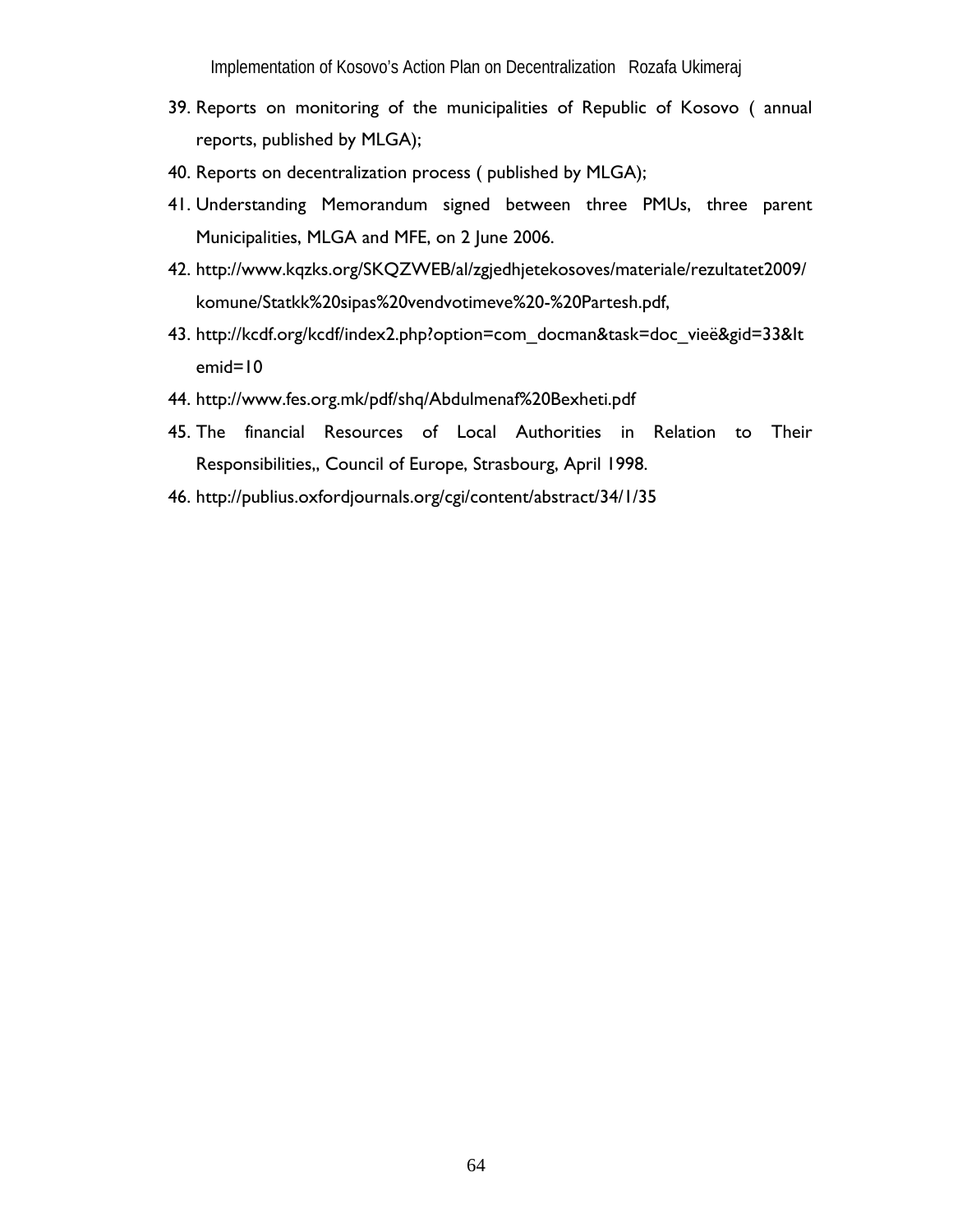39. Reports on monitoring of the municipalities of Republic of Kosovo ( annual reports, published by MLGA);
40. Reports on decentralization process ( published by MLGA);
41. Understanding Memorandum signed between three PMUs, three parent Municipalities, MLGA and MFE, on 2 June 2006.
42. http://www.kqzks.org/SKQZWEB/al/zgjedhjetekosoves/materiale/rezultatet2009/komune/Statkk%20sipas%20vendvotimeve%20-%20Partesh.pdf,
43. http://kcdf.org/kcdf/index2.php?option=com_docman&task=doc_vieë&gid=33&Itemid=10
44. http://www.fes.org.mk/pdf/shq/Abdulmenaf%20Bexheti.pdf
45. The financial Resources of Local Authorities in Relation to Their Responsibilities,, Council of Europe, Strasbourg, April 1998.
46. http://publius.oxfordjournals.org/cgi/content/abstract/34/1/35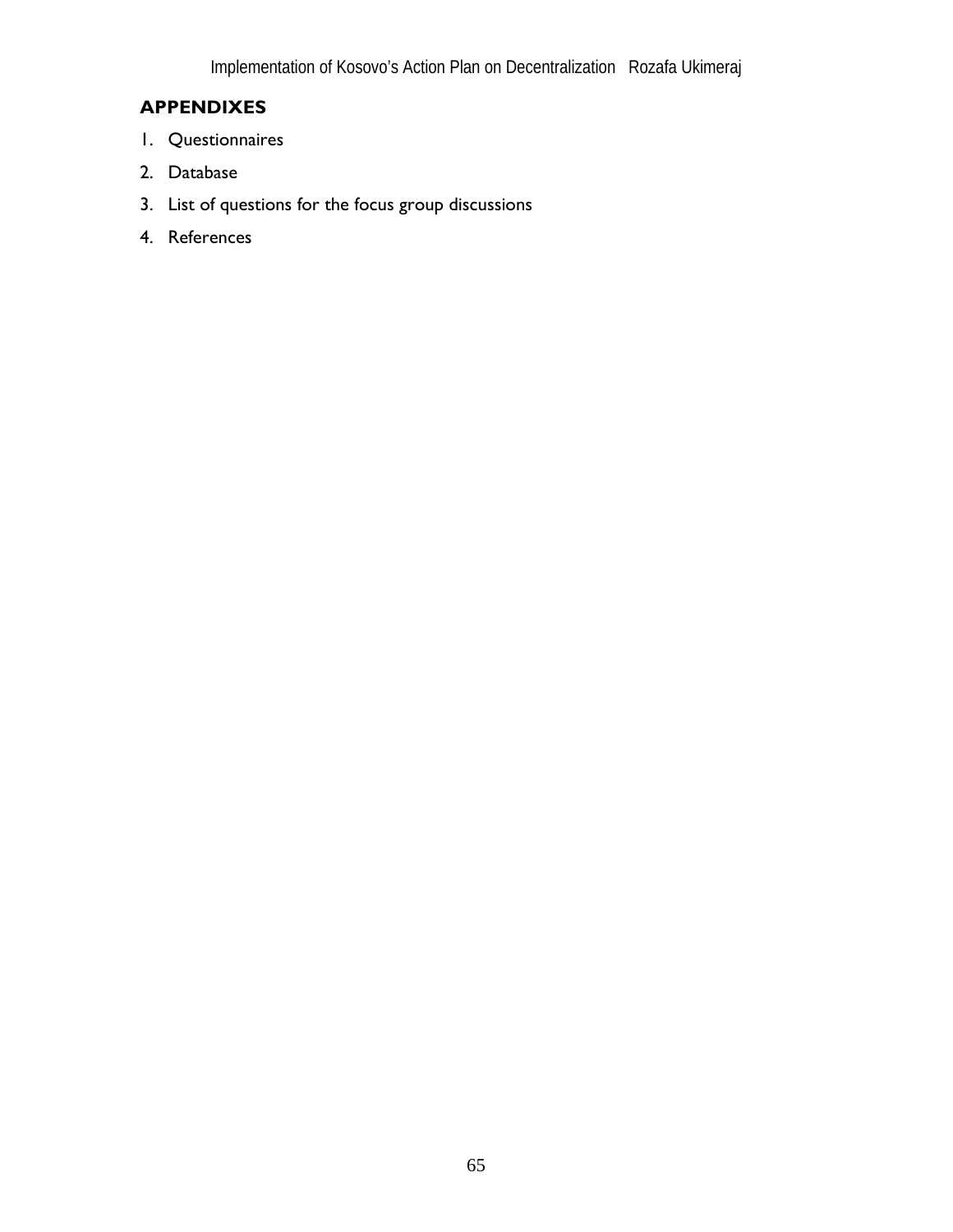## APPENDIXES

1. Questionnaires
2. Database
3. List of questions for the focus group discussions
4. References